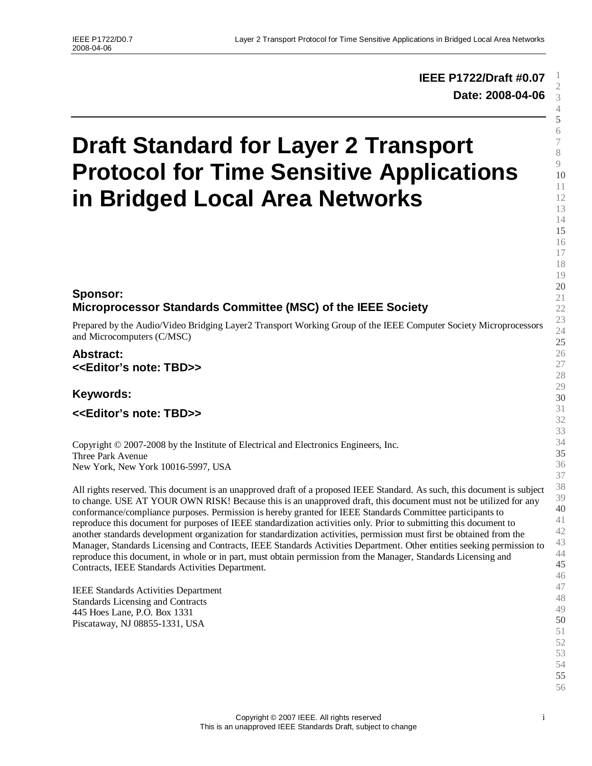**IEEE P1722/Draft #0.07**

**Date: 2008-04-06**

# Draft Standard for Layer 2 Transport Protocol for Time Sensitive Applications in Bridged Local Area Networks

### Sponsor:
### Microprocessor Standards Committee (MSC) of the IEEE Society

Prepared by the Audio/Video Bridging Layer2 Transport Working Group of the IEEE Computer Society Microprocessors and Microcomputers (C/MSC)

### Abstract:
### <<Editor's note: TBD>>

### Keywords:

### <<Editor's note: TBD>>

Copyright © 2007-2008 by the Institute of Electrical and Electronics Engineers, Inc.
Three Park Avenue
New York, New York 10016-5997, USA

All rights reserved. This document is an unapproved draft of a proposed IEEE Standard. As such, this document is subject to change. USE AT YOUR OWN RISK! Because this is an unapproved draft, this document must not be utilized for any conformance/compliance purposes. Permission is hereby granted for IEEE Standards Committee participants to reproduce this document for purposes of IEEE standardization activities only. Prior to submitting this document to another standards development organization for standardization activities, permission must first be obtained from the Manager, Standards Licensing and Contracts, IEEE Standards Activities Department. Other entities seeking permission to reproduce this document, in whole or in part, must obtain permission from the Manager, Standards Licensing and Contracts, IEEE Standards Activities Department.

IEEE Standards Activities Department
Standards Licensing and Contracts
445 Hoes Lane, P.O. Box 1331
Piscataway, NJ 08855-1331, USA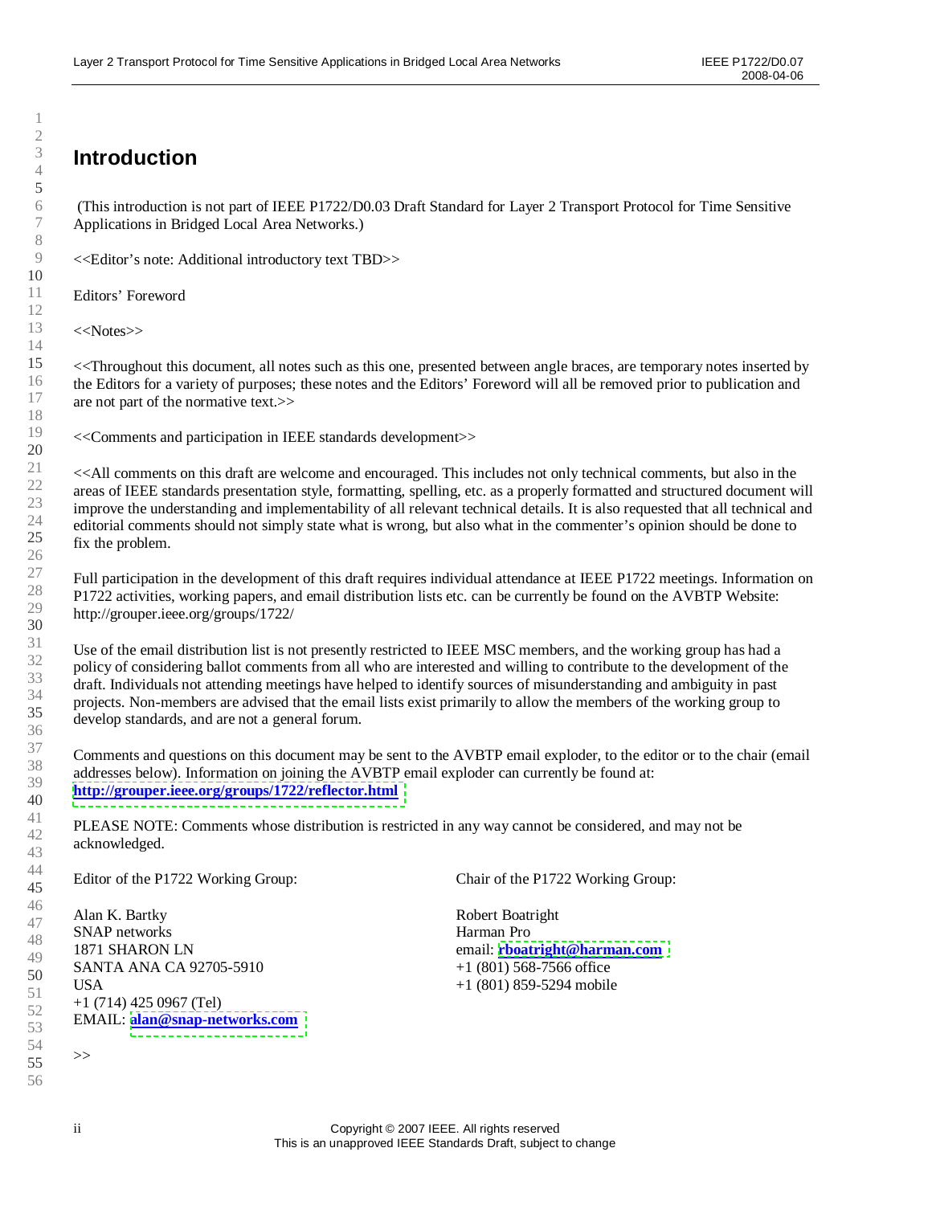# Introduction

(This introduction is not part of IEEE P1722/D0.03 Draft Standard for Layer 2 Transport Protocol for Time Sensitive Applications in Bridged Local Area Networks.)

<<Editor's note: Additional introductory text TBD>>

Editors' Foreword

<<Notes>>

<<Throughout this document, all notes such as this one, presented between angle braces, are temporary notes inserted by the Editors for a variety of purposes; these notes and the Editors' Foreword will all be removed prior to publication and are not part of the normative text.>>

<<Comments and participation in IEEE standards development>>

<<All comments on this draft are welcome and encouraged. This includes not only technical comments, but also in the areas of IEEE standards presentation style, formatting, spelling, etc. as a properly formatted and structured document will improve the understanding and implementability of all relevant technical details. It is also requested that all technical and editorial comments should not simply state what is wrong, but also what in the commenter's opinion should be done to fix the problem.

Full participation in the development of this draft requires individual attendance at IEEE P1722 meetings. Information on P1722 activities, working papers, and email distribution lists etc. can be currently be found on the AVBTP Website: http://grouper.ieee.org/groups/1722/

Use of the email distribution list is not presently restricted to IEEE MSC members, and the working group has had a policy of considering ballot comments from all who are interested and willing to contribute to the development of the draft. Individuals not attending meetings have helped to identify sources of misunderstanding and ambiguity in past projects. Non-members are advised that the email lists exist primarily to allow the members of the working group to develop standards, and are not a general forum.

Comments and questions on this document may be sent to the AVBTP email exploder, to the editor or to the chair (email addresses below). Information on joining the AVBTP email exploder can currently be found at: **http://grouper.ieee.org/groups/1722/reflector.html**

PLEASE NOTE: Comments whose distribution is restricted in any way cannot be considered, and may not be acknowledged.

Editor of the P1722 Working Group:

Alan K. Bartky
SNAP networks
1871 SHARON LN
SANTA ANA CA 92705-5910
USA
+1 (714) 425 0967 (Tel)
EMAIL: **alan@snap-networks.com**

Chair of the P1722 Working Group:

Robert Boatright
Harman Pro
email: **rboatright@harman.com**
+1 (801) 568-7566 office
+1 (801) 859-5294 mobile

>>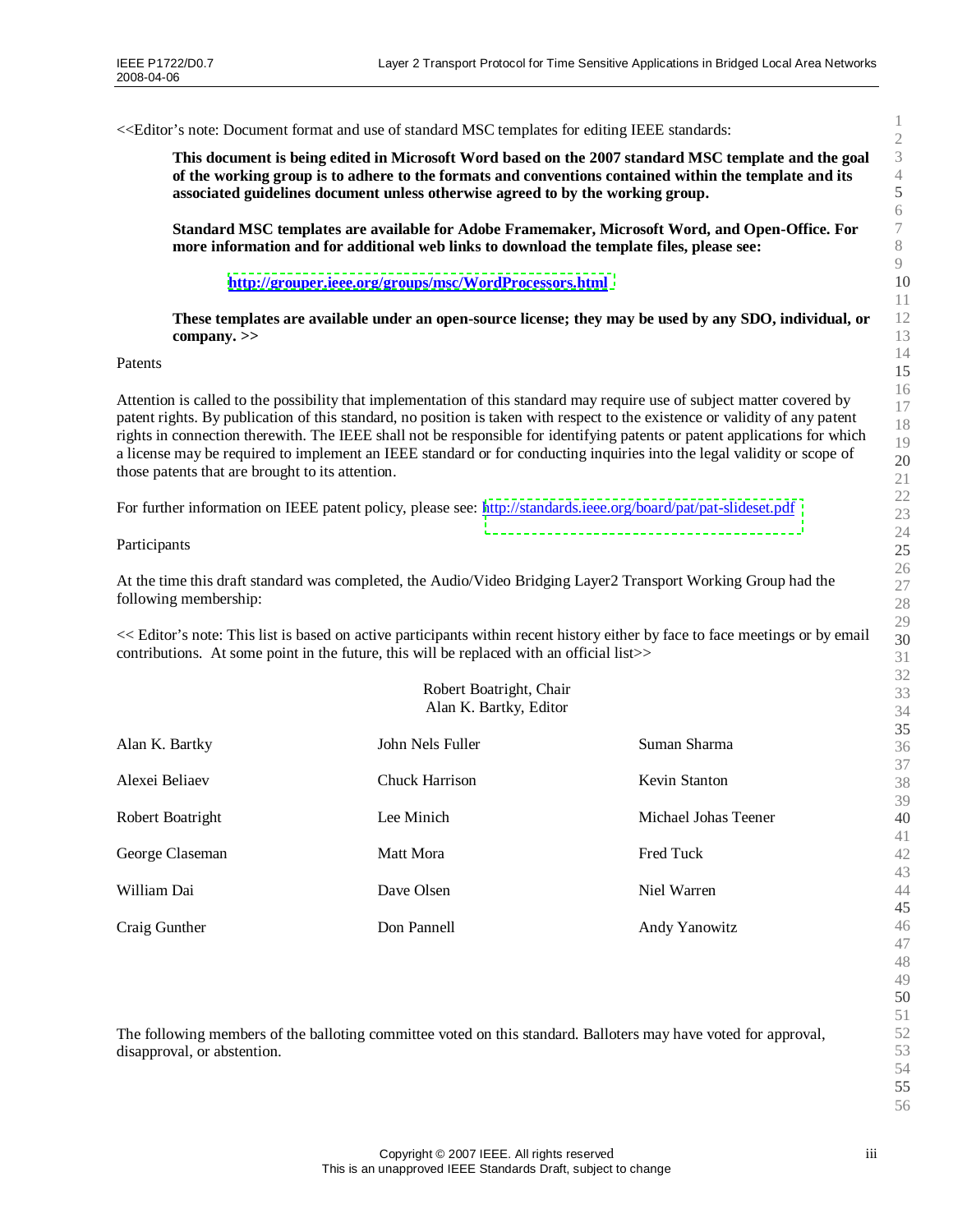<<Editor's note: Document format and use of standard MSC templates for editing IEEE standards:

> **This document is being edited in Microsoft Word based on the 2007 standard MSC template and the goal of the working group is to adhere to the formats and conventions contained within the template and its associated guidelines document unless otherwise agreed to by the working group.**
>
> **Standard MSC templates are available for Adobe Framemaker, Microsoft Word, and Open-Office. For more information and for additional web links to download the template files, please see:**
>
> **http://grouper.ieee.org/groups/msc/WordProcessors.html**
>
> **These templates are available under an open-source license; they may be used by any SDO, individual, or company. >>**

Patents

Attention is called to the possibility that implementation of this standard may require use of subject matter covered by patent rights. By publication of this standard, no position is taken with respect to the existence or validity of any patent rights in connection therewith. The IEEE shall not be responsible for identifying patents or patent applications for which a license may be required to implement an IEEE standard or for conducting inquiries into the legal validity or scope of those patents that are brought to its attention.

For further information on IEEE patent policy, please see: http://standards.ieee.org/board/pat/pat-slideset.pdf

Participants

At the time this draft standard was completed, the Audio/Video Bridging Layer2 Transport Working Group had the following membership:

<< Editor's note: This list is based on active participants within recent history either by face to face meetings or by email contributions. At some point in the future, this will be replaced with an official list>>

Robert Boatright, Chair
Alan K. Bartky, Editor

| | | |
|---|---|---|
| Alan K. Bartky | John Nels Fuller | Suman Sharma |
| Alexei Beliaev | Chuck Harrison | Kevin Stanton |
| Robert Boatright | Lee Minich | Michael Johas Teener |
| George Claseman | Matt Mora | Fred Tuck |
| William Dai | Dave Olsen | Niel Warren |
| Craig Gunther | Don Pannell | Andy Yanowitz |

The following members of the balloting committee voted on this standard. Balloters may have voted for approval, disapproval, or abstention.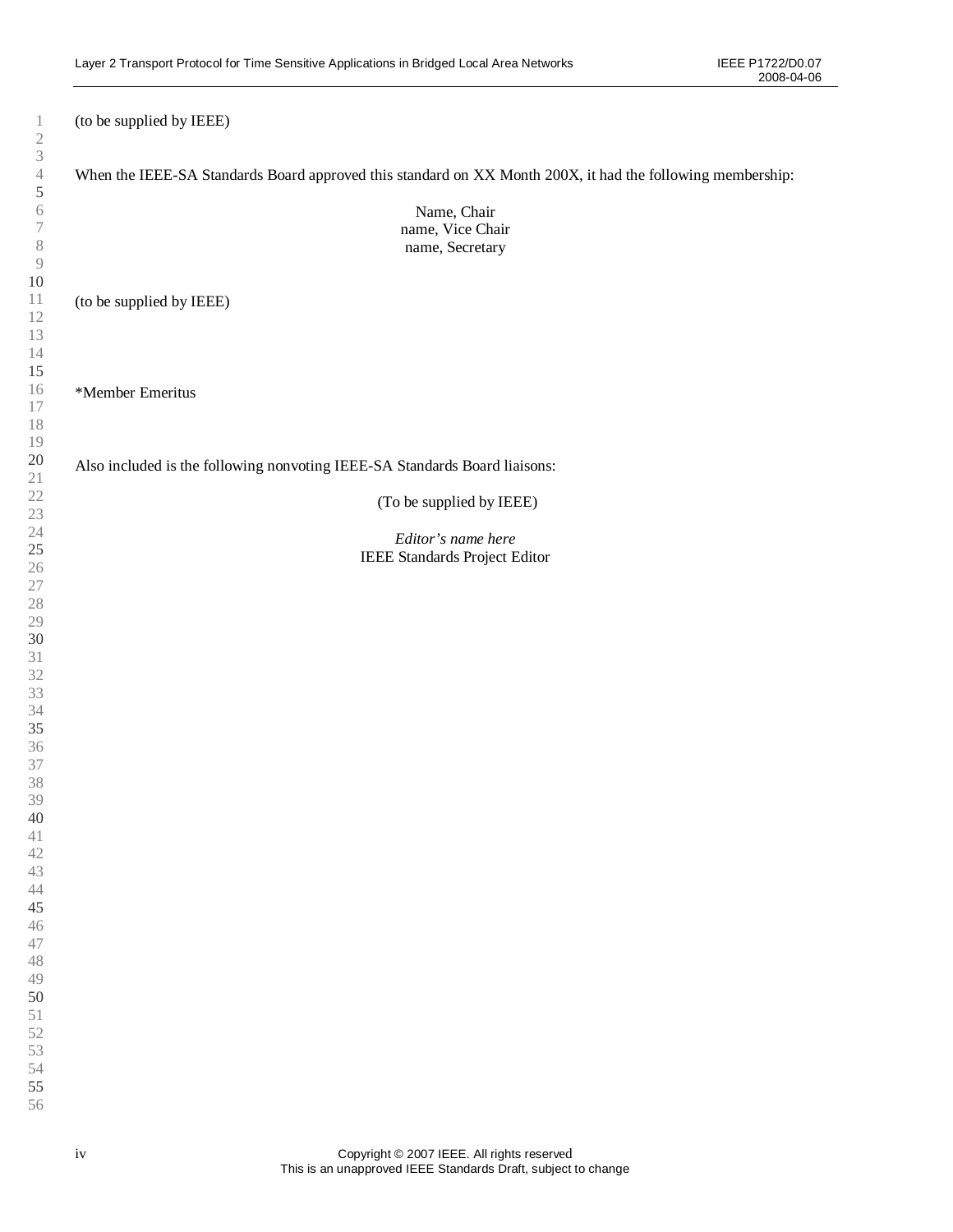(to be supplied by IEEE)

When the IEEE-SA Standards Board approved this standard on XX Month 200X, it had the following membership:

Name, Chair
name, Vice Chair
name, Secretary

(to be supplied by IEEE)

*Member Emeritus

Also included is the following nonvoting IEEE-SA Standards Board liaisons:

(To be supplied by IEEE)

*Editor's name here*
IEEE Standards Project Editor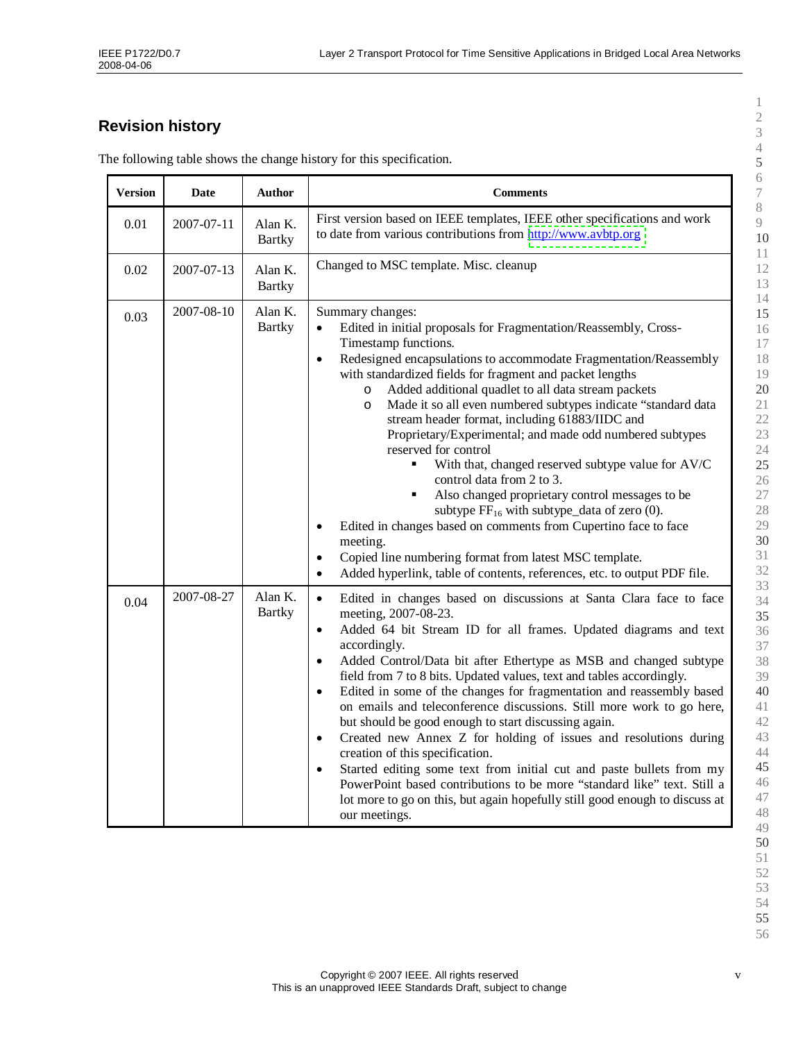## Revision history

The following table shows the change history for this specification.

| Version | Date | Author | Comments |
|---|---|---|---|
| 0.01 | 2007-07-11 | Alan K. Bartky | First version based on IEEE templates, IEEE other specifications and work to date from various contributions from http://www.avbtp.org |
| 0.02 | 2007-07-13 | Alan K. Bartky | Changed to MSC template. Misc. cleanup |
| 0.03 | 2007-08-10 | Alan K. Bartky | Summary changes:<br>• Edited in initial proposals for Fragmentation/Reassembly, Cross-Timestamp functions.<br>• Redesigned encapsulations to accommodate Fragmentation/Reassembly with standardized fields for fragment and packet lengths<br>&nbsp;&nbsp;o Added additional quadlet to all data stream packets<br>&nbsp;&nbsp;o Made it so all even numbered subtypes indicate “standard data stream header format, including 61883/IIDC and Proprietary/Experimental; and made odd numbered subtypes reserved for control<br>&nbsp;&nbsp;&nbsp;&nbsp;▪ With that, changed reserved subtype value for AV/C control data from 2 to 3.<br>&nbsp;&nbsp;&nbsp;&nbsp;▪ Also changed proprietary control messages to be subtype $FF_{16}$ with subtype_data of zero (0).<br>• Edited in changes based on comments from Cupertino face to face meeting.<br>• Copied line numbering format from latest MSC template.<br>• Added hyperlink, table of contents, references, etc. to output PDF file. |
| 0.04 | 2007-08-27 | Alan K. Bartky | • Edited in changes based on discussions at Santa Clara face to face meeting, 2007-08-23.<br>• Added 64 bit Stream ID for all frames. Updated diagrams and text accordingly.<br>• Added Control/Data bit after Ethertype as MSB and changed subtype field from 7 to 8 bits. Updated values, text and tables accordingly.<br>• Edited in some of the changes for fragmentation and reassembly based on emails and teleconference discussions. Still more work to go here, but should be good enough to start discussing again.<br>• Created new Annex Z for holding of issues and resolutions during creation of this specification.<br>• Started editing some text from initial cut and paste bullets from my PowerPoint based contributions to be more “standard like” text. Still a lot more to go on this, but again hopefully still good enough to discuss at our meetings. |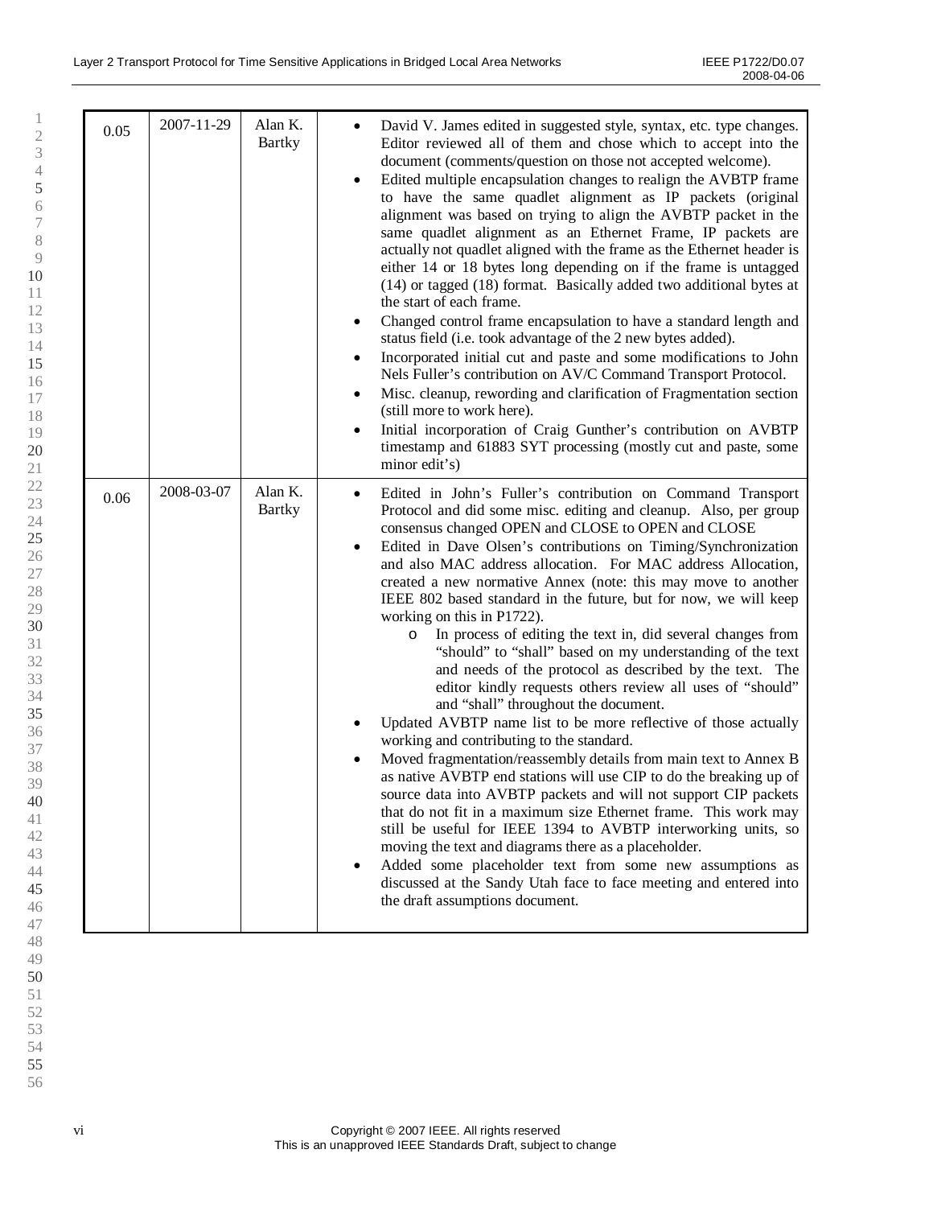| | | | |
|---|---|---|---|
| 0.05 | 2007-11-29 | Alan K. Bartky | • David V. James edited in suggested style, syntax, etc. type changes. Editor reviewed all of them and chose which to accept into the document (comments/question on those not accepted welcome).<br>• Edited multiple encapsulation changes to realign the AVBTP frame to have the same quadlet alignment as IP packets (original alignment was based on trying to align the AVBTP packet in the same quadlet alignment as an Ethernet Frame, IP packets are actually not quadlet aligned with the frame as the Ethernet header is either 14 or 18 bytes long depending on if the frame is untagged (14) or tagged (18) format. Basically added two additional bytes at the start of each frame.<br>• Changed control frame encapsulation to have a standard length and status field (i.e. took advantage of the 2 new bytes added).<br>• Incorporated initial cut and paste and some modifications to John Nels Fuller's contribution on AV/C Command Transport Protocol.<br>• Misc. cleanup, rewording and clarification of Fragmentation section (still more to work here).<br>• Initial incorporation of Craig Gunther's contribution on AVBTP timestamp and 61883 SYT processing (mostly cut and paste, some minor edit's) |
| 0.06 | 2008-03-07 | Alan K. Bartky | • Edited in John's Fuller's contribution on Command Transport Protocol and did some misc. editing and cleanup. Also, per group consensus changed OPEN and CLOSE to OPEN and CLOSE<br>• Edited in Dave Olsen's contributions on Timing/Synchronization and also MAC address allocation. For MAC address Allocation, created a new normative Annex (note: this may move to another IEEE 802 based standard in the future, but for now, we will keep working on this in P1722).<br>&nbsp;&nbsp;&nbsp;&nbsp;o In process of editing the text in, did several changes from "should" to "shall" based on my understanding of the text and needs of the protocol as described by the text. The editor kindly requests others review all uses of "should" and "shall" throughout the document.<br>• Updated AVBTP name list to be more reflective of those actually working and contributing to the standard.<br>• Moved fragmentation/reassembly details from main text to Annex B as native AVBTP end stations will use CIP to do the breaking up of source data into AVBTP packets and will not support CIP packets that do not fit in a maximum size Ethernet frame. This work may still be useful for IEEE 1394 to AVBTP interworking units, so moving the text and diagrams there as a placeholder.<br>• Added some placeholder text from some new assumptions as discussed at the Sandy Utah face to face meeting and entered into the draft assumptions document. |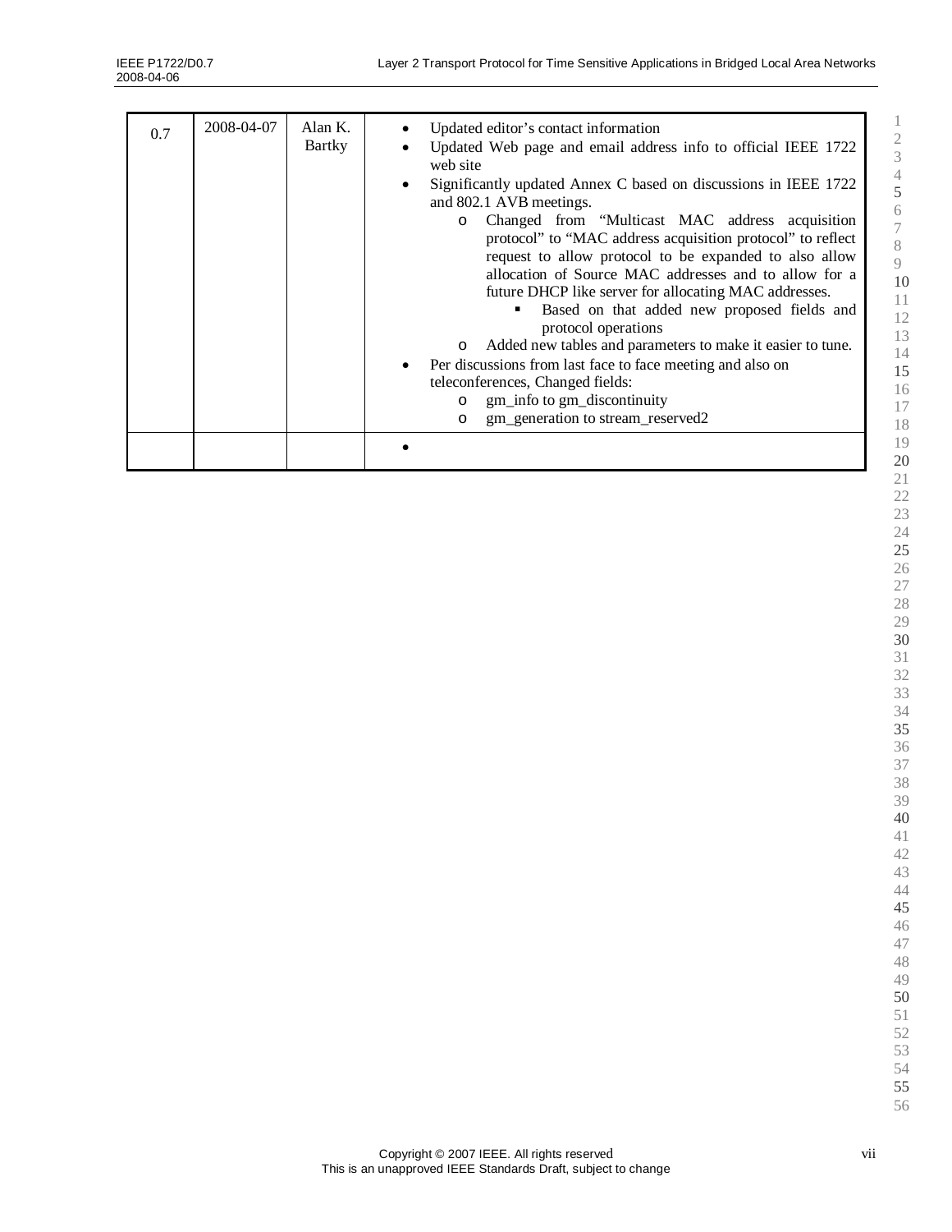| | | | |
|---|---|---|---|
| 0.7 | 2008-04-07 | Alan K. Bartky | • Updated editor's contact information<br>• Updated Web page and email address info to official IEEE 1722 web site<br>• Significantly updated Annex C based on discussions in IEEE 1722 and 802.1 AVB meetings.<br>&nbsp;&nbsp;&nbsp;&nbsp;o Changed from "Multicast MAC address acquisition protocol" to "MAC address acquisition protocol" to reflect request to allow protocol to be expanded to also allow allocation of Source MAC addresses and to allow for a future DHCP like server for allocating MAC addresses.<br>&nbsp;&nbsp;&nbsp;&nbsp;&nbsp;&nbsp;&nbsp;&nbsp;▪ Based on that added new proposed fields and protocol operations<br>&nbsp;&nbsp;&nbsp;&nbsp;o Added new tables and parameters to make it easier to tune.<br>• Per discussions from last face to face meeting and also on teleconferences, Changed fields:<br>&nbsp;&nbsp;&nbsp;&nbsp;o gm_info to gm_discontinuity<br>&nbsp;&nbsp;&nbsp;&nbsp;o gm_generation to stream_reserved2 |
| | | | • |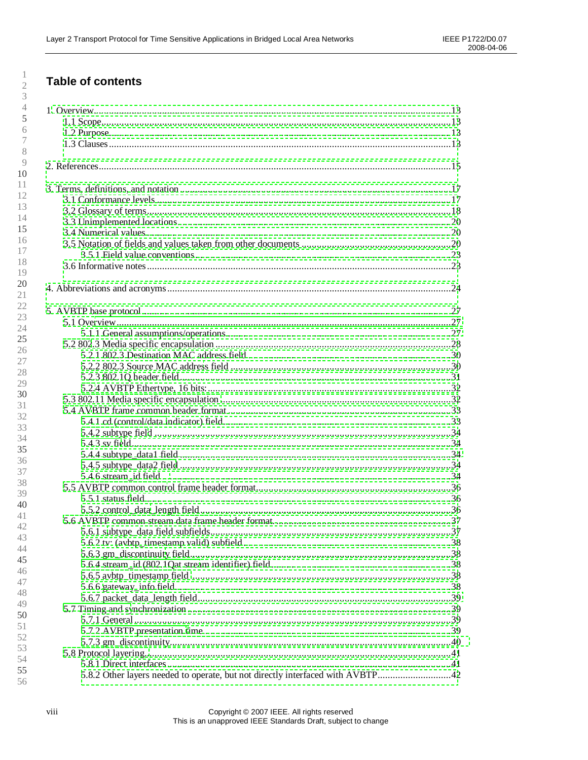# Table of contents

1. Overview.......................................................................................................................................13
    - 1.1 Scope...................................................................................................................................13
    - 1.2 Purpose...............................................................................................................................13
    - 1.3 Clauses...............................................................................................................................13

2. References...................................................................................................................................15

3. Terms, definitions, and notation ..................................................................................................17
    - 3.1 Conformance levels ...........................................................................................................17
    - 3.2 Glossary of terms...............................................................................................................18
    - 3.3 Unimplemented locations ..................................................................................................20
    - 3.4 Numerical values................................................................................................................20
    - 3.5 Notation of fields and values taken from other documents ...............................................20
        - 3.5.1 Field value conventions.............................................................................................23
    - 3.6 Informative notes ...............................................................................................................23

4. Abbreviations and acronyms........................................................................................................24

5. AVBTP base protocol ..................................................................................................................27
    - 5.1 Overview............................................................................................................................27
        - 5.1.1 General assumptions/operations...............................................................................27
    - 5.2 802.3 Media specific encapsulation ...................................................................................28
        - 5.2.1 802.3 Destination MAC address field......................................................................30
        - 5.2.2 802.3 Source MAC address field .............................................................................30
        - 5.2.3 802.1Q header field...................................................................................................31
        - 5.2.4 AVBTP Ethertype, 16 bits: .......................................................................................32
    - 5.3 802.11 Media specific encapsulation .................................................................................32
    - 5.4 AVBTP frame common header format...............................................................................33
        - 5.4.1 cd (control/data indicator) field................................................................................33
        - 5.4.2 subtype field .............................................................................................................34
        - 5.4.3 sv field.......................................................................................................................34
        - 5.4.4 subtype_data1 field ..................................................................................................34
        - 5.4.5 subtype_data2 field ..................................................................................................34
        - 5.4.6 stream_id field .........................................................................................................34
    - 5.5 AVBTP common control frame header format..................................................................36
        - 5.5.1 status field................................................................................................................36
        - 5.5.2 control_data_length field..........................................................................................36
    - 5.6 AVBTP common stream data frame header format...........................................................37
        - 5.6.1 subtype_data field subfields......................................................................................37
        - 5.6.2 tv: (avbtp_timestamp valid) subfield........................................................................38
        - 5.6.3 gm_discontinuity field...............................................................................................38
        - 5.6.4 stream_id (802.1Qat stream identifier) field.............................................................38
        - 5.6.5 avbtp_timestamp field ..............................................................................................38
        - 5.6.6 gateway_info field.....................................................................................................38
        - 5.6.7 packet_data_length field...........................................................................................39
    - 5.7 Timing and synchronization ...............................................................................................39
        - 5.7.1 General .....................................................................................................................39
        - 5.7.2 AVBTP presentation time.........................................................................................39
        - 5.7.3 gm_discontinuity.......................................................................................................40
    - 5.8 Protocol layering................................................................................................................41
        - 5.8.1 Direct interfaces .......................................................................................................41
        - 5.8.2 Other layers needed to operate, but not directly interfaced with AVBTP.................42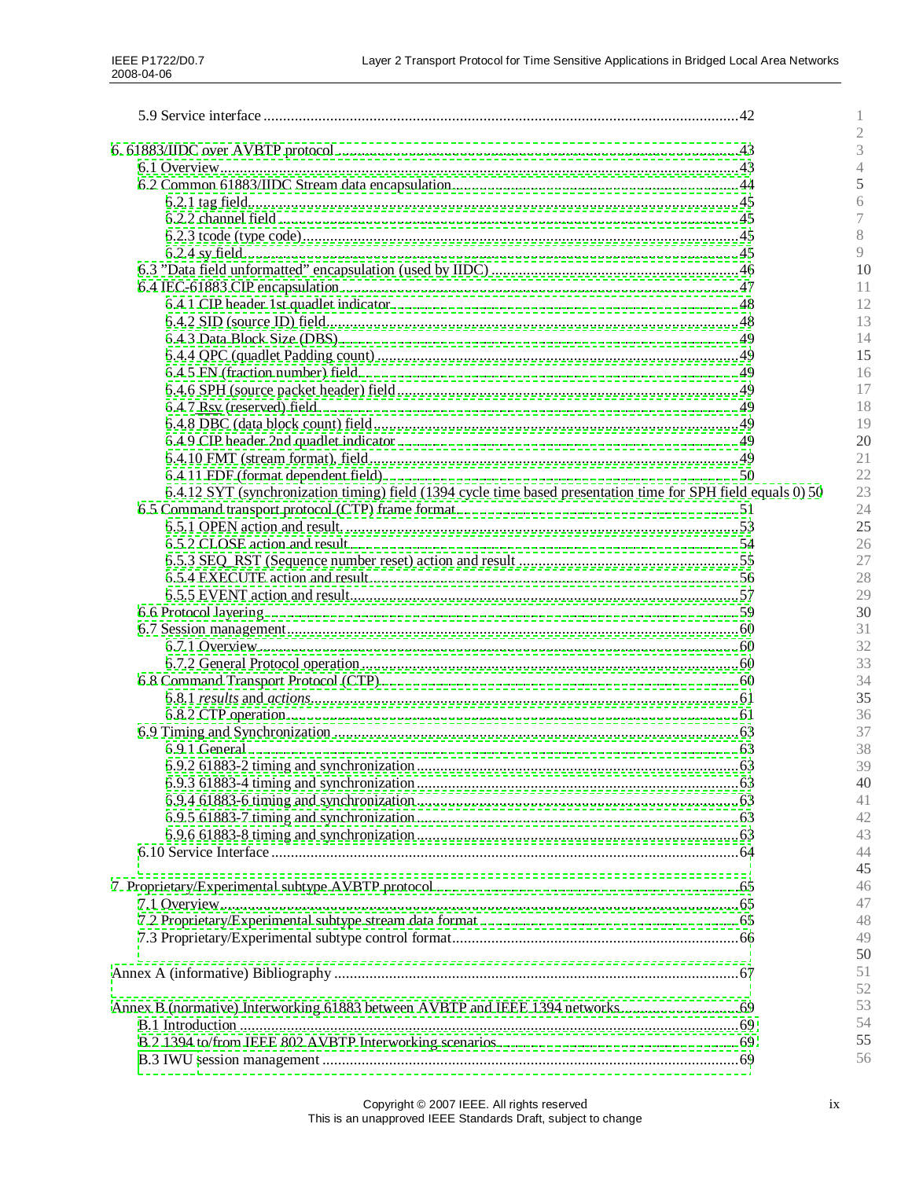5.9 Service interface ........................................................................................................................42

6. 61883/IIDC over AVBTP protocol .....................................................................................................43

6.1 Overview.................................................................................................................................43

6.2 Common 61883/IIDC Stream data encapsulation..................................................................44

6.2.1 tag field............................................................................................................................45

6.2.2 channel field ....................................................................................................................45

6.2.3 tcode (type code).............................................................................................................45

6.2.4 sy field.............................................................................................................................45

6.3 "Data field unformatted" encapsulation (used by IIDC) ........................................................46

6.4 IEC-61883 CIP encapsulation...............................................................................................47

6.4.1 CIP header 1st quadlet indicator......................................................................................48

6.4.2 SID (source ID) field.......................................................................................................48

6.4.3 Data Block Size (DBS)....................................................................................................49

6.4.4 QPC (quadlet Padding count)..........................................................................................49

6.4.5 FN (fraction number) field..............................................................................................49

6.4.6 SPH (source packet header) field ....................................................................................49

6.4.7 Rsv (reserved) field.........................................................................................................49

6.4.8 DBC (data block count) field..........................................................................................49

6.4.9 CIP header 2nd quadlet indicator ....................................................................................49

6.4.10 FMT (stream format) field.............................................................................................49

6.4.11 FDF (format dependent field).........................................................................................50

6.4.12 SYT (synchronization timing) field (1394 cycle time based presentation time for SPH field equals 0) 50

6.5 Command transport protocol (CTP) frame format..................................................................51

6.5.1 OPEN action and result...................................................................................................53

6.5.2 CLOSE action and result.................................................................................................54

6.5.3 SEQ_RST (Sequence number reset) action and result ....................................................55

6.5.4 EXECUTE action and result............................................................................................56

6.5.5 EVENT action and result.................................................................................................57

6.6 Protocol layering.....................................................................................................................59

6.7 Session management...............................................................................................................60

6.7.1 Overview..........................................................................................................................60

6.7.2 General Protocol operation..............................................................................................60

6.8 Command Transport Protocol (CTP).....................................................................................60

6.8.1 *results* and *actions*.............................................................................................................61

6.8.2 CTP operation..................................................................................................................61

6.9 Timing and Synchronization ...................................................................................................63

6.9.1 General ............................................................................................................................63

6.9.2 61883-2 timing and synchronization................................................................................63

6.9.3 61883-4 timing and synchronization................................................................................63

6.9.4 61883-6 timing and synchronization................................................................................63

6.9.5 61883-7 timing and synchronization................................................................................63

6.9.6 61883-8 timing and synchronization................................................................................63

6.10 Service Interface ..................................................................................................................64

7. Proprietary/Experimental subtype AVBTP protocol ..........................................................................65

7.1 Overview.................................................................................................................................65

7.2 Proprietary/Experimental subtype stream data format ...........................................................65

7.3 Proprietary/Experimental subtype control format...................................................................66

Annex A (informative) Bibliography ....................................................................................................67

Annex B (normative) Interworking 61883 between AVBTP and IEEE 1394 networks........................69

B.1 Introduction ............................................................................................................................69

B.2 1394 to/from IEEE 802 AVBTP Interworking scenarios.......................................................69

B.3 IWU session management .....................................................................................................69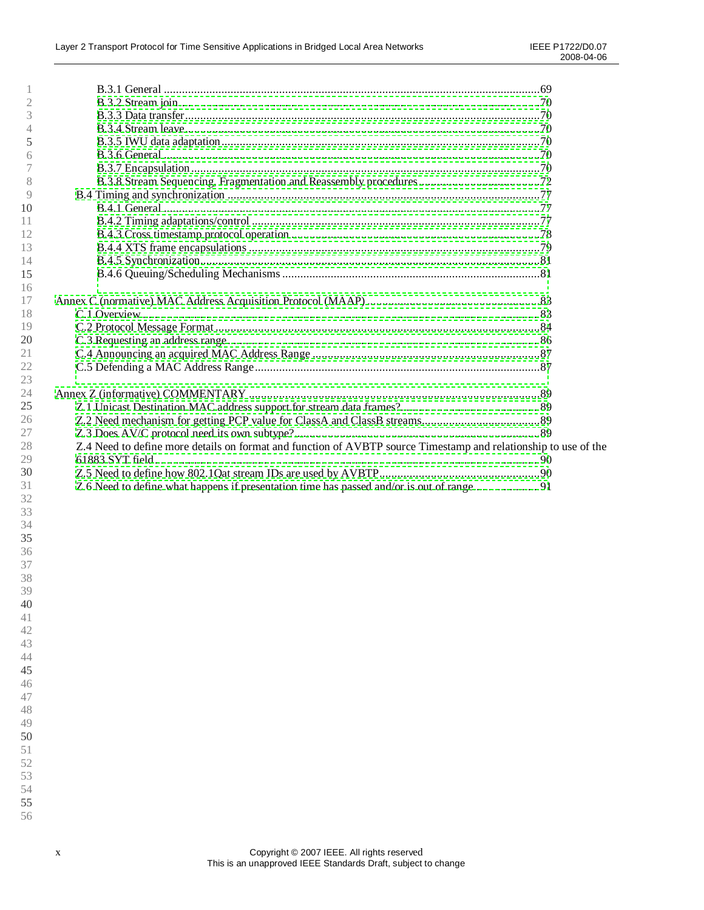B.3.1 General ....................................................................................................................69
B.3.2 Stream join.................................................................................................................70
B.3.3 Data transfer...............................................................................................................70
B.3.4 Stream leave...............................................................................................................70
B.3.5 IWU data adaptation....................................................................................................70
B.3.6 General.......................................................................................................................70
B.3.7 Encapsulation .............................................................................................................70
B.3.8 Stream Sequencing, Fragmentation and Reassembly procedures ..................................72
B.4 Timing and synchronization ..................................................................................................77
B.4.1 General.......................................................................................................................77
B.4.2 Timing adaptations/control ..........................................................................................77
B.4.3 Cross timestamp protocol operation ............................................................................78
B.4.4 XTS frame encapsulations ..........................................................................................79
B.4.5 Synchronization..........................................................................................................81
B.4.6 Queuing/Scheduling Mechanisms ................................................................................81

Annex C (normative) MAC Address Acquisition Protocol (MAAP)..................................................83
C.1 Overview...............................................................................................................................83
C.2 Protocol Message Format ......................................................................................................84
C.3 Requesting an address range..................................................................................................86
C.4 Announcing an acquired MAC Address Range .......................................................................87
C.5 Defending a MAC Address Range..........................................................................................87

Annex Z (informative) COMMENTARY .........................................................................................89
Z.1 Unicast Destination MAC address support for stream data frames?..........................................89
Z.2 Need mechanism for getting PCP value for ClassA and ClassB streams.....................................89
Z.3 Does AV/C protocol need its own subtype?..............................................................................89
Z.4 Need to define more details on format and function of AVBTP source Timestamp and relationship to use of the 61883 SYT field.......................................................................................................90
Z.5 Need to define how 802.1Qat stream IDs are used by AVBTP..................................................90
Z.6 Need to define what happens if presentation time has passed and/or is out of range ................91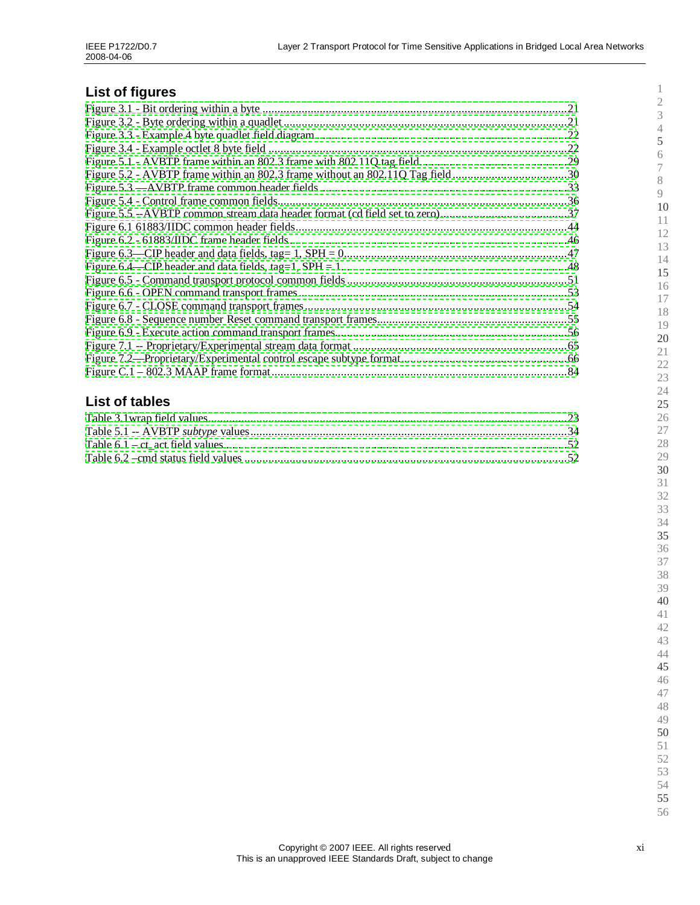## List of figures

Figure 3.1 - Bit ordering within a byte ............................................................................................21
Figure 3.2 - Byte ordering within a quadlet.......................................................................................21
Figure 3.3 - Example 4 byte quadlet field diagram...........................................................................22
Figure 3.4 - Example octlet 8 byte field ............................................................................................22
Figure 5.1 - AVBTP frame within an 802.3 frame with 802.11Q tag field.......................................29
Figure 5.2 - AVBTP frame within an 802.3 frame without an 802.11Q Tag field.............................30
Figure 5.3 —AVBTP frame common header fields..........................................................................33
Figure 5.4 - Control frame common fields........................................................................................36
Figure 5.5 --AVBTP common stream data header format (cd field set to zero)................................37
Figure 6.1 61883/IIDC common header fields...................................................................................44
Figure 6.2 - 61883/IIDC frame header fields......................................................................................46
Figure 6.3—CIP header and data fields, tag= 1, SPH = 0..................................................................47
Figure 6.4—CIP header and data fields, tag=1, SPH = 1....................................................................48
Figure 6.5 - Command transport protocol common fields .................................................................51
Figure 6.6 - OPEN command transport frames..................................................................................53
Figure 6.7 - CLOSE command transport frames................................................................................54
Figure 6.8 - Sequence number Reset command transport frames......................................................55
Figure 6.9 - Execute action command transport frames.....................................................................56
Figure 7.1 -- Proprietary/Experimental stream data format ................................................................65
Figure 7.2—Proprietary/Experimental control escape subtype format...............................................66
Figure C.1 – 802.3 MAAP frame format............................................................................................84

## List of tables

Table 3.1wrap field values...................................................................................................................23
Table 5.1 -- AVBTP *subtype* values .................................................................................................34
Table 6.1 – ct_act field values.............................................................................................................52
Table 6.2 –cmd status field values .....................................................................................................52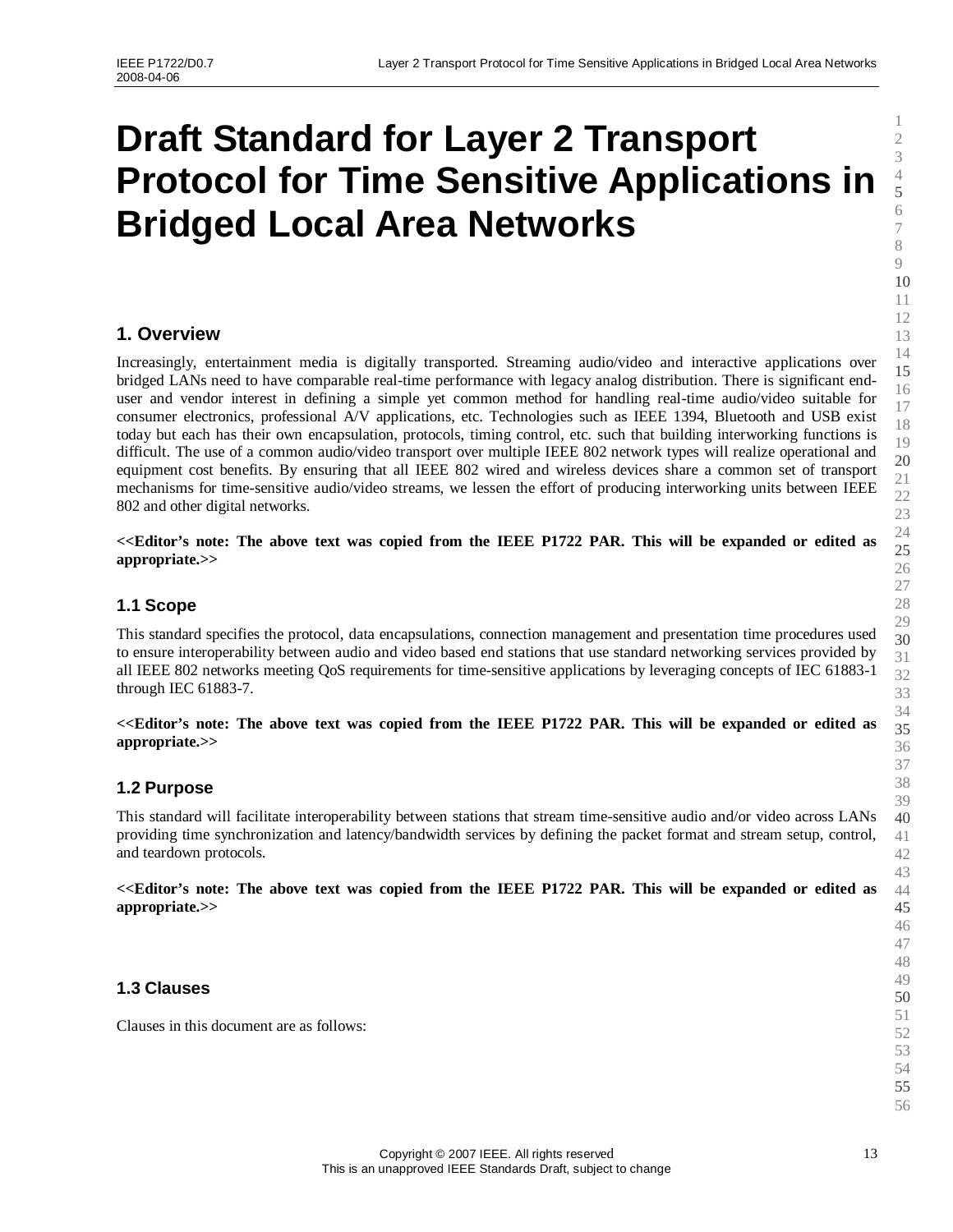# Draft Standard for Layer 2 Transport Protocol for Time Sensitive Applications in Bridged Local Area Networks

## 1. Overview

Increasingly, entertainment media is digitally transported. Streaming audio/video and interactive applications over bridged LANs need to have comparable real-time performance with legacy analog distribution. There is significant end-user and vendor interest in defining a simple yet common method for handling real-time audio/video suitable for consumer electronics, professional A/V applications, etc. Technologies such as IEEE 1394, Bluetooth and USB exist today but each has their own encapsulation, protocols, timing control, etc. such that building interworking functions is difficult. The use of a common audio/video transport over multiple IEEE 802 network types will realize operational and equipment cost benefits. By ensuring that all IEEE 802 wired and wireless devices share a common set of transport mechanisms for time-sensitive audio/video streams, we lessen the effort of producing interworking units between IEEE 802 and other digital networks.

**<<Editor's note: The above text was copied from the IEEE P1722 PAR. This will be expanded or edited as appropriate.>>**

### 1.1 Scope

This standard specifies the protocol, data encapsulations, connection management and presentation time procedures used to ensure interoperability between audio and video based end stations that use standard networking services provided by all IEEE 802 networks meeting QoS requirements for time-sensitive applications by leveraging concepts of IEC 61883-1 through IEC 61883-7.

**<<Editor's note: The above text was copied from the IEEE P1722 PAR. This will be expanded or edited as appropriate.>>**

### 1.2 Purpose

This standard will facilitate interoperability between stations that stream time-sensitive audio and/or video across LANs providing time synchronization and latency/bandwidth services by defining the packet format and stream setup, control, and teardown protocols.

**<<Editor's note: The above text was copied from the IEEE P1722 PAR. This will be expanded or edited as appropriate.>>**

### 1.3 Clauses

Clauses in this document are as follows: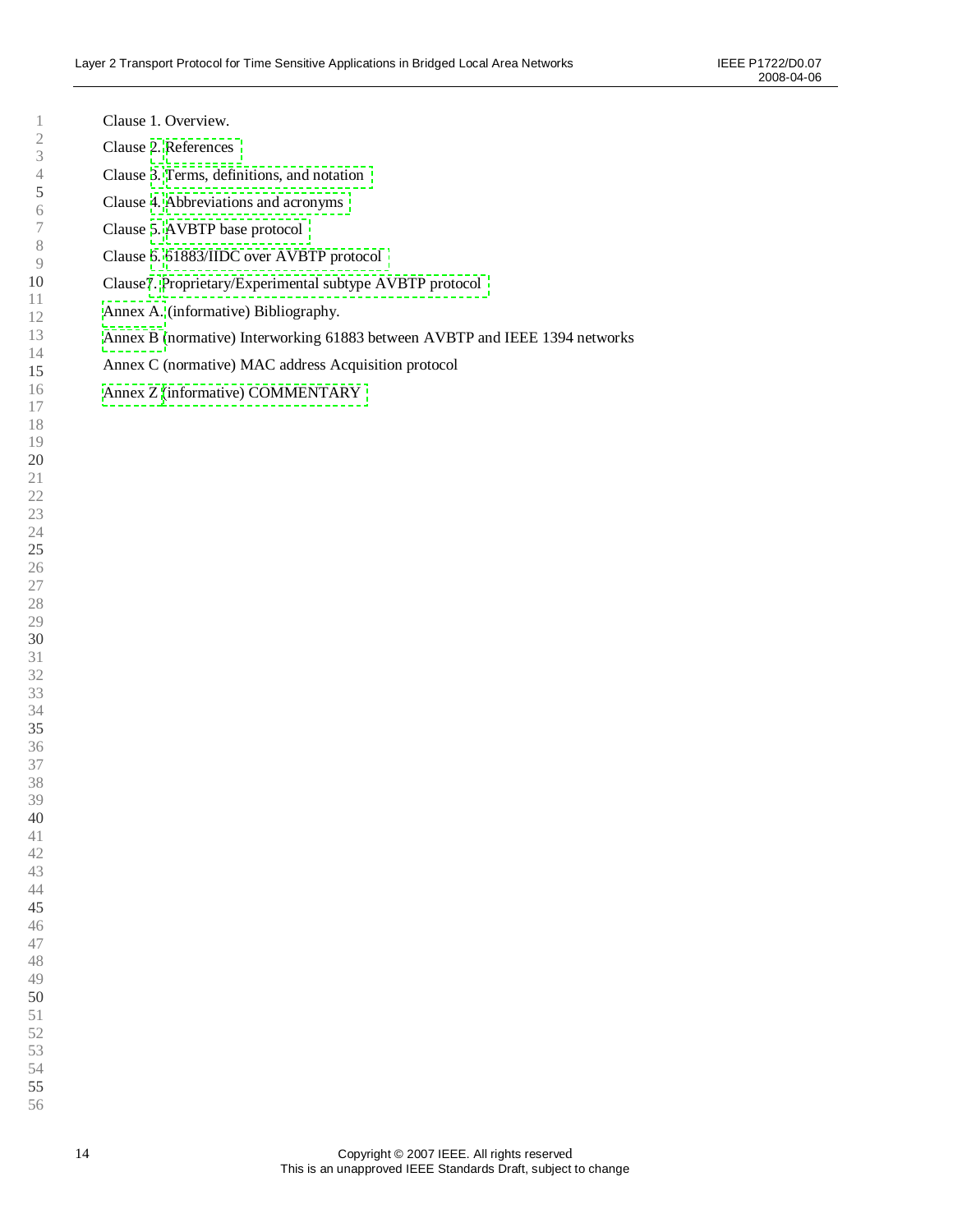Clause 1. Overview.

Clause 2. References

Clause 3. Terms, definitions, and notation

Clause 4. Abbreviations and acronyms

Clause 5. AVBTP base protocol

Clause 6. 61883/IIDC over AVBTP protocol

Clause7. Proprietary/Experimental subtype AVBTP protocol

Annex A. (informative) Bibliography.

Annex B (normative) Interworking 61883 between AVBTP and IEEE 1394 networks

Annex C (normative) MAC address Acquisition protocol

Annex Z (informative) COMMENTARY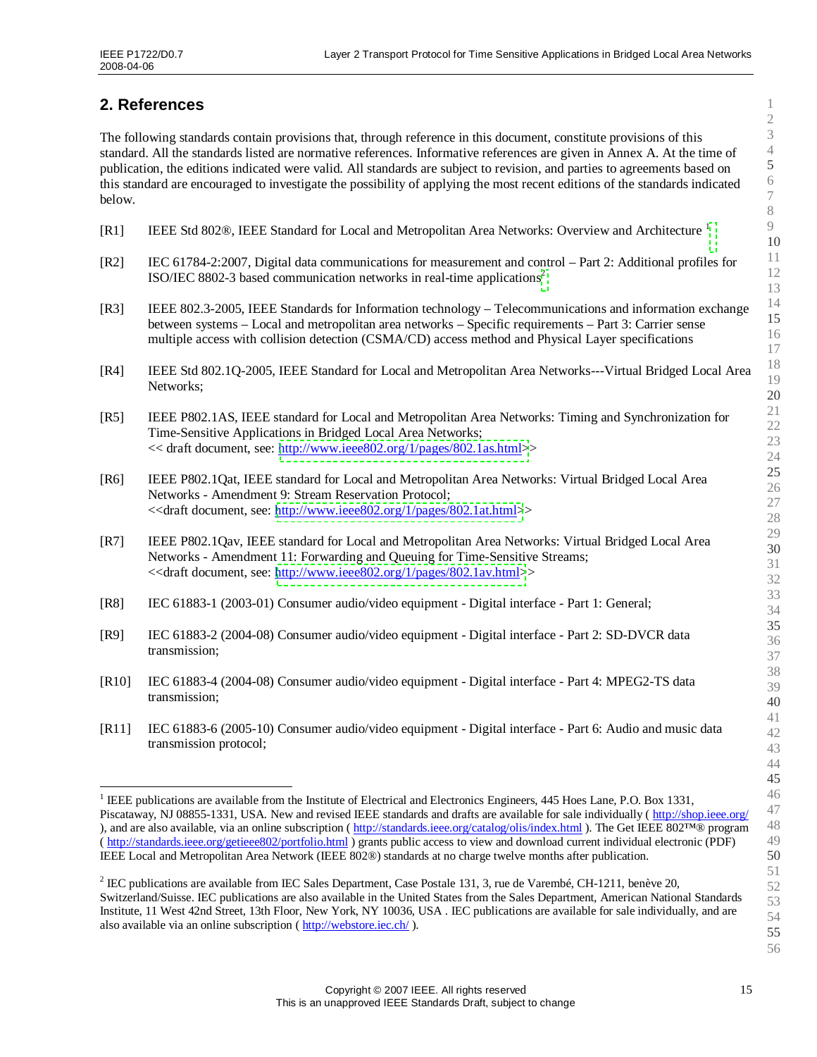# 2. References

The following standards contain provisions that, through reference in this document, constitute provisions of this standard. All the standards listed are normative references. Informative references are given in Annex A. At the time of publication, the editions indicated were valid. All standards are subject to revision, and parties to agreements based on this standard are encouraged to investigate the possibility of applying the most recent editions of the standards indicated below.

[R1] IEEE Std 802®, IEEE Standard for Local and Metropolitan Area Networks: Overview and Architecture [1]

[R2] IEC 61784-2:2007, Digital data communications for measurement and control – Part 2: Additional profiles for ISO/IEC 8802-3 based communication networks in real-time applications[2]

[R3] IEEE 802.3-2005, IEEE Standards for Information technology – Telecommunications and information exchange between systems – Local and metropolitan area networks – Specific requirements – Part 3: Carrier sense multiple access with collision detection (CSMA/CD) access method and Physical Layer specifications

[R4] IEEE Std 802.1Q-2005, IEEE Standard for Local and Metropolitan Area Networks---Virtual Bridged Local Area Networks;

[R5] IEEE P802.1AS, IEEE standard for Local and Metropolitan Area Networks: Timing and Synchronization for Time-Sensitive Applications in Bridged Local Area Networks;
<< draft document, see: http://www.ieee802.org/1/pages/802.1as.html>>

[R6] IEEE P802.1Qat, IEEE standard for Local and Metropolitan Area Networks: Virtual Bridged Local Area Networks - Amendment 9: Stream Reservation Protocol;
<<draft document, see: http://www.ieee802.org/1/pages/802.1at.html>>

[R7] IEEE P802.1Qav, IEEE standard for Local and Metropolitan Area Networks: Virtual Bridged Local Area Networks - Amendment 11: Forwarding and Queuing for Time-Sensitive Streams;
<<draft document, see: http://www.ieee802.org/1/pages/802.1av.html>>

[R8] IEC 61883-1 (2003-01) Consumer audio/video equipment - Digital interface - Part 1: General;

[R9] IEC 61883-2 (2004-08) Consumer audio/video equipment - Digital interface - Part 2: SD-DVCR data transmission;

[R10] IEC 61883-4 (2004-08) Consumer audio/video equipment - Digital interface - Part 4: MPEG2-TS data transmission;

[R11] IEC 61883-6 (2005-10) Consumer audio/video equipment - Digital interface - Part 6: Audio and music data transmission protocol;

---

[1] IEEE publications are available from the Institute of Electrical and Electronics Engineers, 445 Hoes Lane, P.O. Box 1331, Piscataway, NJ 08855-1331, USA. New and revised IEEE standards and drafts are available for sale individually ( http://shop.ieee.org/ ), and are also available, via an online subscription ( http://standards.ieee.org/catalog/olis/index.html ). The Get IEEE 802™® program ( http://standards.ieee.org/getieee802/portfolio.html ) grants public access to view and download current individual electronic (PDF) IEEE Local and Metropolitan Area Network (IEEE 802®) standards at no charge twelve months after publication.

[2] IEC publications are available from IEC Sales Department, Case Postale 131, 3, rue de Varembé, CH-1211, benève 20, Switzerland/Suisse. IEC publications are also available in the United States from the Sales Department, American National Standards Institute, 11 West 42nd Street, 13th Floor, New York, NY 10036, USA . IEC publications are available for sale individually, and are also available via an online subscription ( http://webstore.iec.ch/ ).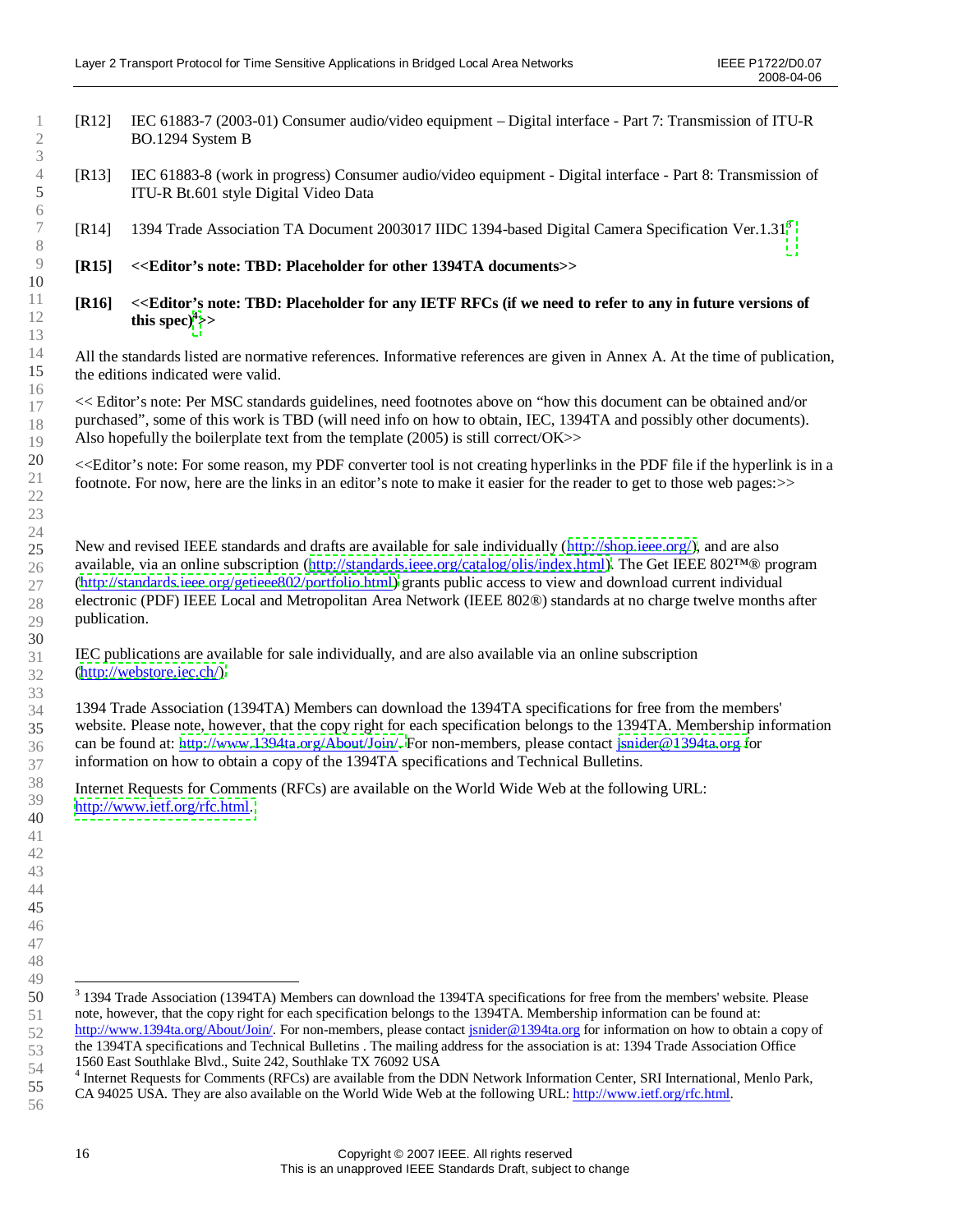[R12] IEC 61883-7 (2003-01) Consumer audio/video equipment – Digital interface - Part 7: Transmission of ITU-R BO.1294 System B

[R13] IEC 61883-8 (work in progress) Consumer audio/video equipment - Digital interface - Part 8: Transmission of ITU-R Bt.601 style Digital Video Data

[R14] 1394 Trade Association TA Document 2003017 IIDC 1394-based Digital Camera Specification Ver.1.31[3]

**[R15] <<Editor's note: TBD: Placeholder for other 1394TA documents>>**

**[R16] <<Editor's note: TBD: Placeholder for any IETF RFCs (if we need to refer to any in future versions of this spec)[4]>>**

All the standards listed are normative references. Informative references are given in Annex A. At the time of publication, the editions indicated were valid.

<< Editor's note: Per MSC standards guidelines, need footnotes above on "how this document can be obtained and/or purchased", some of this work is TBD (will need info on how to obtain, IEC, 1394TA and possibly other documents). Also hopefully the boilerplate text from the template (2005) is still correct/OK>>

<<Editor's note: For some reason, my PDF converter tool is not creating hyperlinks in the PDF file if the hyperlink is in a footnote. For now, here are the links in an editor's note to make it easier for the reader to get to those web pages:>>

New and revised IEEE standards and drafts are available for sale individually (http://shop.ieee.org/), and are also available, via an online subscription (http://standards.ieee.org/catalog/olis/index.html). The Get IEEE 802™® program (http://standards.ieee.org/getieee802/portfolio.html) grants public access to view and download current individual electronic (PDF) IEEE Local and Metropolitan Area Network (IEEE 802®) standards at no charge twelve months after publication.

IEC publications are available for sale individually, and are also available via an online subscription (http://webstore.iec.ch/).

1394 Trade Association (1394TA) Members can download the 1394TA specifications for free from the members' website. Please note, however, that the copy right for each specification belongs to the 1394TA. Membership information can be found at: http://www.1394ta.org/About/Join/. For non-members, please contact jsnider@1394ta.org for information on how to obtain a copy of the 1394TA specifications and Technical Bulletins.

Internet Requests for Comments (RFCs) are available on the World Wide Web at the following URL: http://www.ietf.org/rfc.html.

---

[3] 1394 Trade Association (1394TA) Members can download the 1394TA specifications for free from the members' website. Please note, however, that the copy right for each specification belongs to the 1394TA. Membership information can be found at: http://www.1394ta.org/About/Join/. For non-members, please contact jsnider@1394ta.org for information on how to obtain a copy of the 1394TA specifications and Technical Bulletins . The mailing address for the association is at: 1394 Trade Association Office 1560 East Southlake Blvd., Suite 242, Southlake TX 76092 USA

[4] Internet Requests for Comments (RFCs) are available from the DDN Network Information Center, SRI International, Menlo Park, CA 94025 USA. They are also available on the World Wide Web at the following URL: http://www.ietf.org/rfc.html.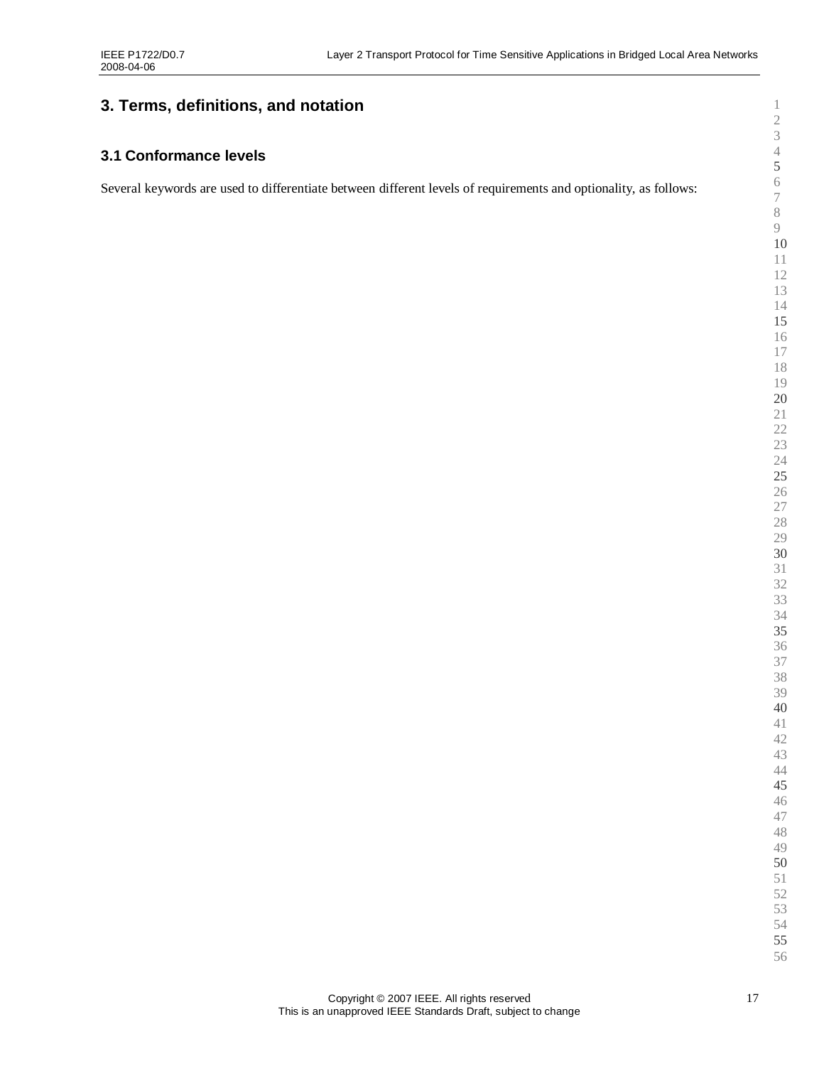# 3. Terms, definitions, and notation

## 3.1 Conformance levels

Several keywords are used to differentiate between different levels of requirements and optionality, as follows: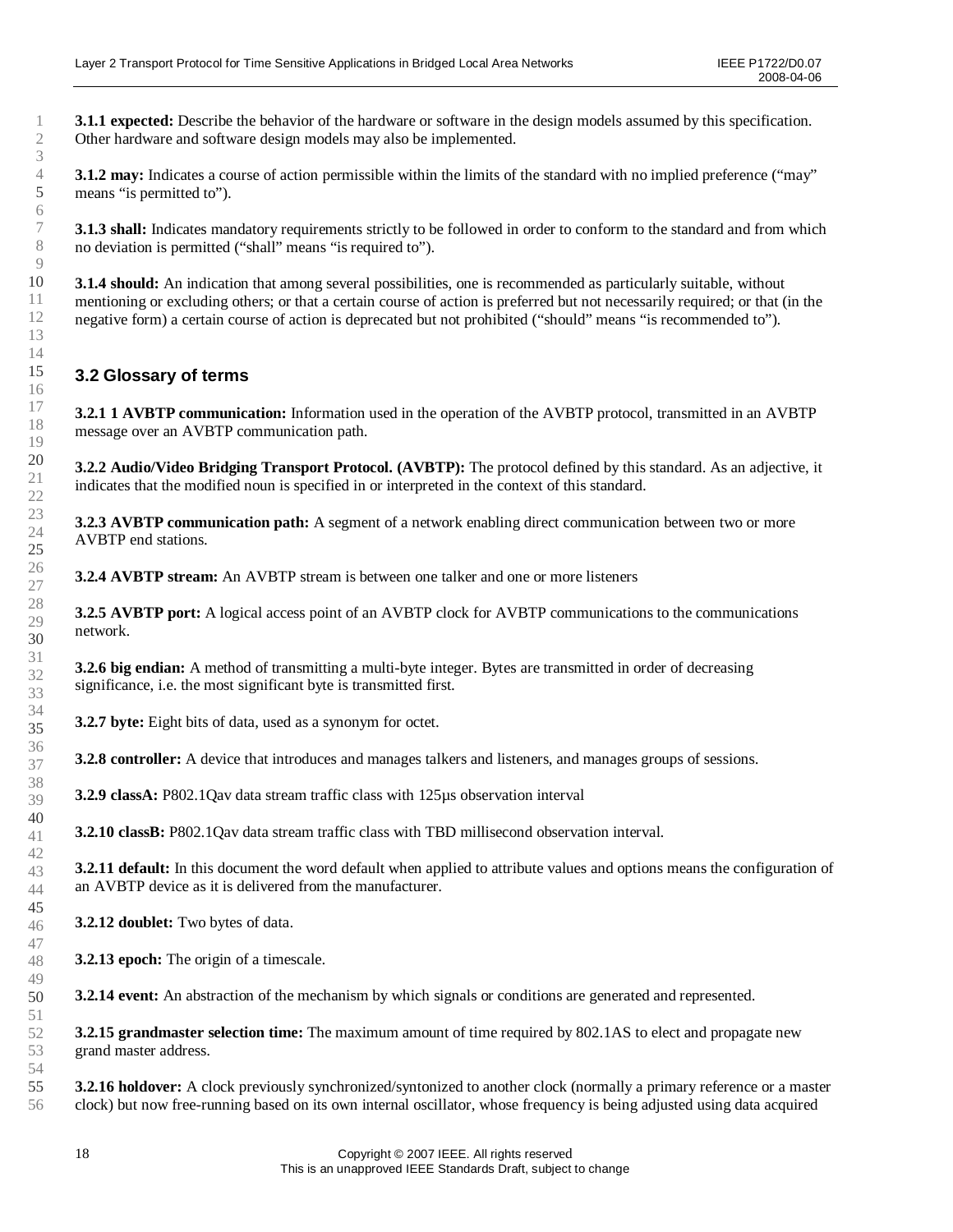**3.1.1 expected:** Describe the behavior of the hardware or software in the design models assumed by this specification. Other hardware and software design models may also be implemented.

**3.1.2 may:** Indicates a course of action permissible within the limits of the standard with no implied preference ("may" means "is permitted to").

**3.1.3 shall:** Indicates mandatory requirements strictly to be followed in order to conform to the standard and from which no deviation is permitted ("shall" means "is required to").

**3.1.4 should:** An indication that among several possibilities, one is recommended as particularly suitable, without mentioning or excluding others; or that a certain course of action is preferred but not necessarily required; or that (in the negative form) a certain course of action is deprecated but not prohibited ("should" means "is recommended to").

## 3.2 Glossary of terms

**3.2.1 1 AVBTP communication:** Information used in the operation of the AVBTP protocol, transmitted in an AVBTP message over an AVBTP communication path.

**3.2.2 Audio/Video Bridging Transport Protocol. (AVBTP):** The protocol defined by this standard. As an adjective, it indicates that the modified noun is specified in or interpreted in the context of this standard.

**3.2.3 AVBTP communication path:** A segment of a network enabling direct communication between two or more AVBTP end stations.

**3.2.4 AVBTP stream:** An AVBTP stream is between one talker and one or more listeners

**3.2.5 AVBTP port:** A logical access point of an AVBTP clock for AVBTP communications to the communications network.

**3.2.6 big endian:** A method of transmitting a multi-byte integer. Bytes are transmitted in order of decreasing significance, i.e. the most significant byte is transmitted first.

**3.2.7 byte:** Eight bits of data, used as a synonym for octet.

**3.2.8 controller:** A device that introduces and manages talkers and listeners, and manages groups of sessions.

**3.2.9 classA:** P802.1Qav data stream traffic class with 125µs observation interval

**3.2.10 classB:** P802.1Qav data stream traffic class with TBD millisecond observation interval.

**3.2.11 default:** In this document the word default when applied to attribute values and options means the configuration of an AVBTP device as it is delivered from the manufacturer.

**3.2.12 doublet:** Two bytes of data.

**3.2.13 epoch:** The origin of a timescale.

**3.2.14 event:** An abstraction of the mechanism by which signals or conditions are generated and represented.

**3.2.15 grandmaster selection time:** The maximum amount of time required by 802.1AS to elect and propagate new grand master address.

**3.2.16 holdover:** A clock previously synchronized/syntonized to another clock (normally a primary reference or a master clock) but now free-running based on its own internal oscillator, whose frequency is being adjusted using data acquired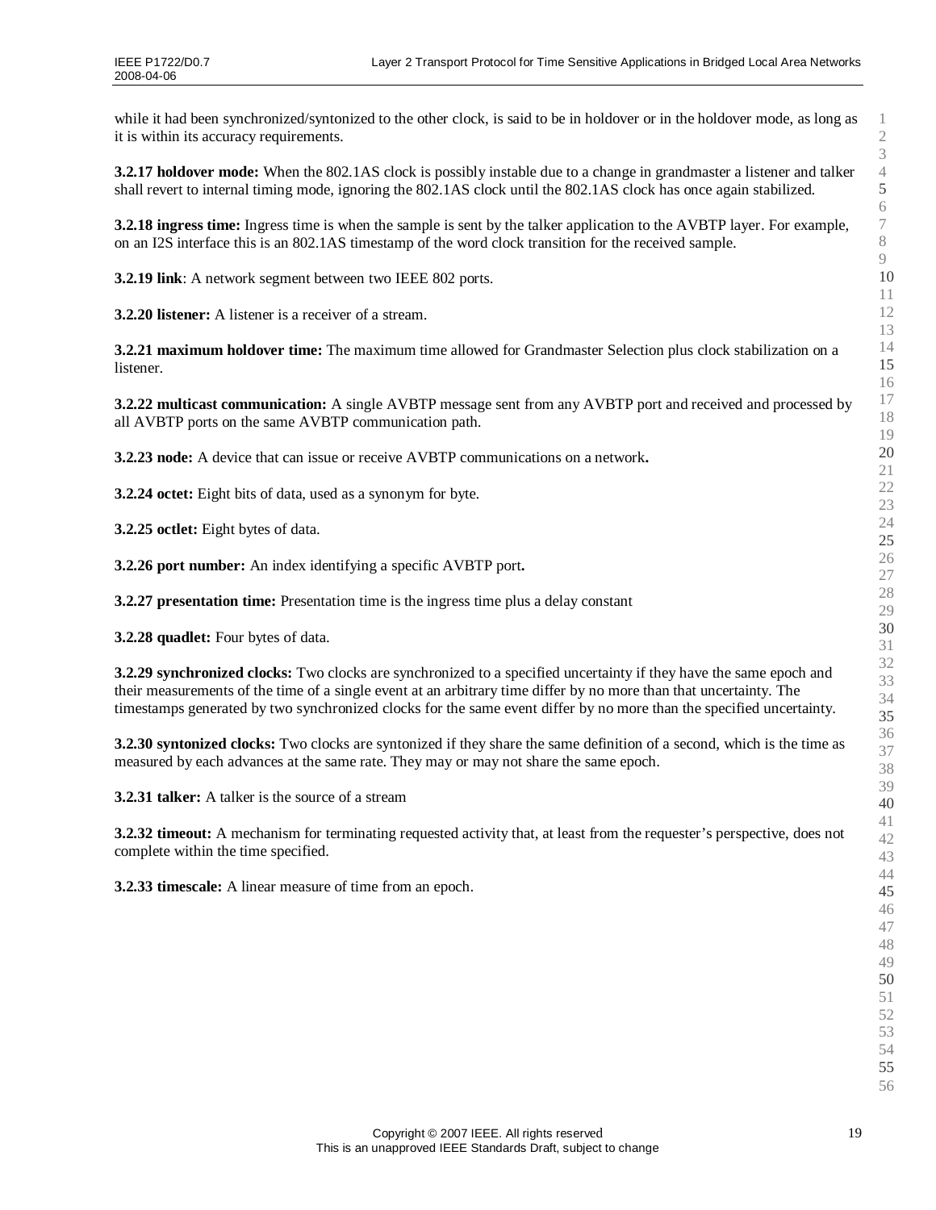while it had been synchronized/syntonized to the other clock, is said to be in holdover or in the holdover mode, as long as it is within its accuracy requirements.

**3.2.17 holdover mode:** When the 802.1AS clock is possibly instable due to a change in grandmaster a listener and talker shall revert to internal timing mode, ignoring the 802.1AS clock until the 802.1AS clock has once again stabilized.

**3.2.18 ingress time:** Ingress time is when the sample is sent by the talker application to the AVBTP layer. For example, on an I2S interface this is an 802.1AS timestamp of the word clock transition for the received sample.

**3.2.19 link**: A network segment between two IEEE 802 ports.

**3.2.20 listener:** A listener is a receiver of a stream.

**3.2.21 maximum holdover time:** The maximum time allowed for Grandmaster Selection plus clock stabilization on a listener.

**3.2.22 multicast communication:** A single AVBTP message sent from any AVBTP port and received and processed by all AVBTP ports on the same AVBTP communication path.

**3.2.23 node:** A device that can issue or receive AVBTP communications on a network**.**

**3.2.24 octet:** Eight bits of data, used as a synonym for byte.

**3.2.25 octlet:** Eight bytes of data.

**3.2.26 port number:** An index identifying a specific AVBTP port**.**

**3.2.27 presentation time:** Presentation time is the ingress time plus a delay constant

**3.2.28 quadlet:** Four bytes of data.

**3.2.29 synchronized clocks:** Two clocks are synchronized to a specified uncertainty if they have the same epoch and their measurements of the time of a single event at an arbitrary time differ by no more than that uncertainty. The timestamps generated by two synchronized clocks for the same event differ by no more than the specified uncertainty.

**3.2.30 syntonized clocks:** Two clocks are syntonized if they share the same definition of a second, which is the time as measured by each advances at the same rate. They may or may not share the same epoch.

**3.2.31 talker:** A talker is the source of a stream

**3.2.32 timeout:** A mechanism for terminating requested activity that, at least from the requester's perspective, does not complete within the time specified.

**3.2.33 timescale:** A linear measure of time from an epoch.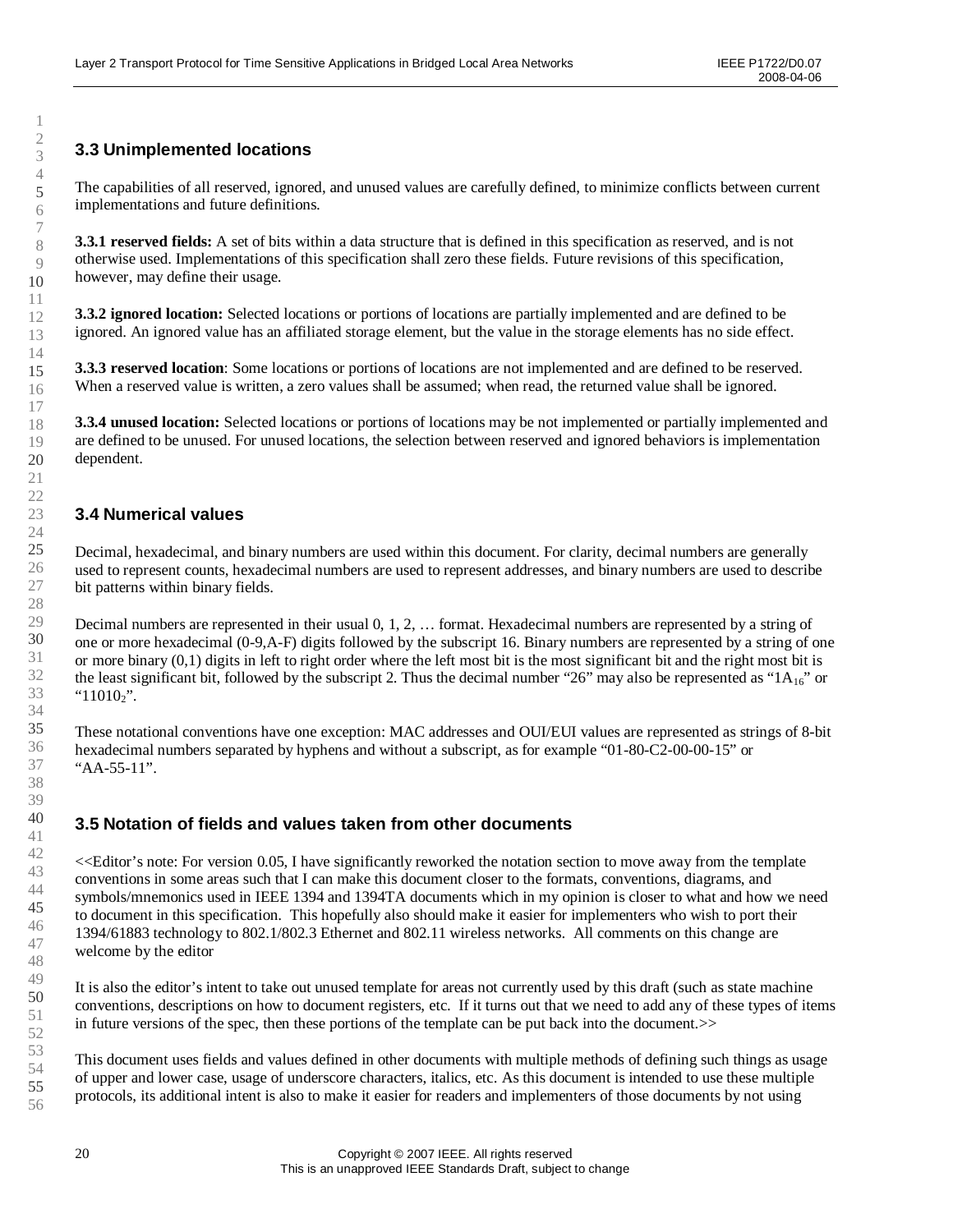## 3.3 Unimplemented locations

The capabilities of all reserved, ignored, and unused values are carefully defined, to minimize conflicts between current implementations and future definitions.

**3.3.1 reserved fields:** A set of bits within a data structure that is defined in this specification as reserved, and is not otherwise used. Implementations of this specification shall zero these fields. Future revisions of this specification, however, may define their usage.

**3.3.2 ignored location:** Selected locations or portions of locations are partially implemented and are defined to be ignored. An ignored value has an affiliated storage element, but the value in the storage elements has no side effect.

**3.3.3 reserved location**: Some locations or portions of locations are not implemented and are defined to be reserved. When a reserved value is written, a zero values shall be assumed; when read, the returned value shall be ignored.

**3.3.4 unused location:** Selected locations or portions of locations may be not implemented or partially implemented and are defined to be unused. For unused locations, the selection between reserved and ignored behaviors is implementation dependent.

## 3.4 Numerical values

Decimal, hexadecimal, and binary numbers are used within this document. For clarity, decimal numbers are generally used to represent counts, hexadecimal numbers are used to represent addresses, and binary numbers are used to describe bit patterns within binary fields.

Decimal numbers are represented in their usual 0, 1, 2, … format. Hexadecimal numbers are represented by a string of one or more hexadecimal (0-9,A-F) digits followed by the subscript 16. Binary numbers are represented by a string of one or more binary (0,1) digits in left to right order where the left most bit is the most significant bit and the right most bit is the least significant bit, followed by the subscript 2. Thus the decimal number "26" may also be represented as "$1A_{16}$" or "$11010_2$".

These notational conventions have one exception: MAC addresses and OUI/EUI values are represented as strings of 8-bit hexadecimal numbers separated by hyphens and without a subscript, as for example "01-80-C2-00-00-15" or "AA-55-11".

## 3.5 Notation of fields and values taken from other documents

<<Editor's note: For version 0.05, I have significantly reworked the notation section to move away from the template conventions in some areas such that I can make this document closer to the formats, conventions, diagrams, and symbols/mnemonics used in IEEE 1394 and 1394TA documents which in my opinion is closer to what and how we need to document in this specification. This hopefully also should make it easier for implementers who wish to port their 1394/61883 technology to 802.1/802.3 Ethernet and 802.11 wireless networks. All comments on this change are welcome by the editor

It is also the editor's intent to take out unused template for areas not currently used by this draft (such as state machine conventions, descriptions on how to document registers, etc. If it turns out that we need to add any of these types of items in future versions of the spec, then these portions of the template can be put back into the document.>>

This document uses fields and values defined in other documents with multiple methods of defining such things as usage of upper and lower case, usage of underscore characters, italics, etc. As this document is intended to use these multiple protocols, its additional intent is also to make it easier for readers and implementers of those documents by not using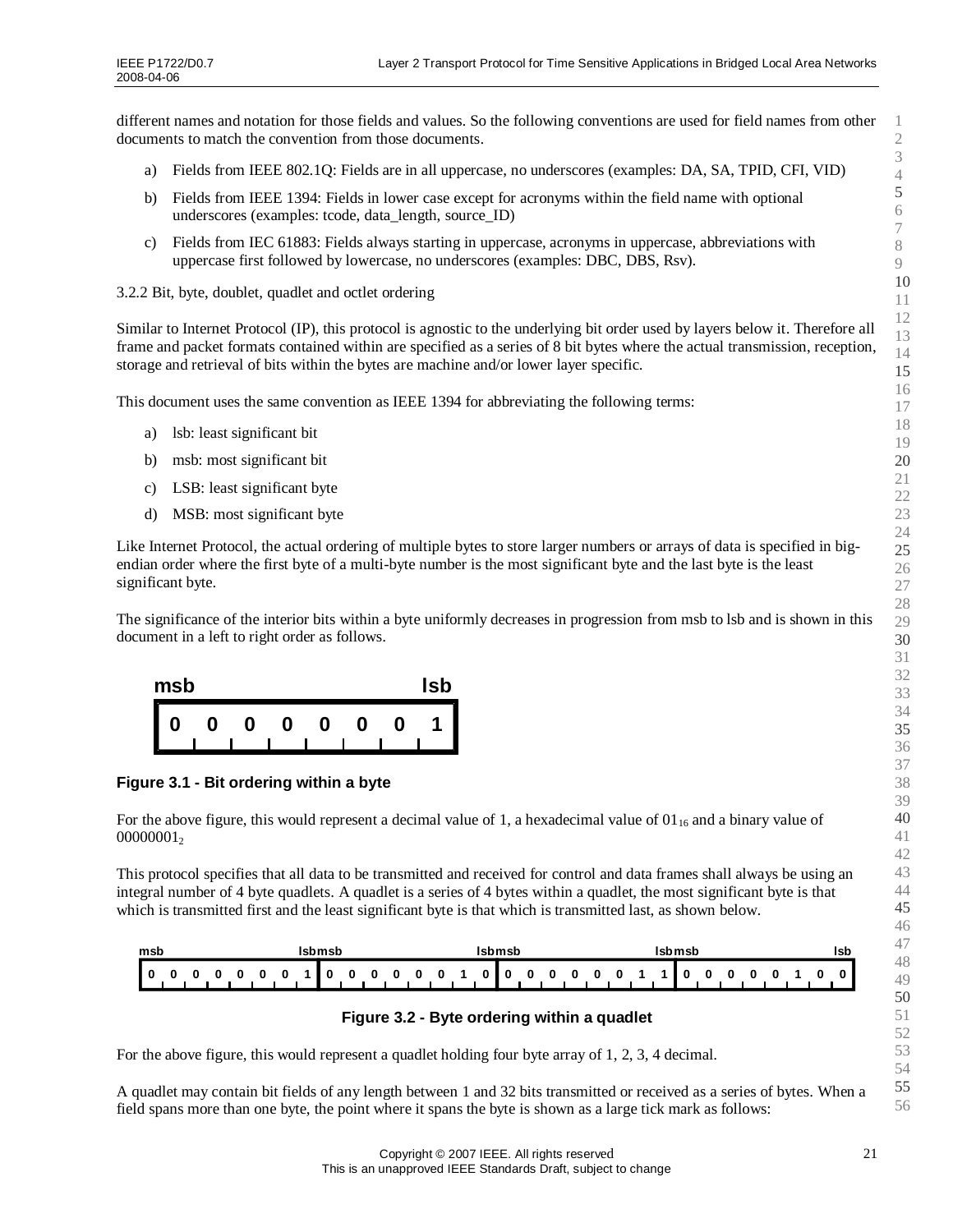different names and notation for those fields and values. So the following conventions are used for field names from other documents to match the convention from those documents.

a) Fields from IEEE 802.1Q: Fields are in all uppercase, no underscores (examples: DA, SA, TPID, CFI, VID)

b) Fields from IEEE 1394: Fields in lower case except for acronyms within the field name with optional underscores (examples: tcode, data_length, source_ID)

c) Fields from IEC 61883: Fields always starting in uppercase, acronyms in uppercase, abbreviations with uppercase first followed by lowercase, no underscores (examples: DBC, DBS, Rsv).

### 3.2.2 Bit, byte, doublet, quadlet and octlet ordering

Similar to Internet Protocol (IP), this protocol is agnostic to the underlying bit order used by layers below it. Therefore all frame and packet formats contained within are specified as a series of 8 bit bytes where the actual transmission, reception, storage and retrieval of bits within the bytes are machine and/or lower layer specific.

This document uses the same convention as IEEE 1394 for abbreviating the following terms:

a) lsb: least significant bit

b) msb: most significant bit

c) LSB: least significant byte

d) MSB: most significant byte

Like Internet Protocol, the actual ordering of multiple bytes to store larger numbers or arrays of data is specified in big-endian order where the first byte of a multi-byte number is the most significant byte and the last byte is the least significant byte.

The significance of the interior bits within a byte uniformly decreases in progression from msb to lsb and is shown in this document in a left to right order as follows.

| msb | | | | | | | lsb |
|---|---|---|---|---|---|---|---|
| 0 | 0 | 0 | 0 | 0 | 0 | 0 | 1 |

**Figure 3.1 - Bit ordering within a byte**

For the above figure, this would represent a decimal value of 1, a hexadecimal value of $01_{16}$ and a binary value of $00000001_2$

This protocol specifies that all data to be transmitted and received for control and data frames shall always be using an integral number of 4 byte quadlets. A quadlet is a series of 4 bytes within a quadlet, the most significant byte is that which is transmitted first and the least significant byte is that which is transmitted last, as shown below.

| msb | | | | | | | lsb | msb | | | | | | | lsb | msb | | | | | | | lsb | msb | | | | | | | lsb |
|---|---|---|---|---|---|---|---|---|---|---|---|---|---|---|---|---|---|---|---|---|---|---|---|---|---|---|---|---|---|---|---|
| 0 | 0 | 0 | 0 | 0 | 0 | 0 | 1 | 0 | 0 | 0 | 0 | 0 | 0 | 1 | 0 | 0 | 0 | 0 | 0 | 0 | 0 | 1 | 1 | 0 | 0 | 0 | 0 | 0 | 1 | 0 | 0 |

**Figure 3.2 - Byte ordering within a quadlet**

For the above figure, this would represent a quadlet holding four byte array of 1, 2, 3, 4 decimal.

A quadlet may contain bit fields of any length between 1 and 32 bits transmitted or received as a series of bytes. When a field spans more than one byte, the point where it spans the byte is shown as a large tick mark as follows: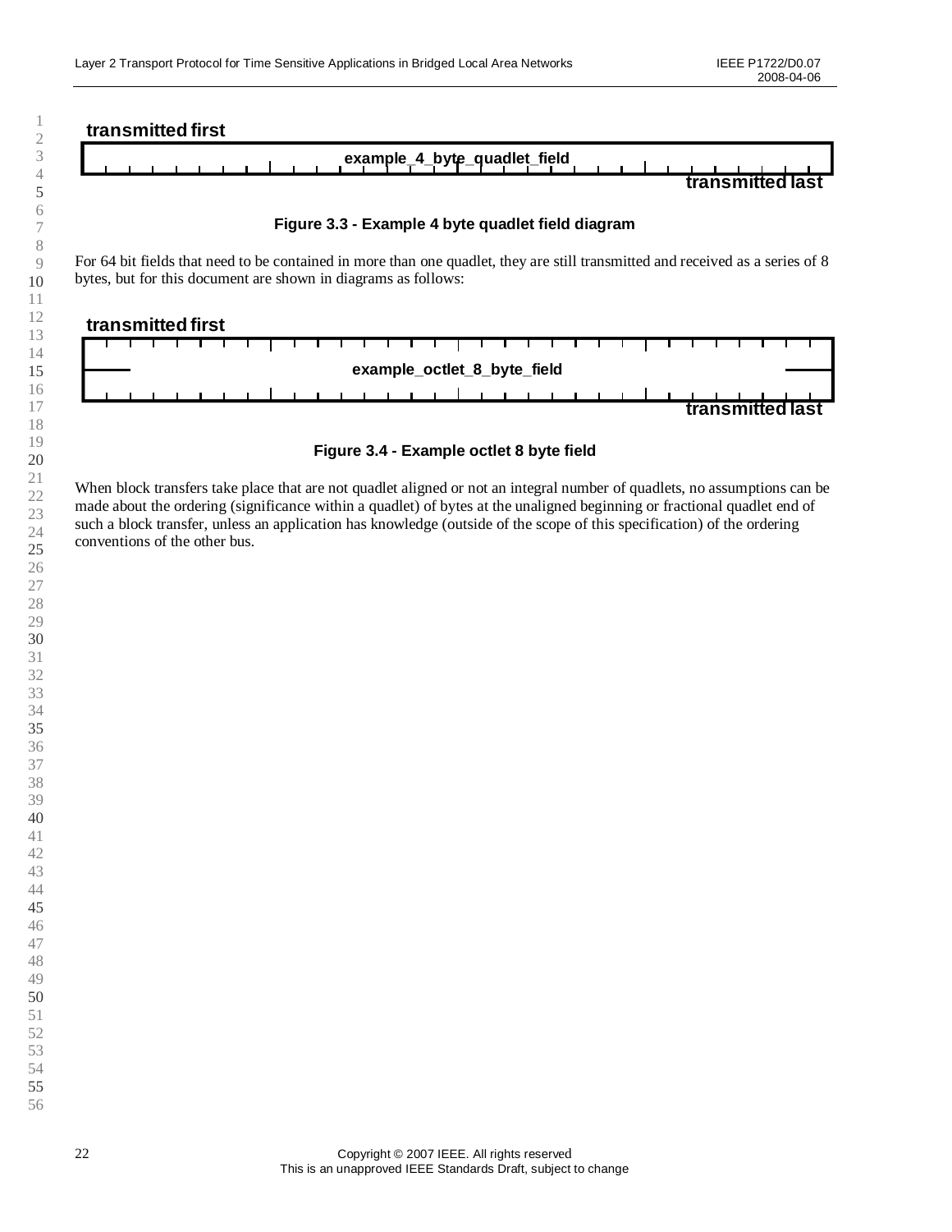transmitted first

| example_4_byte_quadlet_field |
|---|

transmitted last

**Figure 3.3 - Example 4 byte quadlet field diagram**

For 64 bit fields that need to be contained in more than one quadlet, they are still transmitted and received as a series of 8 bytes, but for this document are shown in diagrams as follows:

transmitted first

| example_octlet_8_byte_field |
|---|

transmitted last

**Figure 3.4 - Example octlet 8 byte field**

When block transfers take place that are not quadlet aligned or not an integral number of quadlets, no assumptions can be made about the ordering (significance within a quadlet) of bytes at the unaligned beginning or fractional quadlet end of such a block transfer, unless an application has knowledge (outside of the scope of this specification) of the ordering conventions of the other bus.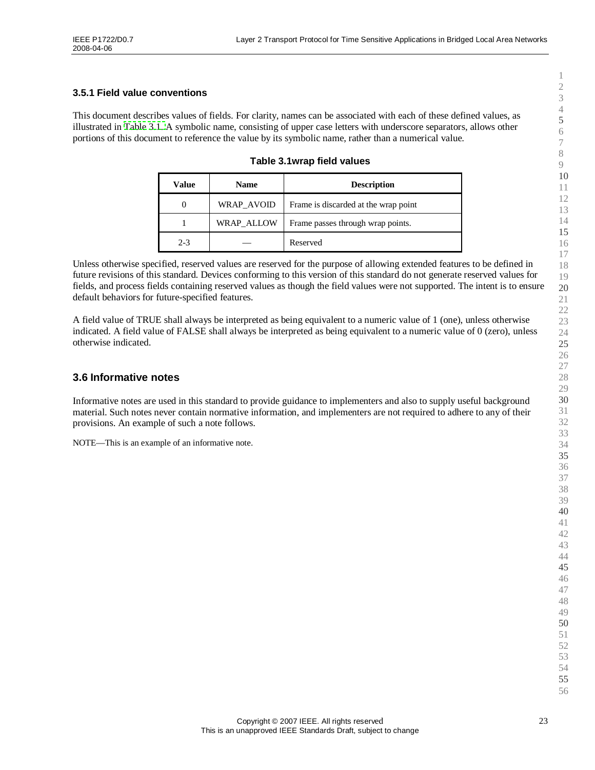### 3.5.1 Field value conventions

This document describes values of fields. For clarity, names can be associated with each of these defined values, as illustrated in Table 3.1. A symbolic name, consisting of upper case letters with underscore separators, allows other portions of this document to reference the value by its symbolic name, rather than a numerical value.

**Table 3.1wrap field values**

| Value | Name | Description |
|---|---|---|
| 0 | WRAP_AVOID | Frame is discarded at the wrap point |
| 1 | WRAP_ALLOW | Frame passes through wrap points. |
| 2-3 | — | Reserved |

Unless otherwise specified, reserved values are reserved for the purpose of allowing extended features to be defined in future revisions of this standard. Devices conforming to this version of this standard do not generate reserved values for fields, and process fields containing reserved values as though the field values were not supported. The intent is to ensure default behaviors for future-specified features.

A field value of TRUE shall always be interpreted as being equivalent to a numeric value of 1 (one), unless otherwise indicated. A field value of FALSE shall always be interpreted as being equivalent to a numeric value of 0 (zero), unless otherwise indicated.

## 3.6 Informative notes

Informative notes are used in this standard to provide guidance to implementers and also to supply useful background material. Such notes never contain normative information, and implementers are not required to adhere to any of their provisions. An example of such a note follows.

NOTE—This is an example of an informative note.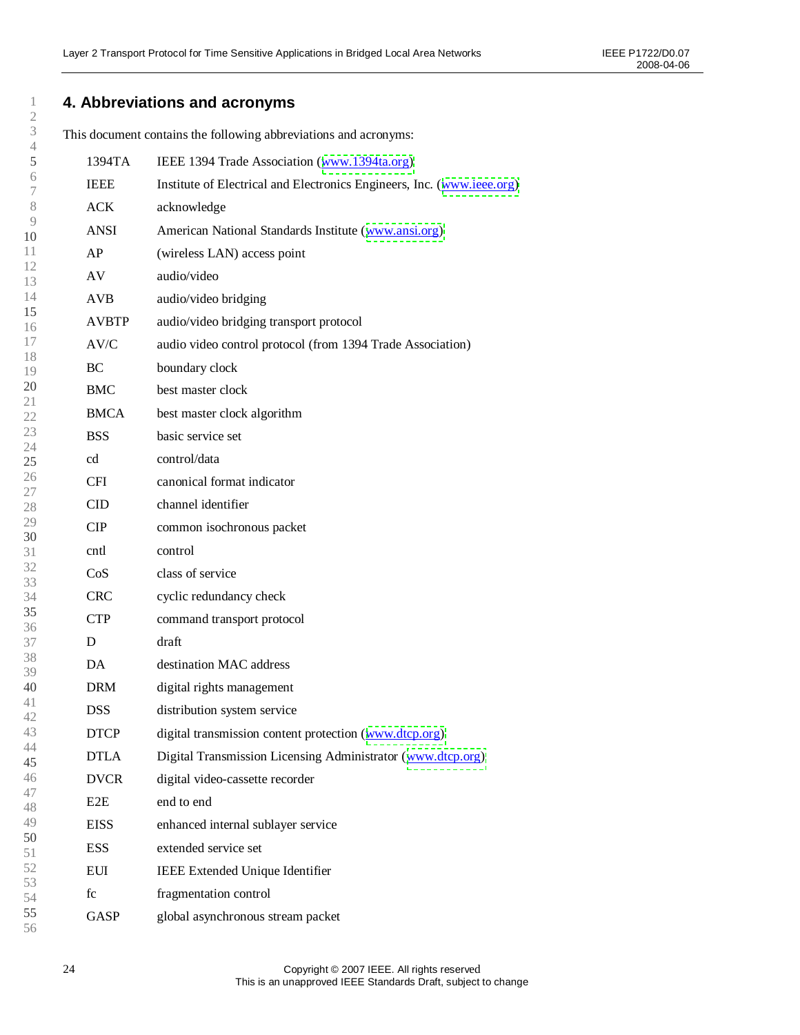# 4. Abbreviations and acronyms

This document contains the following abbreviations and acronyms:

| | |
|---|---|
| 1394TA | IEEE 1394 Trade Association (www.1394ta.org) |
| IEEE | Institute of Electrical and Electronics Engineers, Inc. (www.ieee.org) |
| ACK | acknowledge |
| ANSI | American National Standards Institute (www.ansi.org) |
| AP | (wireless LAN) access point |
| AV | audio/video |
| AVB | audio/video bridging |
| AVBTP | audio/video bridging transport protocol |
| AV/C | audio video control protocol (from 1394 Trade Association) |
| BC | boundary clock |
| BMC | best master clock |
| BMCA | best master clock algorithm |
| BSS | basic service set |
| cd | control/data |
| CFI | canonical format indicator |
| CID | channel identifier |
| CIP | common isochronous packet |
| cntl | control |
| CoS | class of service |
| CRC | cyclic redundancy check |
| CTP | command transport protocol |
| D | draft |
| DA | destination MAC address |
| DRM | digital rights management |
| DSS | distribution system service |
| DTCP | digital transmission content protection (www.dtcp.org) |
| DTLA | Digital Transmission Licensing Administrator (www.dtcp.org) |
| DVCR | digital video-cassette recorder |
| E2E | end to end |
| EISS | enhanced internal sublayer service |
| ESS | extended service set |
| EUI | IEEE Extended Unique Identifier |
| fc | fragmentation control |
| GASP | global asynchronous stream packet |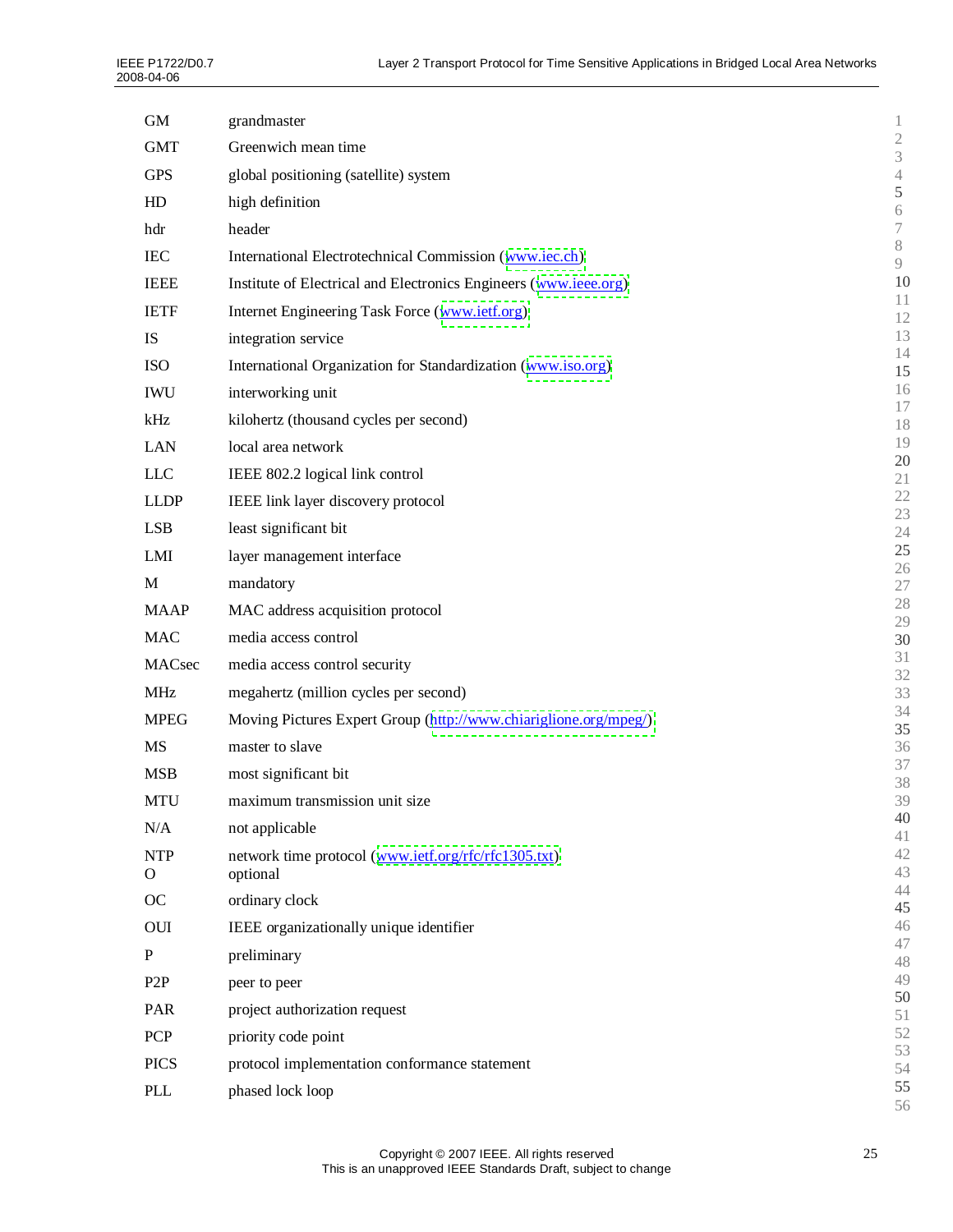| | |
|---|---|
| GM | grandmaster |
| GMT | Greenwich mean time |
| GPS | global positioning (satellite) system |
| HD | high definition |
| hdr | header |
| IEC | International Electrotechnical Commission (www.iec.ch) |
| IEEE | Institute of Electrical and Electronics Engineers (www.ieee.org) |
| IETF | Internet Engineering Task Force (www.ietf.org) |
| IS | integration service |
| ISO | International Organization for Standardization (www.iso.org) |
| IWU | interworking unit |
| kHz | kilohertz (thousand cycles per second) |
| LAN | local area network |
| LLC | IEEE 802.2 logical link control |
| LLDP | IEEE link layer discovery protocol |
| LSB | least significant bit |
| LMI | layer management interface |
| M | mandatory |
| MAAP | MAC address acquisition protocol |
| MAC | media access control |
| MACsec | media access control security |
| MHz | megahertz (million cycles per second) |
| MPEG | Moving Pictures Expert Group (http://www.chiariglione.org/mpeg/) |
| MS | master to slave |
| MSB | most significant bit |
| MTU | maximum transmission unit size |
| N/A | not applicable |
| NTP | network time protocol (www.ietf.org/rfc/rfc1305.txt) |
| O | optional |
| OC | ordinary clock |
| OUI | IEEE organizationally unique identifier |
| P | preliminary |
| P2P | peer to peer |
| PAR | project authorization request |
| PCP | priority code point |
| PICS | protocol implementation conformance statement |
| PLL | phased lock loop |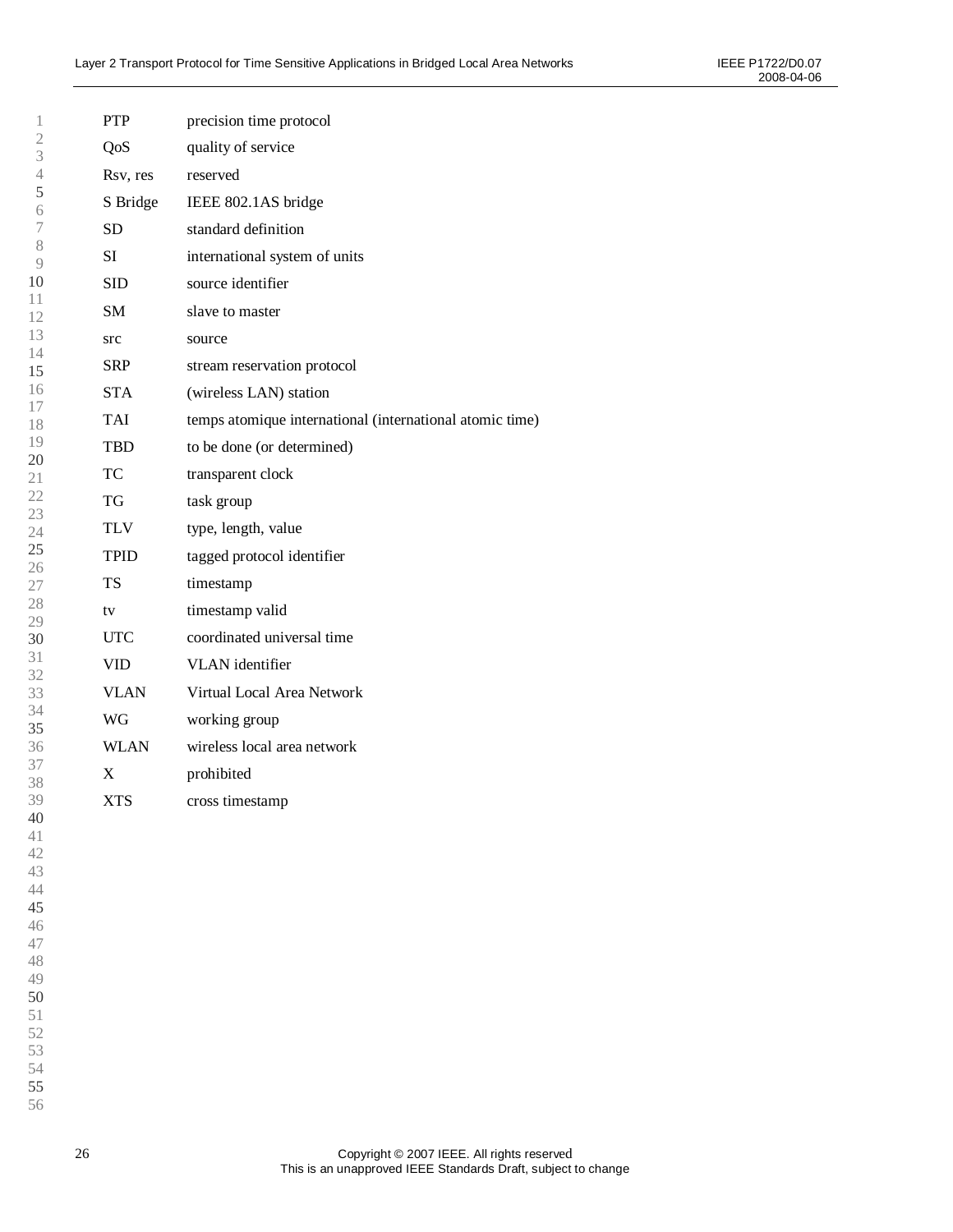| | |
|---|---|
| PTP | precision time protocol |
| QoS | quality of service |
| Rsv, res | reserved |
| S Bridge | IEEE 802.1AS bridge |
| SD | standard definition |
| SI | international system of units |
| SID | source identifier |
| SM | slave to master |
| src | source |
| SRP | stream reservation protocol |
| STA | (wireless LAN) station |
| TAI | temps atomique international (international atomic time) |
| TBD | to be done (or determined) |
| TC | transparent clock |
| TG | task group |
| TLV | type, length, value |
| TPID | tagged protocol identifier |
| TS | timestamp |
| tv | timestamp valid |
| UTC | coordinated universal time |
| VID | VLAN identifier |
| VLAN | Virtual Local Area Network |
| WG | working group |
| WLAN | wireless local area network |
| X | prohibited |
| XTS | cross timestamp |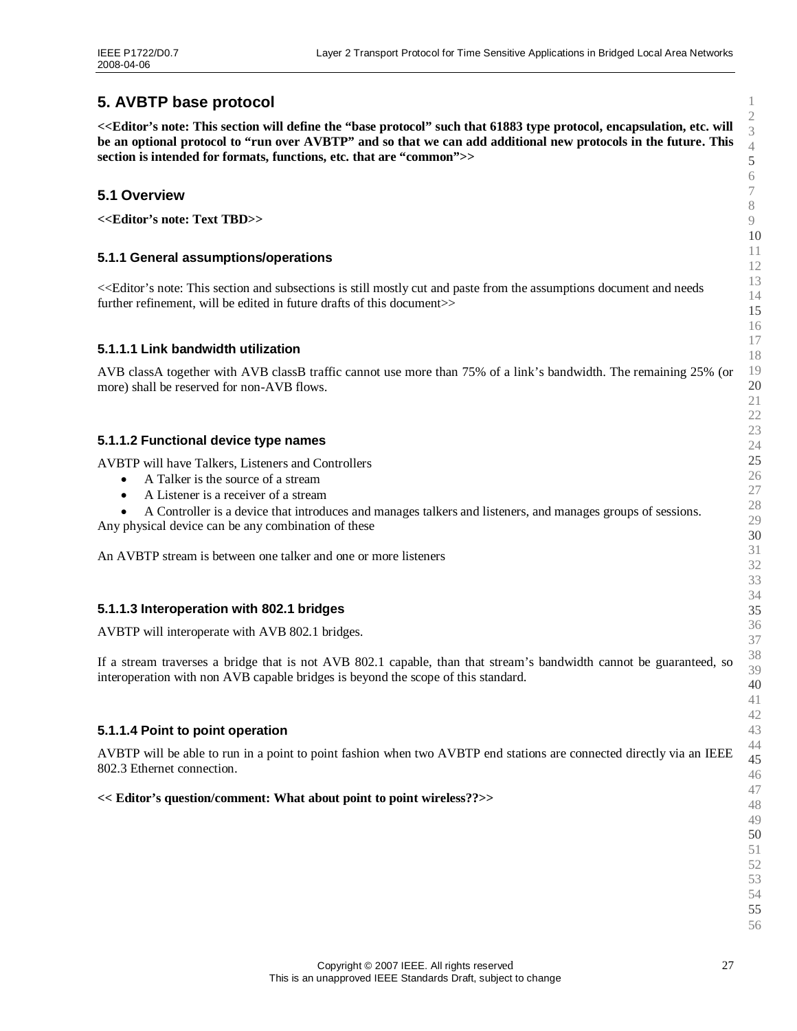# 5. AVBTP base protocol

**<<Editor's note: This section will define the "base protocol" such that 61883 type protocol, encapsulation, etc. will be an optional protocol to "run over AVBTP" and so that we can add additional new protocols in the future. This section is intended for formats, functions, etc. that are "common">>**

## 5.1 Overview

**<<Editor's note: Text TBD>>**

### 5.1.1 General assumptions/operations

<<Editor's note: This section and subsections is still mostly cut and paste from the assumptions document and needs further refinement, will be edited in future drafts of this document>>

#### 5.1.1.1 Link bandwidth utilization

AVB classA together with AVB classB traffic cannot use more than 75% of a link's bandwidth. The remaining 25% (or more) shall be reserved for non-AVB flows.

#### 5.1.1.2 Functional device type names

AVBTP will have Talkers, Listeners and Controllers

- A Talker is the source of a stream
- A Listener is a receiver of a stream
- A Controller is a device that introduces and manages talkers and listeners, and manages groups of sessions.

Any physical device can be any combination of these

An AVBTP stream is between one talker and one or more listeners

#### 5.1.1.3 Interoperation with 802.1 bridges

AVBTP will interoperate with AVB 802.1 bridges.

If a stream traverses a bridge that is not AVB 802.1 capable, than that stream's bandwidth cannot be guaranteed, so interoperation with non AVB capable bridges is beyond the scope of this standard.

#### 5.1.1.4 Point to point operation

AVBTP will be able to run in a point to point fashion when two AVBTP end stations are connected directly via an IEEE 802.3 Ethernet connection.

**<< Editor's question/comment: What about point to point wireless??>>**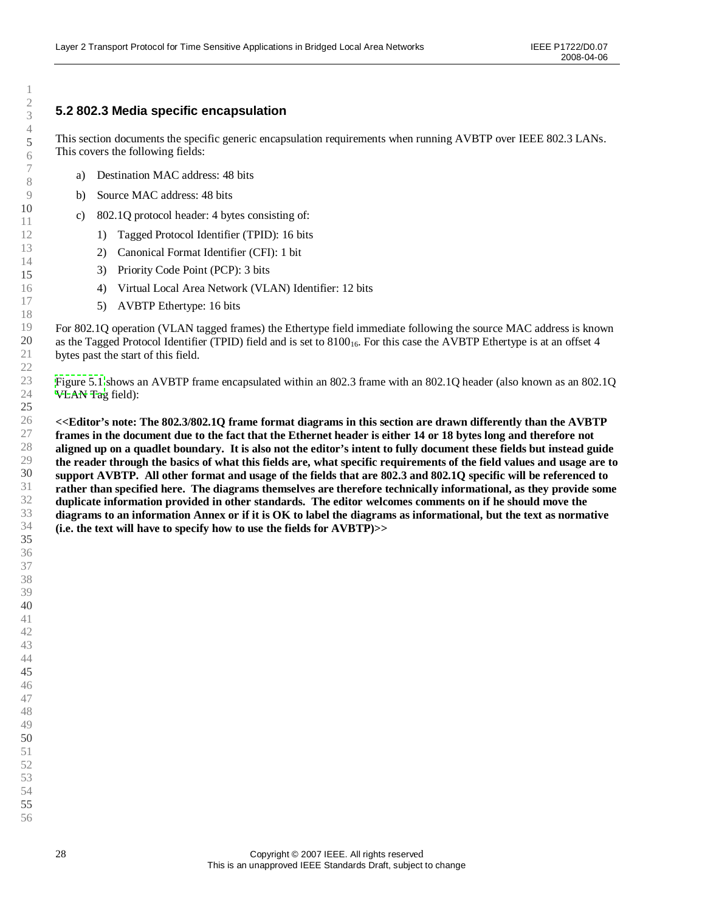## 5.2 802.3 Media specific encapsulation

This section documents the specific generic encapsulation requirements when running AVBTP over IEEE 802.3 LANs. This covers the following fields:

a) Destination MAC address: 48 bits

b) Source MAC address: 48 bits

c) 802.1Q protocol header: 4 bytes consisting of:

   1) Tagged Protocol Identifier (TPID): 16 bits

   2) Canonical Format Identifier (CFI): 1 bit

   3) Priority Code Point (PCP): 3 bits

   4) Virtual Local Area Network (VLAN) Identifier: 12 bits

   5) AVBTP Ethertype: 16 bits

For 802.1Q operation (VLAN tagged frames) the Ethertype field immediate following the source MAC address is known as the Tagged Protocol Identifier (TPID) field and is set to $8100_{16}$. For this case the AVBTP Ethertype is at an offset 4 bytes past the start of this field.

Figure 5.1 shows an AVBTP frame encapsulated within an 802.3 frame with an 802.1Q header (also known as an 802.1Q VLAN Tag field):

**<<Editor's note: The 802.3/802.1Q frame format diagrams in this section are drawn differently than the AVBTP frames in the document due to the fact that the Ethernet header is either 14 or 18 bytes long and therefore not aligned up on a quadlet boundary. It is also not the editor's intent to fully document these fields but instead guide the reader through the basics of what this fields are, what specific requirements of the field values and usage are to support AVBTP. All other format and usage of the fields that are 802.3 and 802.1Q specific will be referenced to rather than specified here. The diagrams themselves are therefore technically informational, as they provide some duplicate information provided in other standards. The editor welcomes comments on if he should move the diagrams to an information Annex or if it is OK to label the diagrams as informational, but the text as normative (i.e. the text will have to specify how to use the fields for AVBTP)>>**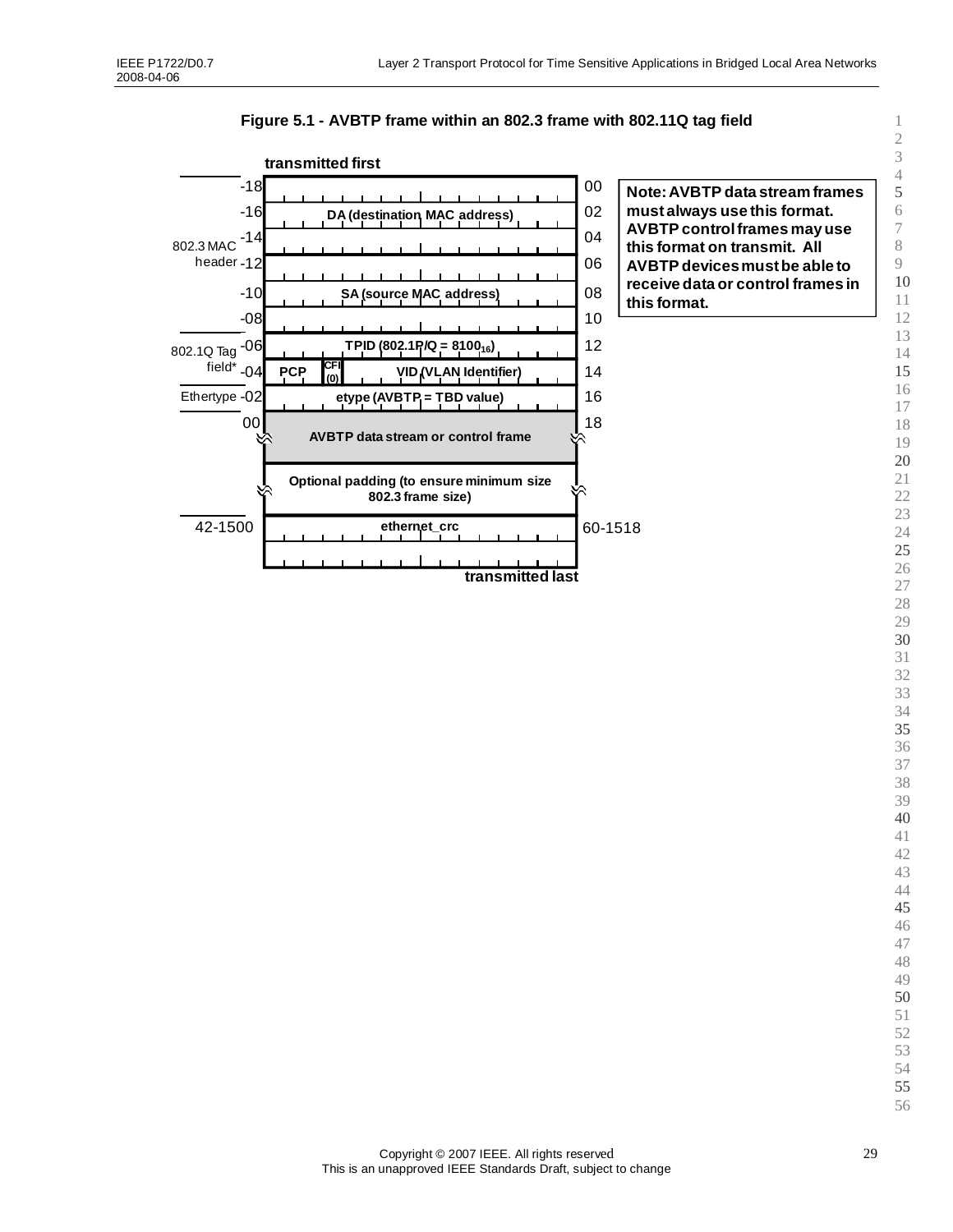**Figure 5.1 - AVBTP frame within an 802.3 frame with 802.11Q tag field**

| Section | Offset | Field | Offset |
|---|---|---|---|
| | | transmitted first | |
| 802.3 MAC header | -18 | DA (destination MAC address) | 00 |
| | -16 | | 02 |
| | -14 | | 04 |
| | -12 | SA (source MAC address) | 06 |
| | -10 | | 08 |
| | -08 | | 10 |
| 802.1Q Tag field* | -06 | TPID (802.1P/Q = $8100_{16}$) | 12 |
| | -04 | PCP / CFI (0) / VID (VLAN Identifier) | 14 |
| Ethertype | -02 | etype (AVBTP = TBD value) | 16 |
| | 00 | AVBTP data stream or control frame | 18 |
| | | Optional padding (to ensure minimum size 802.3 frame size) | |
| | 42-1500 | ethernet_crc | 60-1518 |
| | | transmitted last | |

**Note: AVBTP data stream frames must always use this format. AVBTP control frames may use this format on transmit. All AVBTP devices must be able to receive data or control frames in this format.**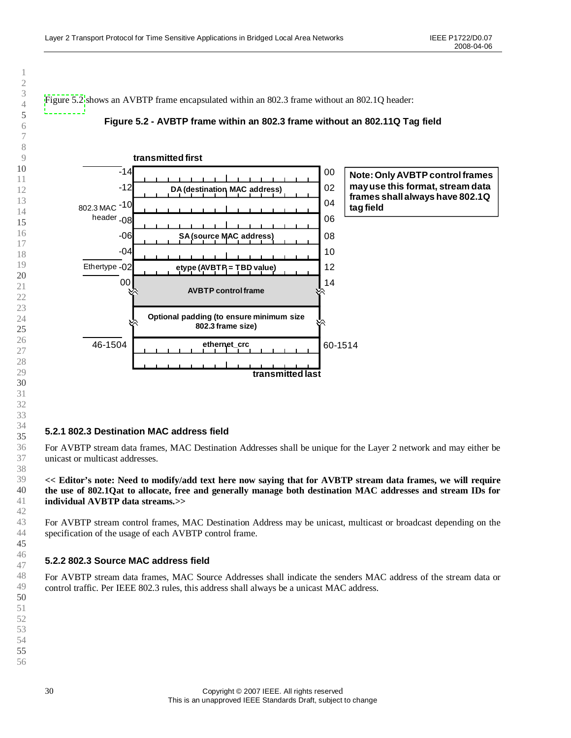Figure 5.2 shows an AVBTP frame encapsulated within an 802.3 frame without an 802.1Q header:

**Figure 5.2 - AVBTP frame within an 802.3 frame without an 802.11Q Tag field**

| Label | Offset | Field | Offset |
|---|---|---|---|
| | | transmitted first | |
| 802.3 MAC header | -14 | DA (destination MAC address) | 00 |
| | -12 | | 02 |
| | -10 | | 04 |
| | -08 | SA (source MAC address) | 06 |
| | -06 | | 08 |
| | -04 | | 10 |
| Ethertype | -02 | etype (AVBTP = TBD value) | 12 |
| | 00 | AVBTP control frame | 14 |
| | | Optional padding (to ensure minimum size 802.3 frame size) | |
| | 46-1504 | ethernet_crc | 60-1514 |
| | | transmitted last | |

**Note: Only AVBTP control frames may use this format, stream data frames shall always have 802.1Q tag field**

### 5.2.1 802.3 Destination MAC address field

For AVBTP stream data frames, MAC Destination Addresses shall be unique for the Layer 2 network and may either be unicast or multicast addresses.

**<< Editor's note: Need to modify/add text here now saying that for AVBTP stream data frames, we will require the use of 802.1Qat to allocate, free and generally manage both destination MAC addresses and stream IDs for individual AVBTP data streams.>>**

For AVBTP stream control frames, MAC Destination Address may be unicast, multicast or broadcast depending on the specification of the usage of each AVBTP control frame.

### 5.2.2 802.3 Source MAC address field

For AVBTP stream data frames, MAC Source Addresses shall indicate the senders MAC address of the stream data or control traffic. Per IEEE 802.3 rules, this address shall always be a unicast MAC address.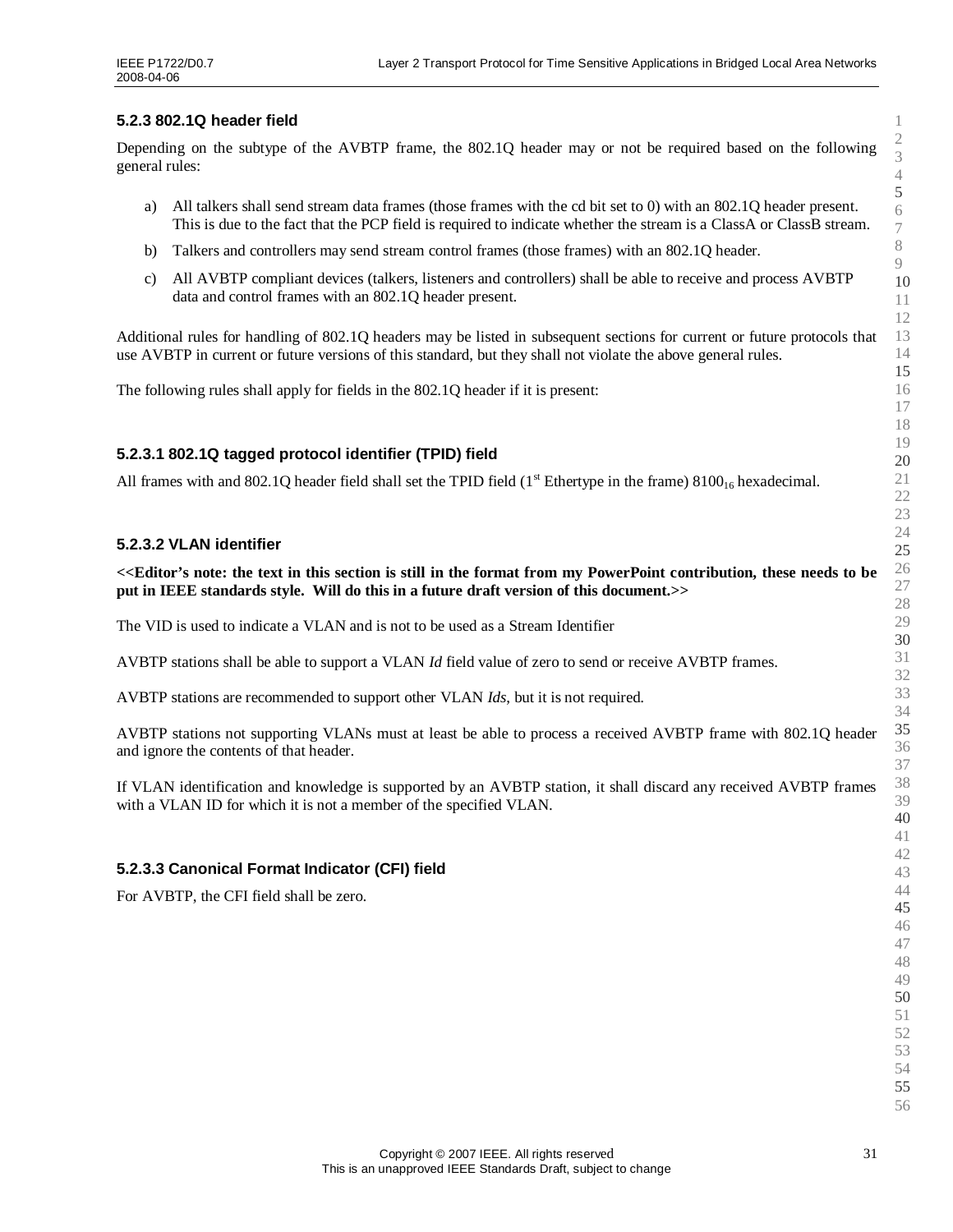### 5.2.3 802.1Q header field

Depending on the subtype of the AVBTP frame, the 802.1Q header may or not be required based on the following general rules:

a) All talkers shall send stream data frames (those frames with the cd bit set to 0) with an 802.1Q header present. This is due to the fact that the PCP field is required to indicate whether the stream is a ClassA or ClassB stream.

b) Talkers and controllers may send stream control frames (those frames) with an 802.1Q header.

c) All AVBTP compliant devices (talkers, listeners and controllers) shall be able to receive and process AVBTP data and control frames with an 802.1Q header present.

Additional rules for handling of 802.1Q headers may be listed in subsequent sections for current or future protocols that use AVBTP in current or future versions of this standard, but they shall not violate the above general rules.

The following rules shall apply for fields in the 802.1Q header if it is present:

#### 5.2.3.1 802.1Q tagged protocol identifier (TPID) field

All frames with and 802.1Q header field shall set the TPID field (1st Ethertype in the frame) $8100_{16}$ hexadecimal.

#### 5.2.3.2 VLAN identifier

**<<Editor's note: the text in this section is still in the format from my PowerPoint contribution, these needs to be put in IEEE standards style. Will do this in a future draft version of this document.>>**

The VID is used to indicate a VLAN and is not to be used as a Stream Identifier

AVBTP stations shall be able to support a VLAN *Id* field value of zero to send or receive AVBTP frames.

AVBTP stations are recommended to support other VLAN *Ids*, but it is not required.

AVBTP stations not supporting VLANs must at least be able to process a received AVBTP frame with 802.1Q header and ignore the contents of that header.

If VLAN identification and knowledge is supported by an AVBTP station, it shall discard any received AVBTP frames with a VLAN ID for which it is not a member of the specified VLAN.

#### 5.2.3.3 Canonical Format Indicator (CFI) field

For AVBTP, the CFI field shall be zero.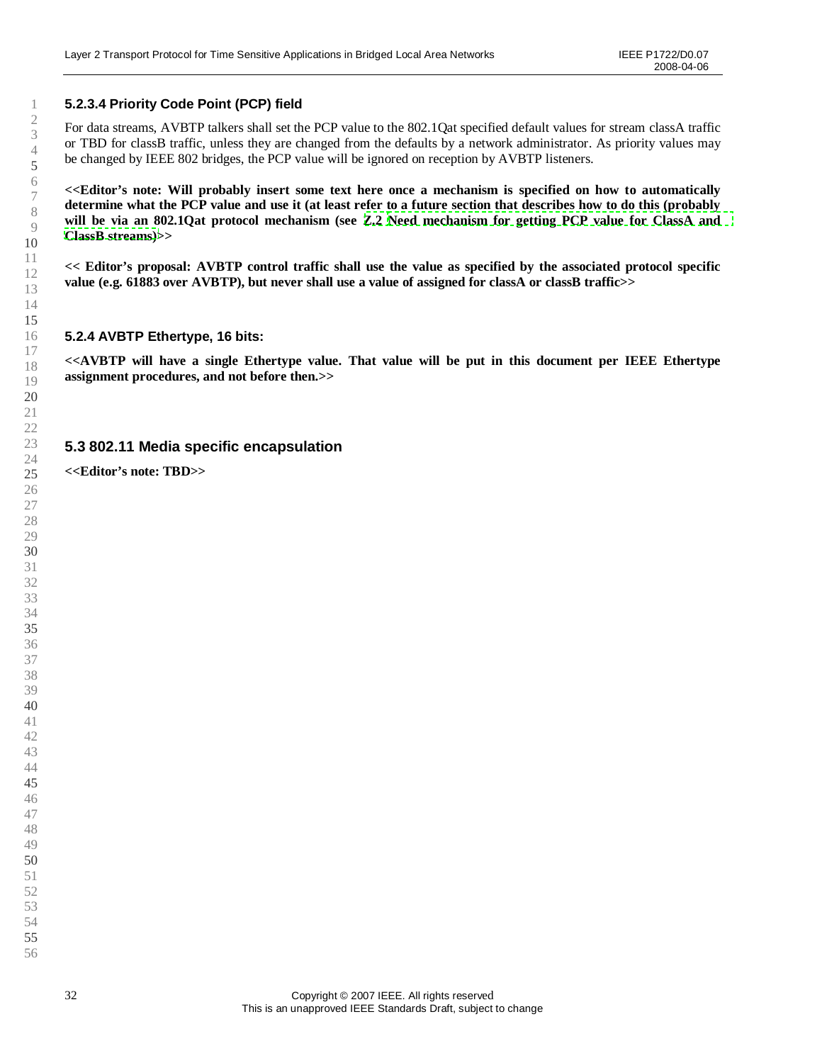#### 5.2.3.4 Priority Code Point (PCP) field

For data streams, AVBTP talkers shall set the PCP value to the 802.1Qat specified default values for stream classA traffic or TBD for classB traffic, unless they are changed from the defaults by a network administrator. As priority values may be changed by IEEE 802 bridges, the PCP value will be ignored on reception by AVBTP listeners.

**<<Editor's note: Will probably insert some text here once a mechanism is specified on how to automatically determine what the PCP value and use it (at least refer to a future section that describes how to do this (probably will be via an 802.1Qat protocol mechanism (see Z.2 Need mechanism for getting PCP value for ClassA and ClassB streams)>>**

**<< Editor's proposal: AVBTP control traffic shall use the value as specified by the associated protocol specific value (e.g. 61883 over AVBTP), but never shall use a value of assigned for classA or classB traffic>>**

### 5.2.4 AVBTP Ethertype, 16 bits:

**<<AVBTP will have a single Ethertype value. That value will be put in this document per IEEE Ethertype assignment procedures, and not before then.>>**

## 5.3 802.11 Media specific encapsulation

**<<Editor's note: TBD>>**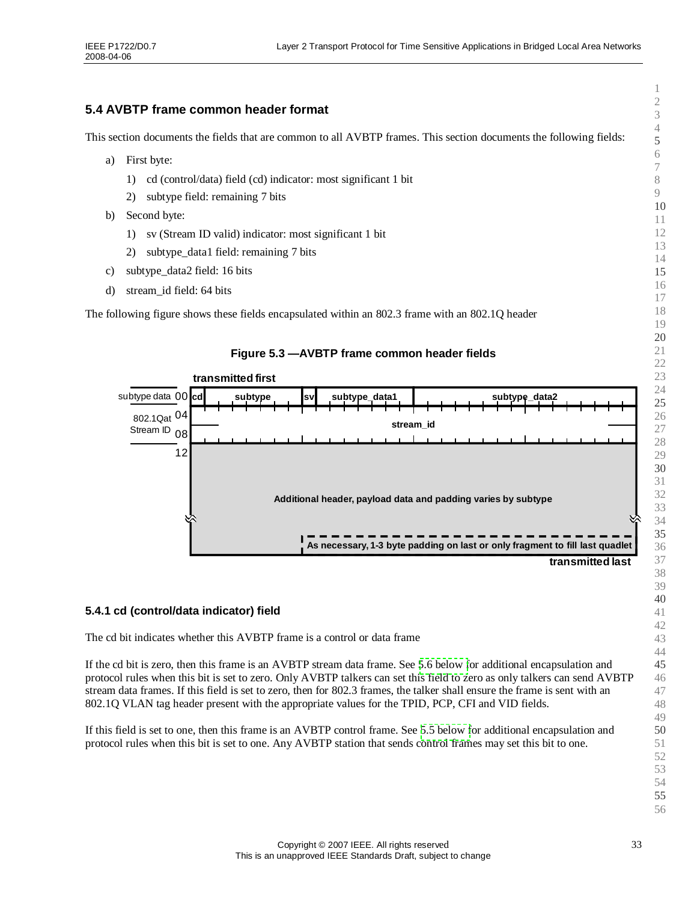## 5.4 AVBTP frame common header format

This section documents the fields that are common to all AVBTP frames. This section documents the following fields:

a) First byte:
   1) cd (control/data) field (cd) indicator: most significant 1 bit
   2) subtype field: remaining 7 bits
b) Second byte:
   1) sv (Stream ID valid) indicator: most significant 1 bit
   2) subtype_data1 field: remaining 7 bits
c) subtype_data2 field: 16 bits
d) stream_id field: 64 bits

The following figure shows these fields encapsulated within an 802.3 frame with an 802.1Q header

**Figure 5.3 —AVBTP frame common header fields**

transmitted first

| Offset | | | | | |
|---|---|---|---|---|---|
| subtype data 00 | cd | subtype | sv | subtype_data1 | subtype_data2 |
| 802.1Qat Stream ID 04 | stream_id | | | | |
| 08 | | | | | |
| 12 | Additional header, payload data and padding varies by subtype | | | | |
| | | | As necessary, 1-3 byte padding on last or only fragment to fill last quadlet | | |

transmitted last

### 5.4.1 cd (control/data indicator) field

The cd bit indicates whether this AVBTP frame is a control or data frame

If the cd bit is zero, then this frame is an AVBTP stream data frame. See 5.6 below for additional encapsulation and protocol rules when this bit is set to zero. Only AVBTP talkers can set this field to zero as only talkers can send AVBTP stream data frames. If this field is set to zero, then for 802.3 frames, the talker shall ensure the frame is sent with an 802.1Q VLAN tag header present with the appropriate values for the TPID, PCP, CFI and VID fields.

If this field is set to one, then this frame is an AVBTP control frame. See 5.5 below for additional encapsulation and protocol rules when this bit is set to one. Any AVBTP station that sends control frames may set this bit to one.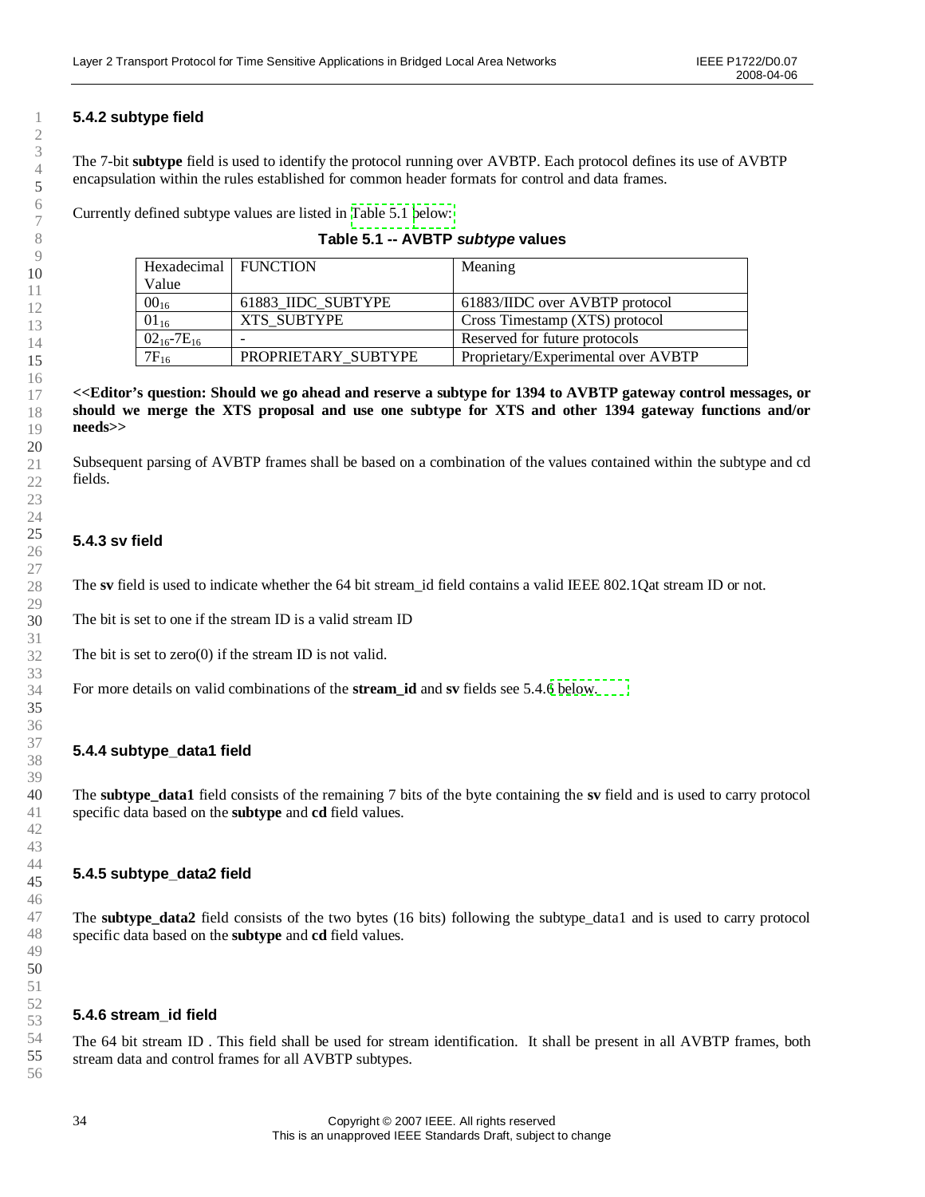### 5.4.2 subtype field

The 7-bit **subtype** field is used to identify the protocol running over AVBTP. Each protocol defines its use of AVBTP encapsulation within the rules established for common header formats for control and data frames.

Currently defined subtype values are listed in Table 5.1 below:

**Table 5.1 -- AVBTP *subtype* values**

| Hexadecimal Value | FUNCTION | Meaning |
|---|---|---|
| $00_{16}$ | 61883_IIDC_SUBTYPE | 61883/IIDC over AVBTP protocol |
| $01_{16}$ | XTS_SUBTYPE | Cross Timestamp (XTS) protocol |
| $02_{16}$-$7E_{16}$ | - | Reserved for future protocols |
| $7F_{16}$ | PROPRIETARY_SUBTYPE | Proprietary/Experimental over AVBTP |

**<<Editor's question: Should we go ahead and reserve a subtype for 1394 to AVBTP gateway control messages, or should we merge the XTS proposal and use one subtype for XTS and other 1394 gateway functions and/or needs>>**

Subsequent parsing of AVBTP frames shall be based on a combination of the values contained within the subtype and cd fields.

### 5.4.3 sv field

The **sv** field is used to indicate whether the 64 bit stream_id field contains a valid IEEE 802.1Qat stream ID or not.

The bit is set to one if the stream ID is a valid stream ID

The bit is set to zero(0) if the stream ID is not valid.

For more details on valid combinations of the **stream_id** and **sv** fields see 5.4.6 below.

### 5.4.4 subtype_data1 field

The **subtype_data1** field consists of the remaining 7 bits of the byte containing the **sv** field and is used to carry protocol specific data based on the **subtype** and **cd** field values.

### 5.4.5 subtype_data2 field

The **subtype_data2** field consists of the two bytes (16 bits) following the subtype_data1 and is used to carry protocol specific data based on the **subtype** and **cd** field values.

### 5.4.6 stream_id field

The 64 bit stream ID . This field shall be used for stream identification. It shall be present in all AVBTP frames, both stream data and control frames for all AVBTP subtypes.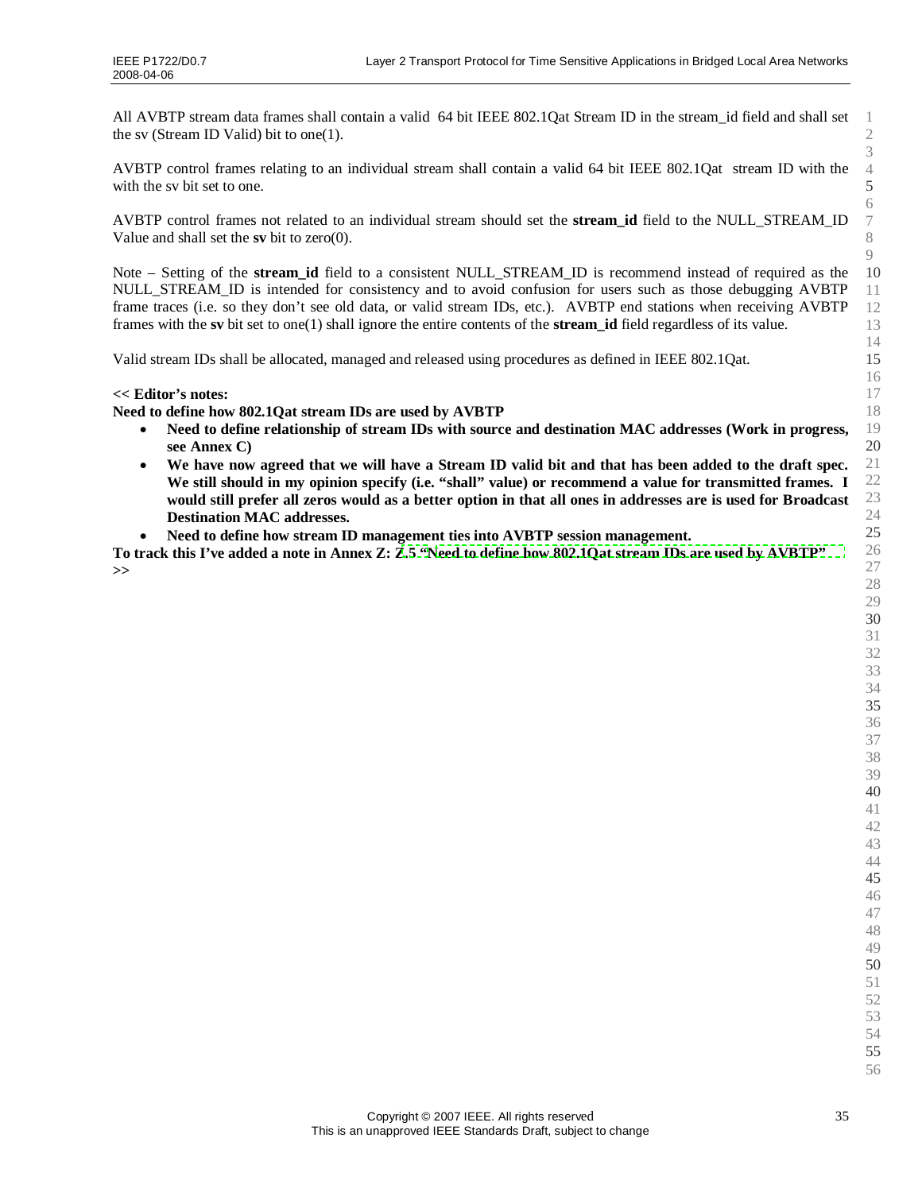All AVBTP stream data frames shall contain a valid 64 bit IEEE 802.1Qat Stream ID in the stream_id field and shall set the sv (Stream ID Valid) bit to one(1).

AVBTP control frames relating to an individual stream shall contain a valid 64 bit IEEE 802.1Qat stream ID with the with the sv bit set to one.

AVBTP control frames not related to an individual stream should set the **stream_id** field to the NULL_STREAM_ID Value and shall set the **sv** bit to zero(0).

Note – Setting of the **stream_id** field to a consistent NULL_STREAM_ID is recommend instead of required as the NULL_STREAM_ID is intended for consistency and to avoid confusion for users such as those debugging AVBTP frame traces (i.e. so they don't see old data, or valid stream IDs, etc.). AVBTP end stations when receiving AVBTP frames with the **sv** bit set to one(1) shall ignore the entire contents of the **stream_id** field regardless of its value.

Valid stream IDs shall be allocated, managed and released using procedures as defined in IEEE 802.1Qat.

**<< Editor's notes:**

**Need to define how 802.1Qat stream IDs are used by AVBTP**

- **Need to define relationship of stream IDs with source and destination MAC addresses (Work in progress, see Annex C)**
- **We have now agreed that we will have a Stream ID valid bit and that has been added to the draft spec. We still should in my opinion specify (i.e. "shall" value) or recommend a value for transmitted frames. I would still prefer all zeros would as a better option in that all ones in addresses are is used for Broadcast Destination MAC addresses.**
- **Need to define how stream ID management ties into AVBTP session management.**

**To track this I've added a note in Annex Z: Z.5 "Need to define how 802.1Qat stream IDs are used by AVBTP"**
**>>**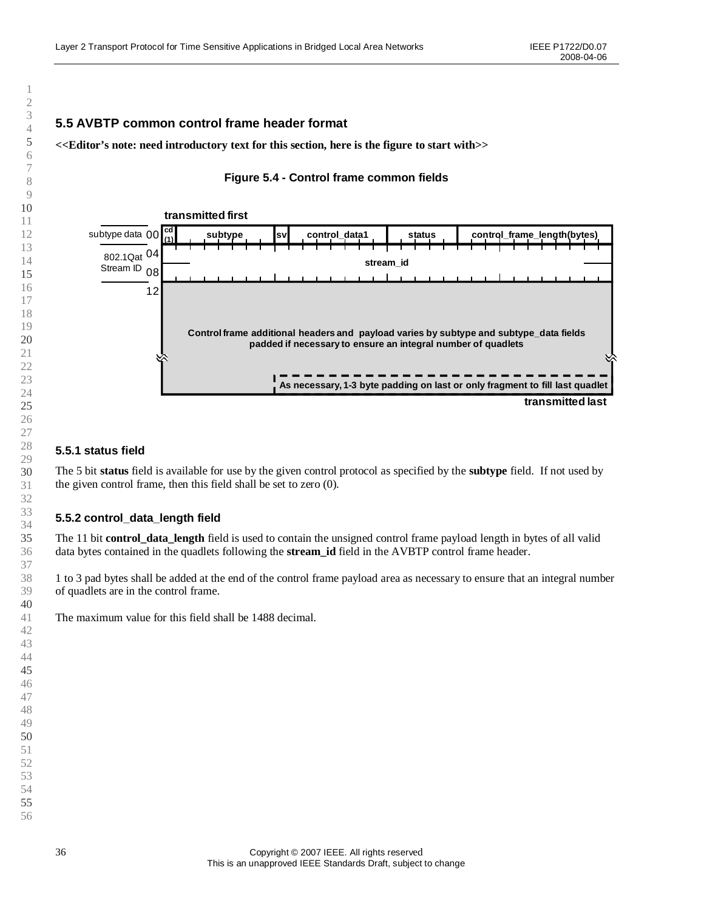## 5.5 AVBTP common control frame header format

**<<Editor's note: need introductory text for this section, here is the figure to start with>>**

**Figure 5.4 - Control frame common fields**

**transmitted first**

| | cd (1) | subtype | sv | control_data1 | status | control_frame_length(bytes) |
|---|---|---|---|---|---|---|
| subtype data 00 | cd (1) | subtype | sv | control_data1 | status | control_frame_length(bytes) |
| 802.1Qat Stream ID 04 | stream_id | | | | | |
| 08 | | | | | | |
| 12 | Control frame additional headers and payload varies by subtype and subtype_data fields padded if necessary to ensure an integral number of quadlets | | | | | |
| | | | As necessary, 1-3 byte padding on last or only fragment to fill last quadlet | | | |

**transmitted last**

### 5.5.1 status field

The 5 bit **status** field is available for use by the given control protocol as specified by the **subtype** field. If not used by the given control frame, then this field shall be set to zero (0).

### 5.5.2 control_data_length field

The 11 bit **control_data_length** field is used to contain the unsigned control frame payload length in bytes of all valid data bytes contained in the quadlets following the **stream_id** field in the AVBTP control frame header.

1 to 3 pad bytes shall be added at the end of the control frame payload area as necessary to ensure that an integral number of quadlets are in the control frame.

The maximum value for this field shall be 1488 decimal.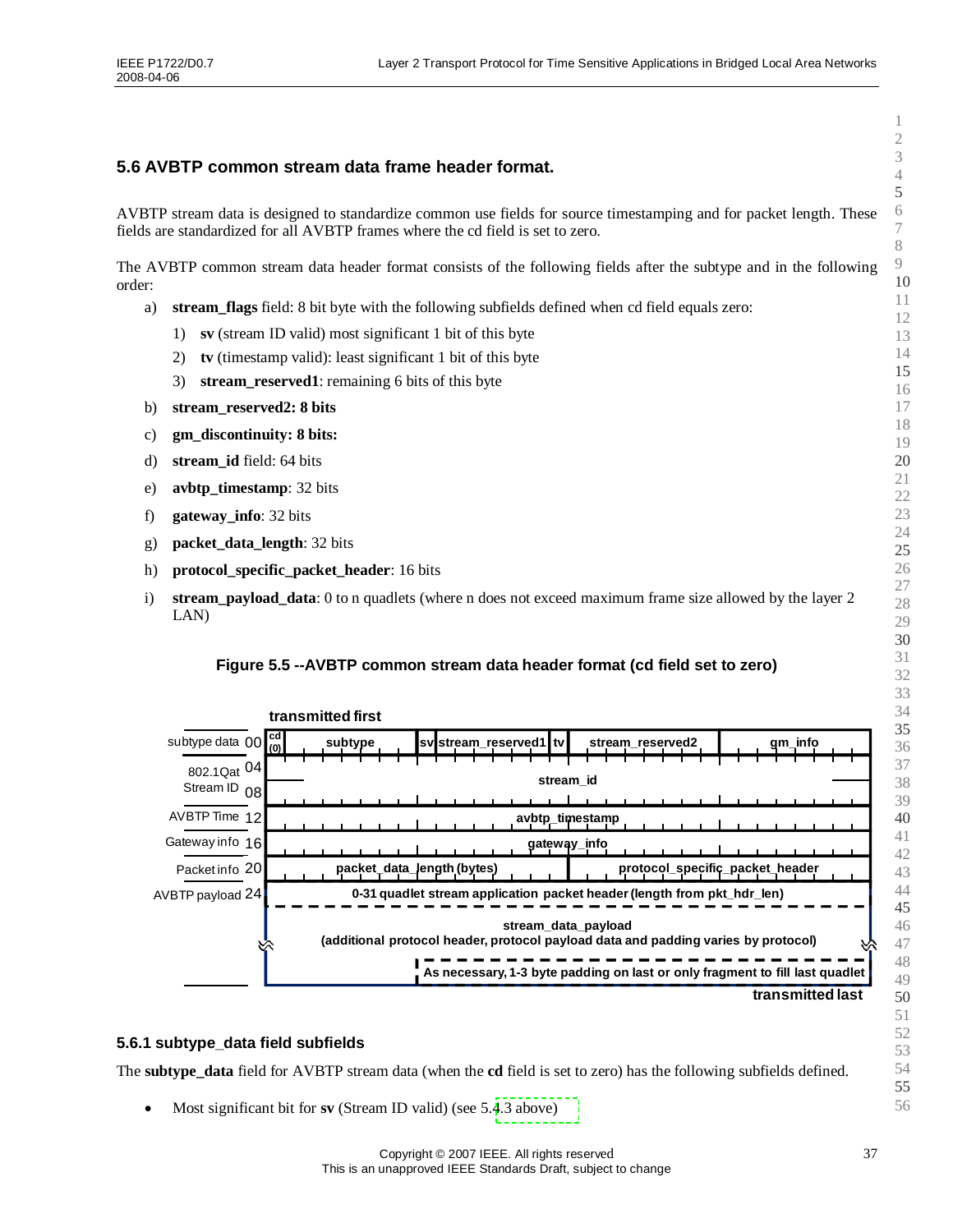## 5.6 AVBTP common stream data frame header format.

AVBTP stream data is designed to standardize common use fields for source timestamping and for packet length. These fields are standardized for all AVBTP frames where the cd field is set to zero.

The AVBTP common stream data header format consists of the following fields after the subtype and in the following order:

a) **stream_flags** field: 8 bit byte with the following subfields defined when cd field equals zero:
   1) **sv** (stream ID valid) most significant 1 bit of this byte
   2) **tv** (timestamp valid): least significant 1 bit of this byte
   3) **stream_reserved1**: remaining 6 bits of this byte
b) **stream_reserved2: 8 bits**
c) **gm_discontinuity: 8 bits:**
d) **stream_id** field: 64 bits
e) **avbtp_timestamp**: 32 bits
f) **gateway_info**: 32 bits
g) **packet_data_length**: 32 bits
h) **protocol_specific_packet_header**: 16 bits
i) **stream_payload_data**: 0 to n quadlets (where n does not exceed maximum frame size allowed by the layer 2 LAN)

**Figure 5.5 --AVBTP common stream data header format (cd field set to zero)**

transmitted first

| Offset | Fields |
|---|---|
| subtype data 00 | cd (0) \| subtype \| sv \| stream_reserved1 \| tv \| stream_reserved2 \| gm_info |
| 802.1Qat Stream ID 04 | stream_id |
| 08 | stream_id (continued) |
| AVBTP Time 12 | avbtp_timestamp |
| Gateway info 16 | gateway_info |
| Packet info 20 | packet_data_length (bytes) \| protocol_specific_packet_header |
| AVBTP payload 24 | 0-31 quadlet stream application packet header (length from pkt_hdr_len) |
| | stream_data_payload (additional protocol header, protocol payload data and padding varies by protocol) |
| | As necessary, 1-3 byte padding on last or only fragment to fill last quadlet |

transmitted last

### 5.6.1 subtype_data field subfields

The **subtype_data** field for AVBTP stream data (when the **cd** field is set to zero) has the following subfields defined.

- Most significant bit for **sv** (Stream ID valid) (see 5.4.3 above)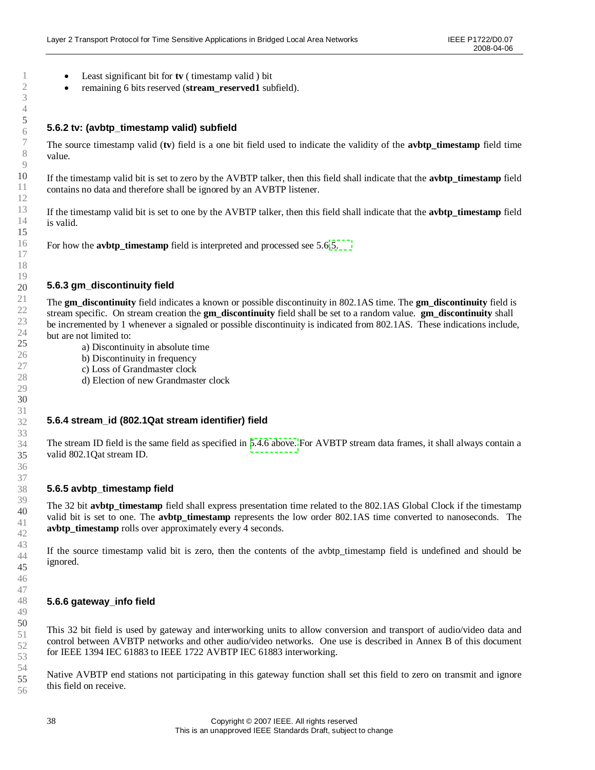- Least significant bit for **tv** ( timestamp valid ) bit
- remaining 6 bits reserved (**stream_reserved1** subfield).

### 5.6.2 tv: (avbtp_timestamp valid) subfield

The source timestamp valid (**tv**) field is a one bit field used to indicate the validity of the **avbtp_timestamp** field time value.

If the timestamp valid bit is set to zero by the AVBTP talker, then this field shall indicate that the **avbtp_timestamp** field contains no data and therefore shall be ignored by an AVBTP listener.

If the timestamp valid bit is set to one by the AVBTP talker, then this field shall indicate that the **avbtp_timestamp** field is valid.

For how the **avbtp_timestamp** field is interpreted and processed see 5.6.5.

### 5.6.3 gm_discontinuity field

The **gm_discontinuity** field indicates a known or possible discontinuity in 802.1AS time. The **gm_discontinuity** field is stream specific. On stream creation the **gm_discontinuity** field shall be set to a random value. **gm_discontinuity** shall be incremented by 1 whenever a signaled or possible discontinuity is indicated from 802.1AS. These indications include, but are not limited to:

a) Discontinuity in absolute time
b) Discontinuity in frequency
c) Loss of Grandmaster clock
d) Election of new Grandmaster clock

### 5.6.4 stream_id (802.1Qat stream identifier) field

The stream ID field is the same field as specified in 5.4.6 above. For AVBTP stream data frames, it shall always contain a valid 802.1Qat stream ID.

### 5.6.5 avbtp_timestamp field

The 32 bit **avbtp_timestamp** field shall express presentation time related to the 802.1AS Global Clock if the timestamp valid bit is set to one. The **avbtp_timestamp** represents the low order 802.1AS time converted to nanoseconds. The **avbtp_timestamp** rolls over approximately every 4 seconds.

If the source timestamp valid bit is zero, then the contents of the avbtp_timestamp field is undefined and should be ignored.

### 5.6.6 gateway_info field

This 32 bit field is used by gateway and interworking units to allow conversion and transport of audio/video data and control between AVBTP networks and other audio/video networks. One use is described in Annex B of this document for IEEE 1394 IEC 61883 to IEEE 1722 AVBTP IEC 61883 interworking.

Native AVBTP end stations not participating in this gateway function shall set this field to zero on transmit and ignore this field on receive.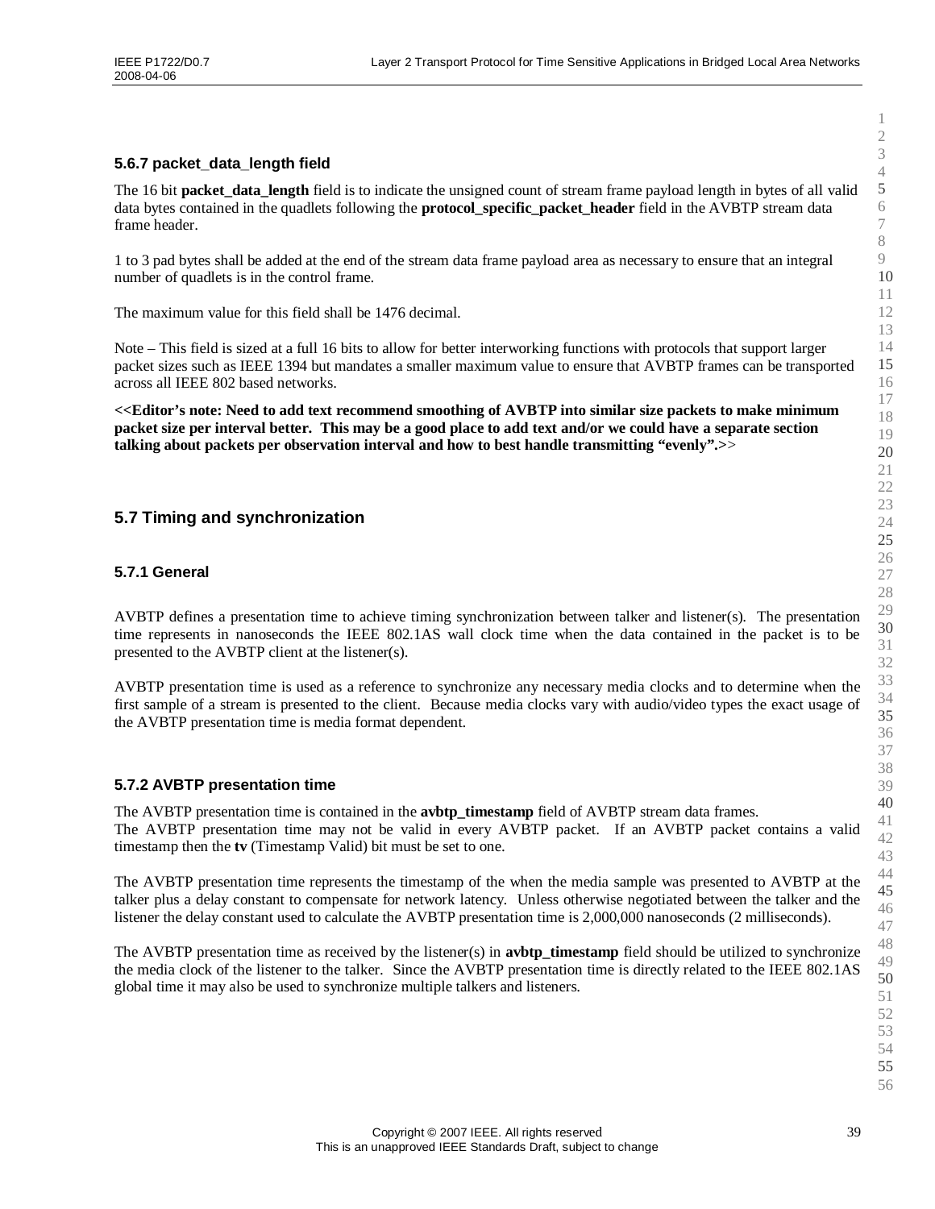### 5.6.7 packet_data_length field

The 16 bit **packet_data_length** field is to indicate the unsigned count of stream frame payload length in bytes of all valid data bytes contained in the quadlets following the **protocol_specific_packet_header** field in the AVBTP stream data frame header.

1 to 3 pad bytes shall be added at the end of the stream data frame payload area as necessary to ensure that an integral number of quadlets is in the control frame.

The maximum value for this field shall be 1476 decimal.

Note – This field is sized at a full 16 bits to allow for better interworking functions with protocols that support larger packet sizes such as IEEE 1394 but mandates a smaller maximum value to ensure that AVBTP frames can be transported across all IEEE 802 based networks.

**<<Editor's note: Need to add text recommend smoothing of AVBTP into similar size packets to make minimum packet size per interval better. This may be a good place to add text and/or we could have a separate section talking about packets per observation interval and how to best handle transmitting "evenly".>>**

## 5.7 Timing and synchronization

### 5.7.1 General

AVBTP defines a presentation time to achieve timing synchronization between talker and listener(s). The presentation time represents in nanoseconds the IEEE 802.1AS wall clock time when the data contained in the packet is to be presented to the AVBTP client at the listener(s).

AVBTP presentation time is used as a reference to synchronize any necessary media clocks and to determine when the first sample of a stream is presented to the client. Because media clocks vary with audio/video types the exact usage of the AVBTP presentation time is media format dependent.

### 5.7.2 AVBTP presentation time

The AVBTP presentation time is contained in the **avbtp_timestamp** field of AVBTP stream data frames.
The AVBTP presentation time may not be valid in every AVBTP packet. If an AVBTP packet contains a valid timestamp then the **tv** (Timestamp Valid) bit must be set to one.

The AVBTP presentation time represents the timestamp of the when the media sample was presented to AVBTP at the talker plus a delay constant to compensate for network latency. Unless otherwise negotiated between the talker and the listener the delay constant used to calculate the AVBTP presentation time is 2,000,000 nanoseconds (2 milliseconds).

The AVBTP presentation time as received by the listener(s) in **avbtp_timestamp** field should be utilized to synchronize the media clock of the listener to the talker. Since the AVBTP presentation time is directly related to the IEEE 802.1AS global time it may also be used to synchronize multiple talkers and listeners.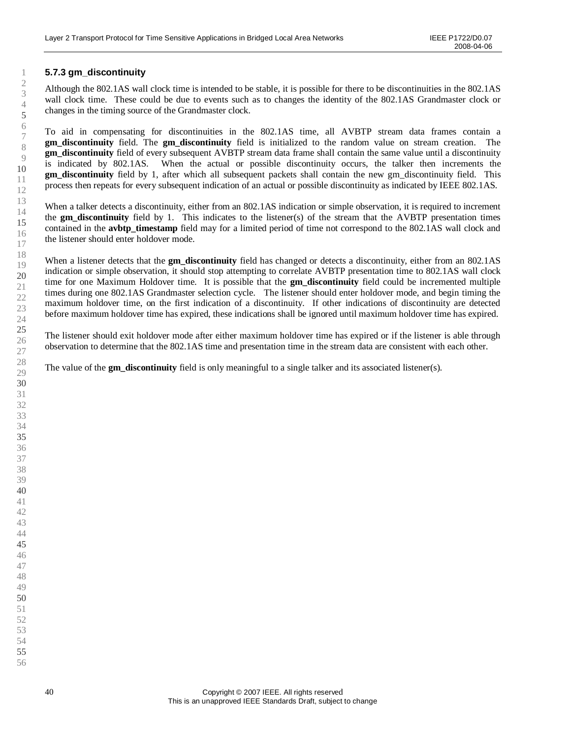### 5.7.3 gm_discontinuity

Although the 802.1AS wall clock time is intended to be stable, it is possible for there to be discontinuities in the 802.1AS wall clock time. These could be due to events such as to changes the identity of the 802.1AS Grandmaster clock or changes in the timing source of the Grandmaster clock.

To aid in compensating for discontinuities in the 802.1AS time, all AVBTP stream data frames contain a **gm_discontinuity** field. The **gm_discontinuity** field is initialized to the random value on stream creation. The **gm_discontinuity** field of every subsequent AVBTP stream data frame shall contain the same value until a discontinuity is indicated by 802.1AS. When the actual or possible discontinuity occurs, the talker then increments the **gm_discontinuity** field by 1, after which all subsequent packets shall contain the new gm_discontinuity field. This process then repeats for every subsequent indication of an actual or possible discontinuity as indicated by IEEE 802.1AS.

When a talker detects a discontinuity, either from an 802.1AS indication or simple observation, it is required to increment the **gm_discontinuity** field by 1. This indicates to the listener(s) of the stream that the AVBTP presentation times contained in the **avbtp_timestamp** field may for a limited period of time not correspond to the 802.1AS wall clock and the listener should enter holdover mode.

When a listener detects that the **gm_discontinuity** field has changed or detects a discontinuity, either from an 802.1AS indication or simple observation, it should stop attempting to correlate AVBTP presentation time to 802.1AS wall clock time for one Maximum Holdover time. It is possible that the **gm_discontinuity** field could be incremented multiple times during one 802.1AS Grandmaster selection cycle. The listener should enter holdover mode, and begin timing the maximum holdover time, on the first indication of a discontinuity. If other indications of discontinuity are detected before maximum holdover time has expired, these indications shall be ignored until maximum holdover time has expired.

The listener should exit holdover mode after either maximum holdover time has expired or if the listener is able through observation to determine that the 802.1AS time and presentation time in the stream data are consistent with each other.

The value of the **gm_discontinuity** field is only meaningful to a single talker and its associated listener(s).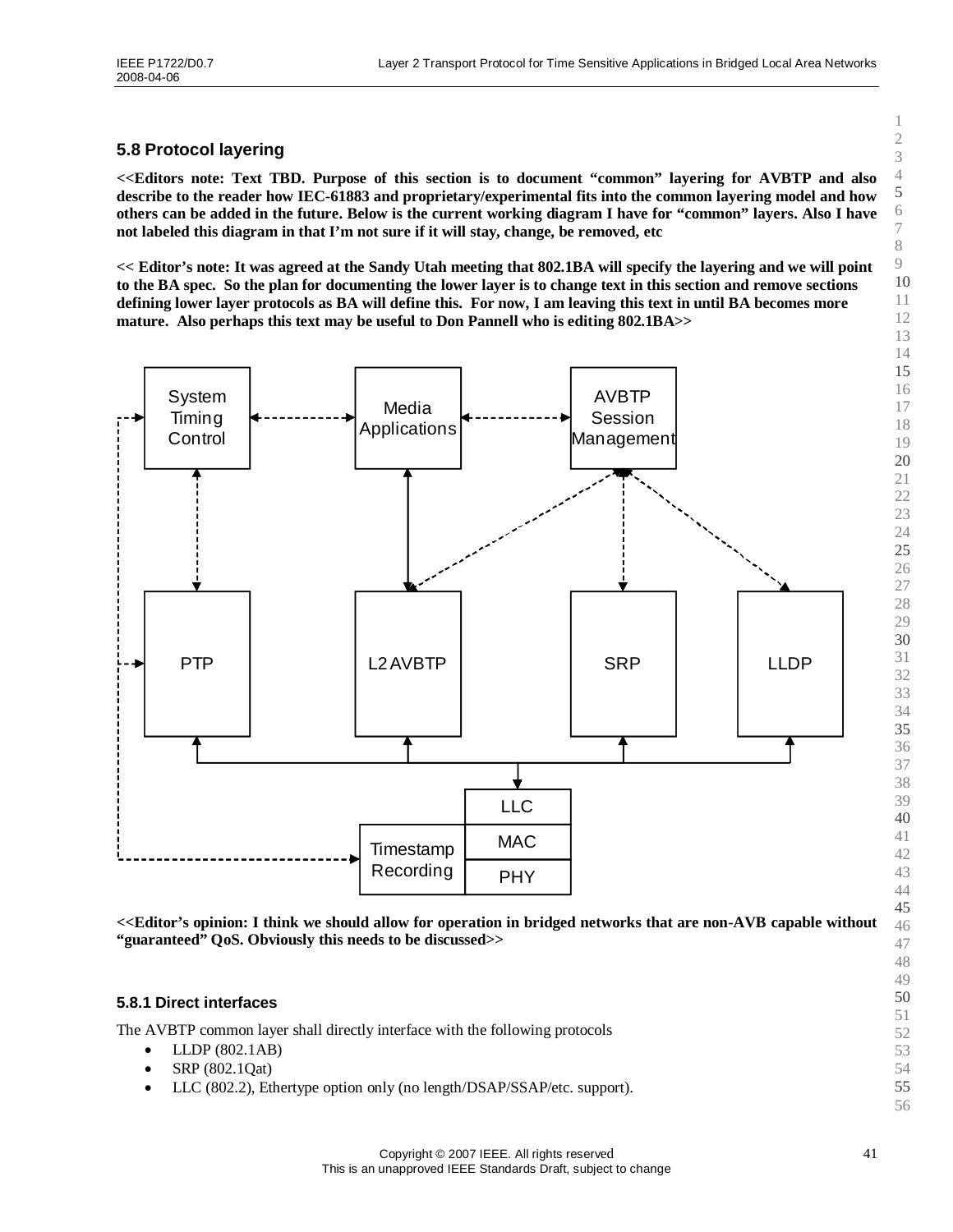## 5.8 Protocol layering

**<<Editors note: Text TBD. Purpose of this section is to document "common" layering for AVBTP and also describe to the reader how IEC-61883 and proprietary/experimental fits into the common layering model and how others can be added in the future. Below is the current working diagram I have for "common" layers. Also I have not labeled this diagram in that I'm not sure if it will stay, change, be removed, etc**

**<< Editor's note: It was agreed at the Sandy Utah meeting that 802.1BA will specify the layering and we will point to the BA spec. So the plan for documenting the lower layer is to change text in this section and remove sections defining lower layer protocols as BA will define this. For now, I am leaving this text in until BA becomes more mature. Also perhaps this text may be useful to Don Pannell who is editing 802.1BA>>**

System Timing Control | Media Applications | AVBTP Session Management

PTP | L2 AVBTP | SRP | LLDP

LLC | MAC | PHY | Timestamp Recording

**<<Editor's opinion: I think we should allow for operation in bridged networks that are non-AVB capable without "guaranteed" QoS. Obviously this needs to be discussed>>**

### 5.8.1 Direct interfaces

The AVBTP common layer shall directly interface with the following protocols

- LLDP (802.1AB)
- SRP (802.1Qat)
- LLC (802.2), Ethertype option only (no length/DSAP/SSAP/etc. support).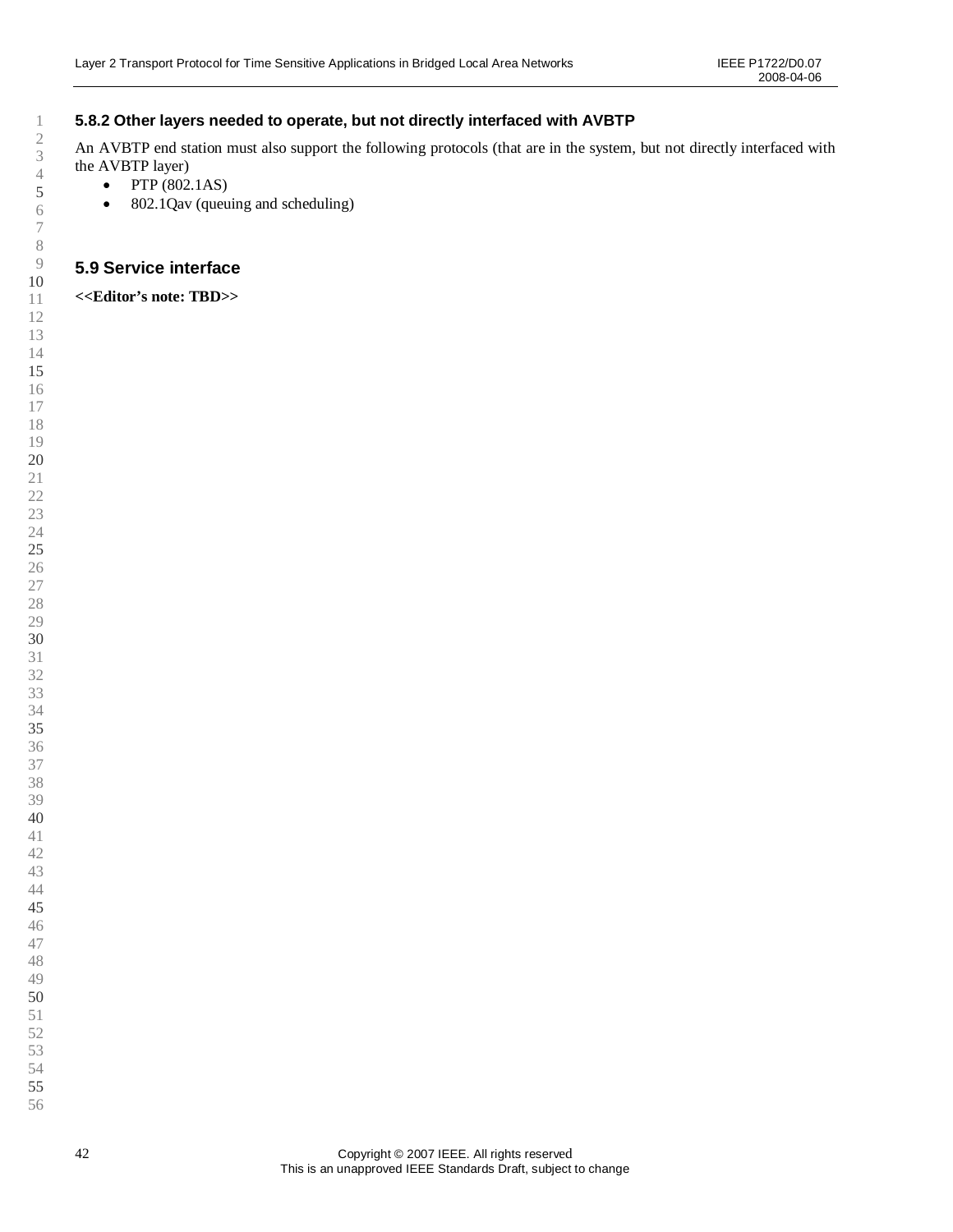### 5.8.2 Other layers needed to operate, but not directly interfaced with AVBTP

An AVBTP end station must also support the following protocols (that are in the system, but not directly interfaced with the AVBTP layer)

- PTP (802.1AS)
- 802.1Qav (queuing and scheduling)

## 5.9 Service interface

**<<Editor's note: TBD>>**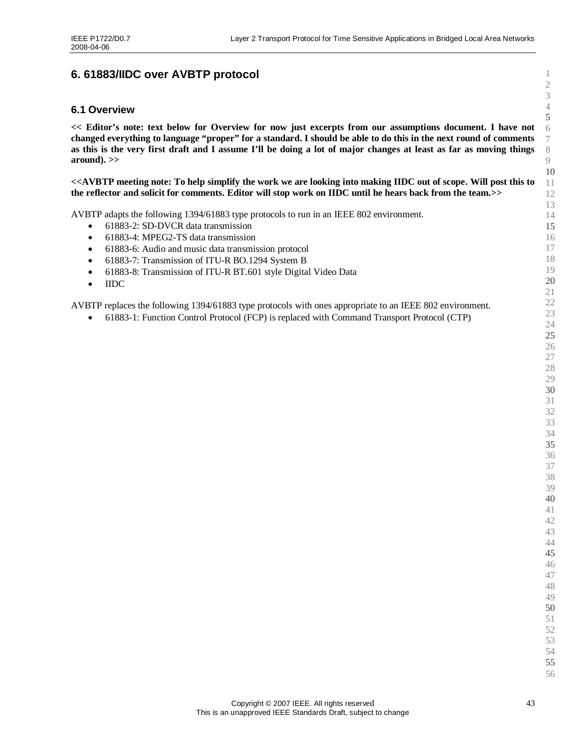# 6. 61883/IIDC over AVBTP protocol

## 6.1 Overview

**<< Editor's note: text below for Overview for now just excerpts from our assumptions document. I have not changed everything to language "proper" for a standard. I should be able to do this in the next round of comments as this is the very first draft and I assume I'll be doing a lot of major changes at least as far as moving things around). >>**

**<<AVBTP meeting note: To help simplify the work we are looking into making IIDC out of scope. Will post this to the reflector and solicit for comments. Editor will stop work on IIDC until he hears back from the team.>>**

AVBTP adapts the following 1394/61883 type protocols to run in an IEEE 802 environment.

- 61883-2: SD-DVCR data transmission
- 61883-4: MPEG2-TS data transmission
- 61883-6: Audio and music data transmission protocol
- 61883-7: Transmission of ITU-R BO.1294 System B
- 61883-8: Transmission of ITU-R BT.601 style Digital Video Data
- IIDC

AVBTP replaces the following 1394/61883 type protocols with ones appropriate to an IEEE 802 environment.

- 61883-1: Function Control Protocol (FCP) is replaced with Command Transport Protocol (CTP)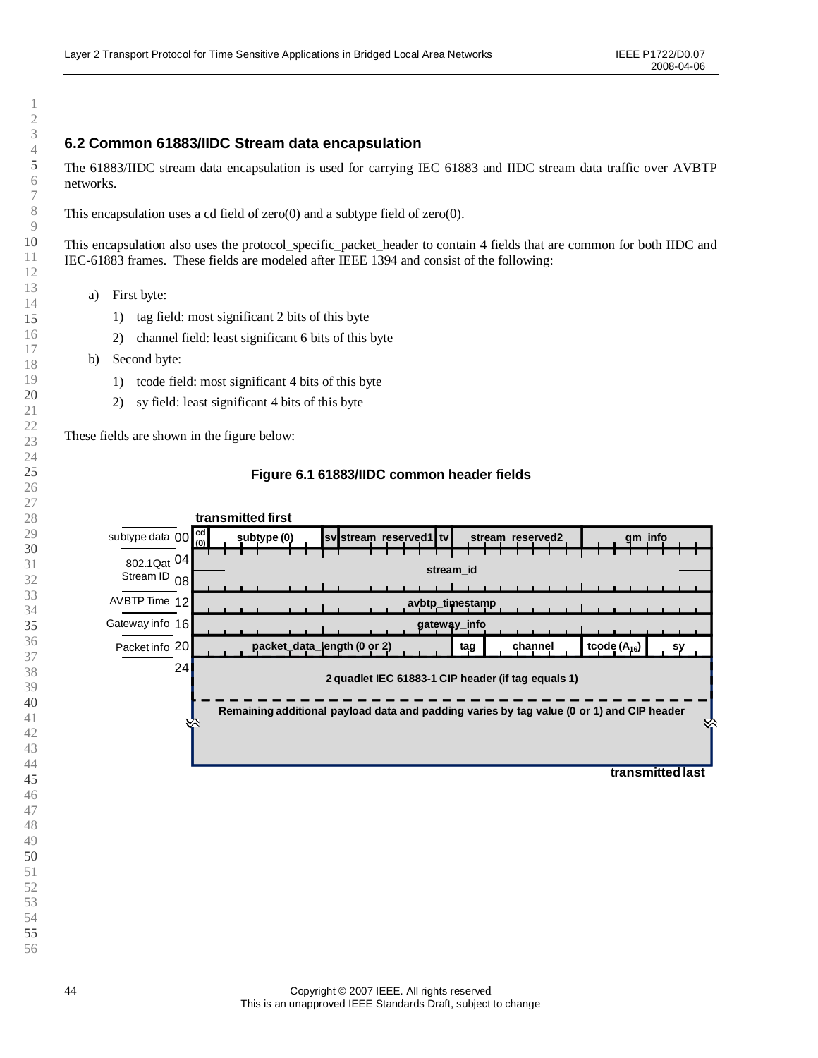## 6.2 Common 61883/IIDC Stream data encapsulation

The 61883/IIDC stream data encapsulation is used for carrying IEC 61883 and IIDC stream data traffic over AVBTP networks.

This encapsulation uses a cd field of zero(0) and a subtype field of zero(0).

This encapsulation also uses the protocol_specific_packet_header to contain 4 fields that are common for both IIDC and IEC-61883 frames. These fields are modeled after IEEE 1394 and consist of the following:

a) First byte:
   1) tag field: most significant 2 bits of this byte
   2) channel field: least significant 6 bits of this byte
b) Second byte:
   1) tcode field: most significant 4 bits of this byte
   2) sy field: least significant 4 bits of this byte

These fields are shown in the figure below:

**Figure 6.1 61883/IIDC common header fields**

transmitted first

| | Offset | Fields |
|---|---|---|
| subtype data | 00 | cd (0) \| subtype (0) \| sv \| stream_reserved1 \| tv \| stream_reserved2 \| gm_info |
| 802.1Qat Stream ID | 04 | stream_id |
| | 08 | stream_id |
| AVBTP Time | 12 | avbtp_timestamp |
| Gateway info | 16 | gateway_info |
| Packet info | 20 | packet_data_length (0 or 2) \| tag \| channel \| tcode ($A_{16}$) \| sy |
| | 24 | 2 quadlet IEC 61883-1 CIP header (if tag equals 1) |
| | | Remaining additional payload data and padding varies by tag value (0 or 1) and CIP header |

transmitted last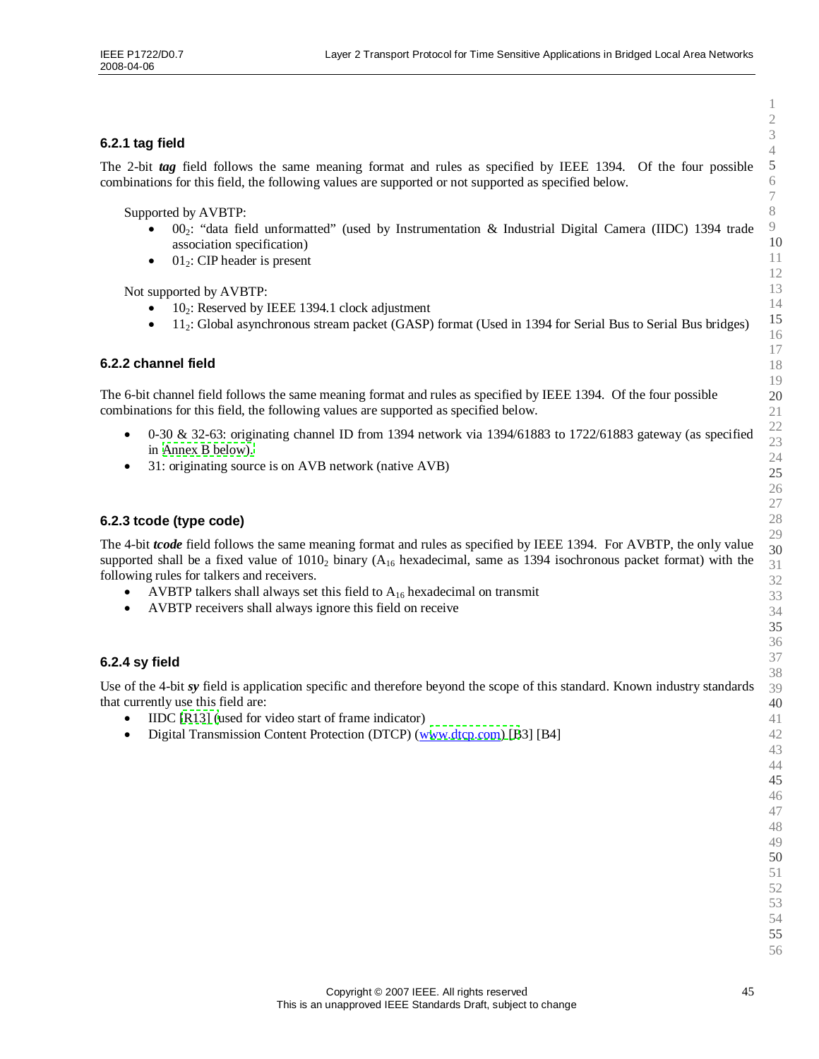### 6.2.1 tag field

The 2-bit ***tag*** field follows the same meaning format and rules as specified by IEEE 1394. Of the four possible combinations for this field, the following values are supported or not supported as specified below.

Supported by AVBTP:

- $00_2$: "data field unformatted" (used by Instrumentation & Industrial Digital Camera (IIDC) 1394 trade association specification)
- $01_2$: CIP header is present

Not supported by AVBTP:

- $10_2$: Reserved by IEEE 1394.1 clock adjustment
- $11_2$: Global asynchronous stream packet (GASP) format (Used in 1394 for Serial Bus to Serial Bus bridges)

### 6.2.2 channel field

The 6-bit channel field follows the same meaning format and rules as specified by IEEE 1394. Of the four possible combinations for this field, the following values are supported as specified below.

- 0-30 & 32-63: originating channel ID from 1394 network via 1394/61883 to 1722/61883 gateway (as specified in Annex B below).
- 31: originating source is on AVB network (native AVB)

### 6.2.3 tcode (type code)

The 4-bit ***tcode*** field follows the same meaning format and rules as specified by IEEE 1394. For AVBTP, the only value supported shall be a fixed value of $1010_2$ binary ($A_{16}$ hexadecimal, same as 1394 isochronous packet format) with the following rules for talkers and receivers.

- AVBTP talkers shall always set this field to $A_{16}$ hexadecimal on transmit
- AVBTP receivers shall always ignore this field on receive

### 6.2.4 sy field

Use of the 4-bit ***sy*** field is application specific and therefore beyond the scope of this standard. Known industry standards that currently use this field are:

- IIDC [R13] (used for video start of frame indicator)
- Digital Transmission Content Protection (DTCP) (www.dtcp.com) [B3] [B4]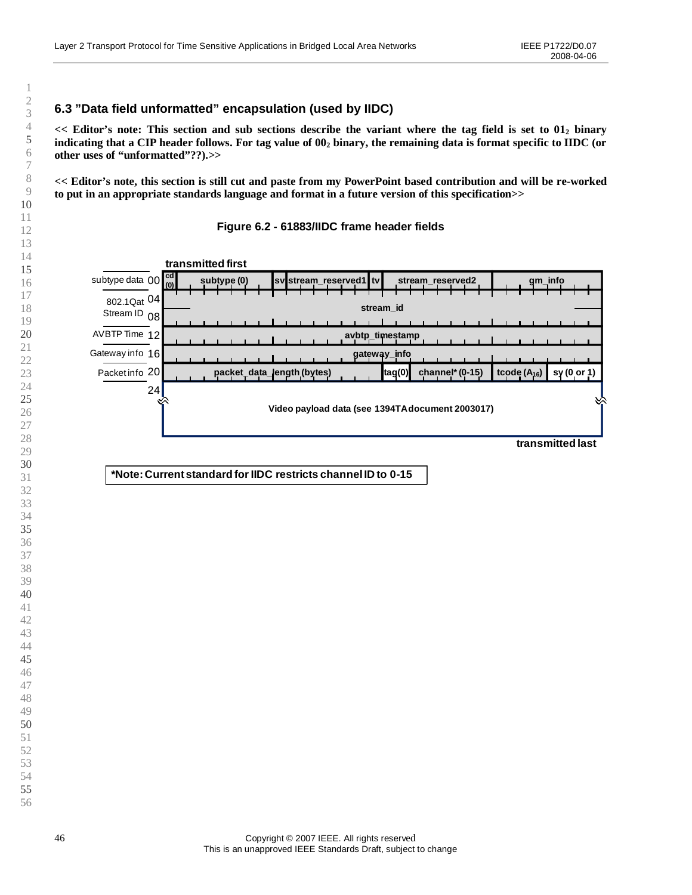## 6.3 "Data field unformatted" encapsulation (used by IIDC)

**<< Editor's note: This section and sub sections describe the variant where the tag field is set to $01_2$ binary indicating that a CIP header follows. For tag value of $00_2$ binary, the remaining data is format specific to IIDC (or other uses of "unformatted"??).>>**

**<< Editor's note, this section is still cut and paste from my PowerPoint based contribution and will be re-worked to put in an appropriate standards language and format in a future version of this specification>>**

**Figure 6.2 - 61883/IIDC frame header fields**

**transmitted first**

| | Offset | Fields |
|---|---|---|
| subtype data | 00 | cd (0) \| subtype (0) \| sv \| stream_reserved1 \| tv \| stream_reserved2 \| gm_info |
| 802.1Qat Stream ID | 04 | stream_id |
| | 08 | stream_id |
| AVBTP Time | 12 | avbtp_timestamp |
| Gateway info | 16 | gateway_info |
| Packet info | 20 | packet_data_length (bytes) \| tag(0) \| channel* (0-15) \| tcode ($A_{16}$) \| sy (0 or 1) |
| | 24 | Video payload data (see 1394TA document 2003017) |

**transmitted last**

**\*Note: Current standard for IIDC restricts channel ID to 0-15**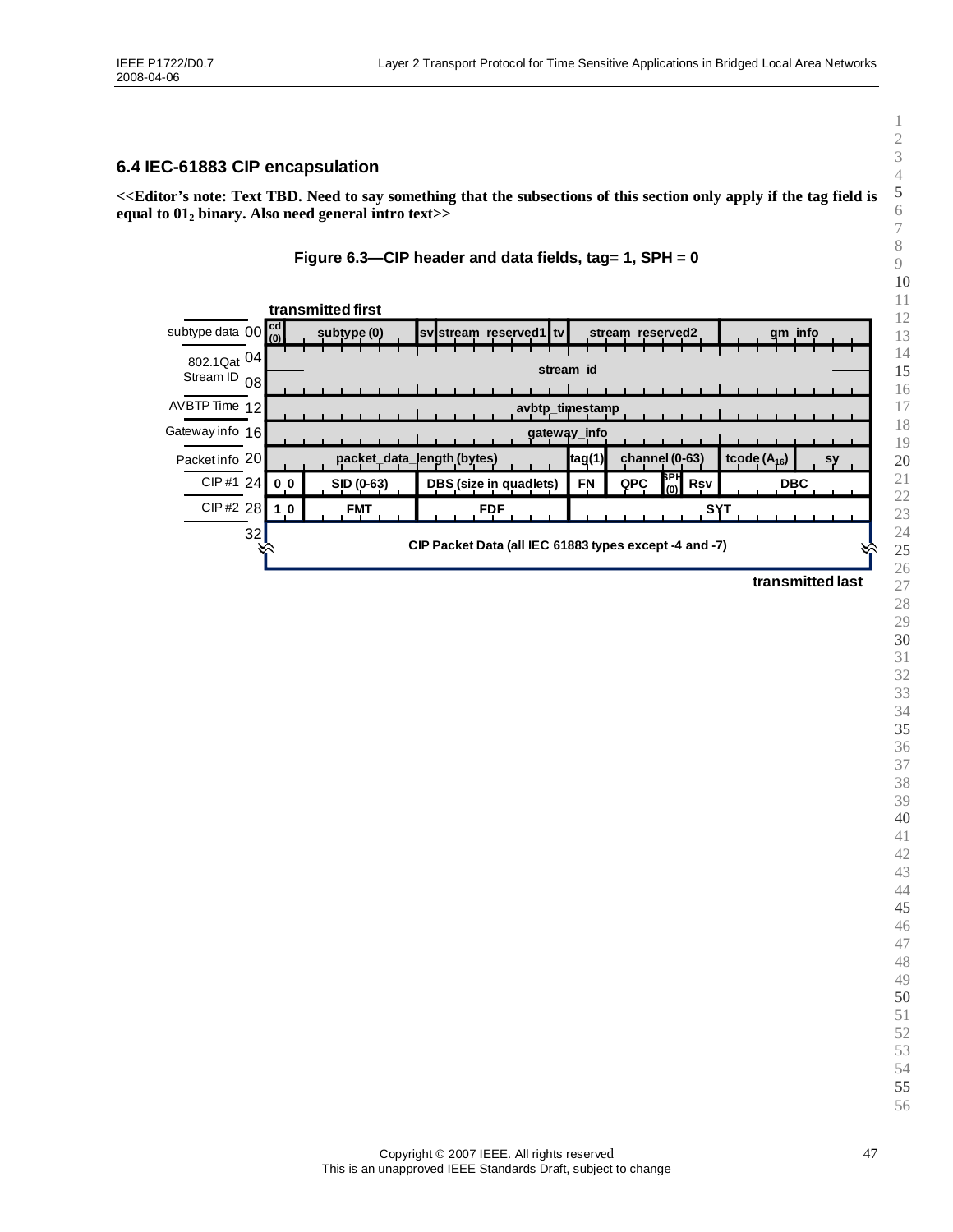## 6.4 IEC-61883 CIP encapsulation

**<<Editor's note: Text TBD. Need to say something that the subsections of this section only apply if the tag field is equal to $01_2$ binary. Also need general intro text>>**

**Figure 6.3—CIP header and data fields, tag= 1, SPH = 0**

transmitted first

| Label | Offset | Fields |
|---|---|---|
| subtype data | 00 | cd (0) \| subtype (0) \| sv \| stream_reserved1 \| tv \| stream_reserved2 \| gm_info |
| 802.1Qat Stream ID | 04 | stream_id |
| | 08 | stream_id (cont.) |
| AVBTP Time | 12 | avbtp_timestamp |
| Gateway info | 16 | gateway_info |
| Packet info | 20 | packet_data_length (bytes) \| tag(1) \| channel (0-63) \| tcode ($A_{16}$) \| sy |
| CIP #1 | 24 | 0 0 \| SID (0-63) \| DBS (size in quadlets) \| FN \| QPC \| SPH (0) \| Rsv \| DBC |
| CIP #2 | 28 | 1 0 \| FMT \| FDF \| SYT |
| | 32 | CIP Packet Data (all IEC 61883 types except -4 and -7) |

transmitted last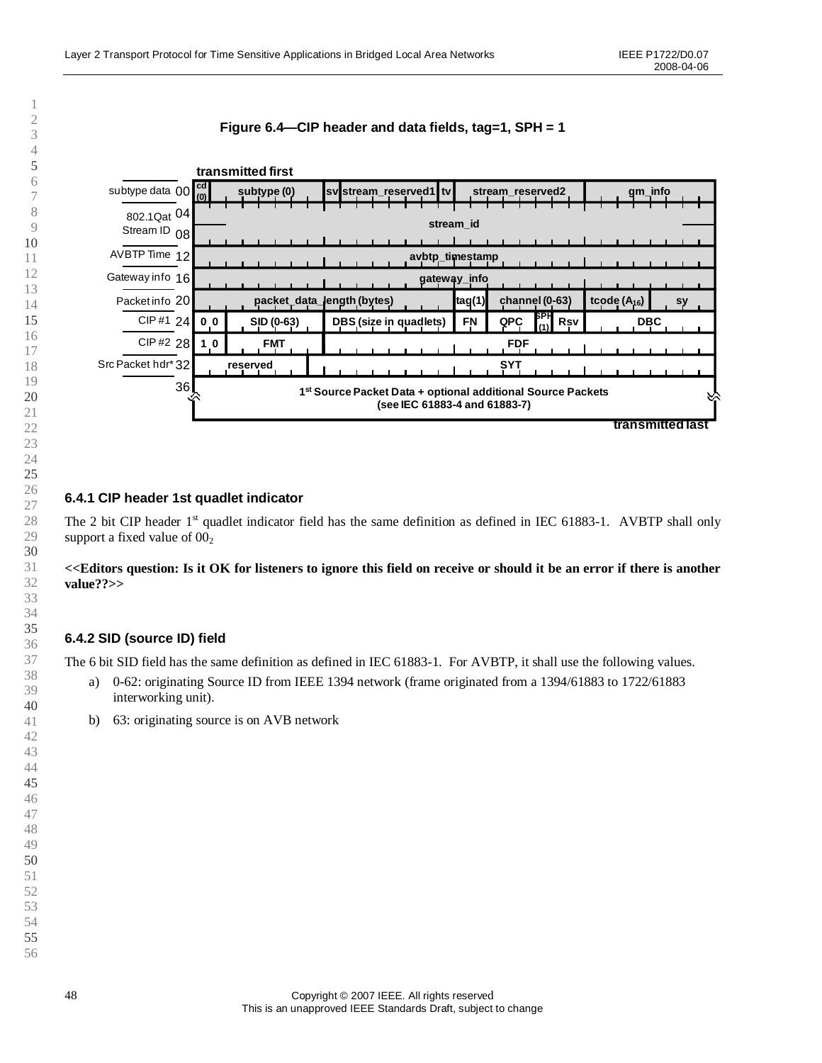**Figure 6.4—CIP header and data fields, tag=1, SPH = 1**

transmitted first

| Label | Offset | Fields |
|---|---|---|
| subtype data | 00 | cd (0) \| subtype (0) \| sv \| stream_reserved1 \| tv \| stream_reserved2 \| gm_info |
| 802.1Qat Stream ID | 04 | stream_id |
| | 08 | |
| AVBTP Time | 12 | avbtp_timestamp |
| Gateway info | 16 | gateway_info |
| Packet info | 20 | packet_data_length (bytes) \| tag(1) \| channel (0-63) \| tcode ($A_{16}$) \| sy |
| CIP #1 | 24 | 0 0 \| SID (0-63) \| DBS (size in quadlets) \| FN \| QPC \| SPH (1) \| Rsv \| DBC |
| CIP #2 | 28 | 1 0 \| FMT \| FDF |
| Src Packet hdr* | 32 | reserved \| SYT |
| | 36 | 1st Source Packet Data + optional additional Source Packets (see IEC 61883-4 and 61883-7) |

transmitted last

### 6.4.1 CIP header 1st quadlet indicator

The 2 bit CIP header 1st quadlet indicator field has the same definition as defined in IEC 61883-1. AVBTP shall only support a fixed value of $00_2$

**<<Editors question: Is it OK for listeners to ignore this field on receive or should it be an error if there is another value??>>**

### 6.4.2 SID (source ID) field

The 6 bit SID field has the same definition as defined in IEC 61883-1. For AVBTP, it shall use the following values.

a) 0-62: originating Source ID from IEEE 1394 network (frame originated from a 1394/61883 to 1722/61883 interworking unit).

b) 63: originating source is on AVB network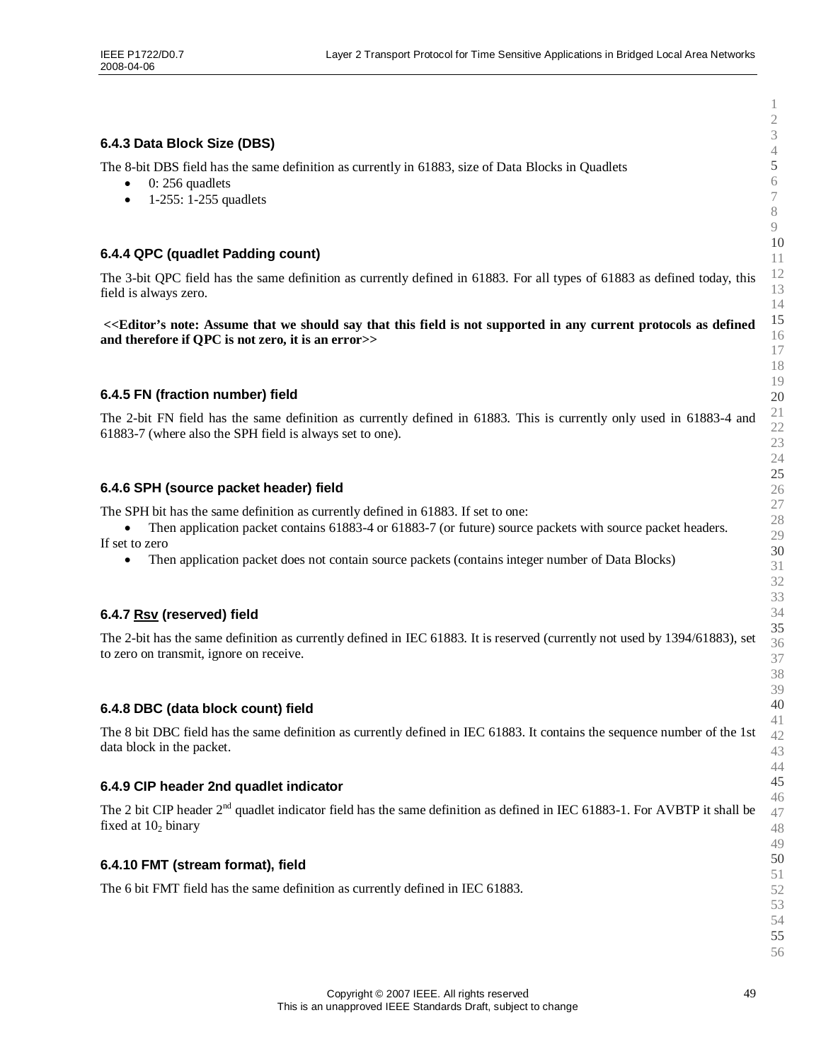### 6.4.3 Data Block Size (DBS)

The 8-bit DBS field has the same definition as currently in 61883, size of Data Blocks in Quadlets

- 0: 256 quadlets
- 1-255: 1-255 quadlets

### 6.4.4 QPC (quadlet Padding count)

The 3-bit QPC field has the same definition as currently defined in 61883. For all types of 61883 as defined today, this field is always zero.

**<<Editor's note: Assume that we should say that this field is not supported in any current protocols as defined and therefore if QPC is not zero, it is an error>>**

### 6.4.5 FN (fraction number) field

The 2-bit FN field has the same definition as currently defined in 61883. This is currently only used in 61883-4 and 61883-7 (where also the SPH field is always set to one).

### 6.4.6 SPH (source packet header) field

The SPH bit has the same definition as currently defined in 61883. If set to one:

- Then application packet contains 61883-4 or 61883-7 (or future) source packets with source packet headers.

If set to zero

- Then application packet does not contain source packets (contains integer number of Data Blocks)

### 6.4.7 Rsv (reserved) field

The 2-bit has the same definition as currently defined in IEC 61883. It is reserved (currently not used by 1394/61883), set to zero on transmit, ignore on receive.

### 6.4.8 DBC (data block count) field

The 8 bit DBC field has the same definition as currently defined in IEC 61883. It contains the sequence number of the 1st data block in the packet.

### 6.4.9 CIP header 2nd quadlet indicator

The 2 bit CIP header 2nd quadlet indicator field has the same definition as defined in IEC 61883-1. For AVBTP it shall be fixed at $10_2$ binary

### 6.4.10 FMT (stream format), field

The 6 bit FMT field has the same definition as currently defined in IEC 61883.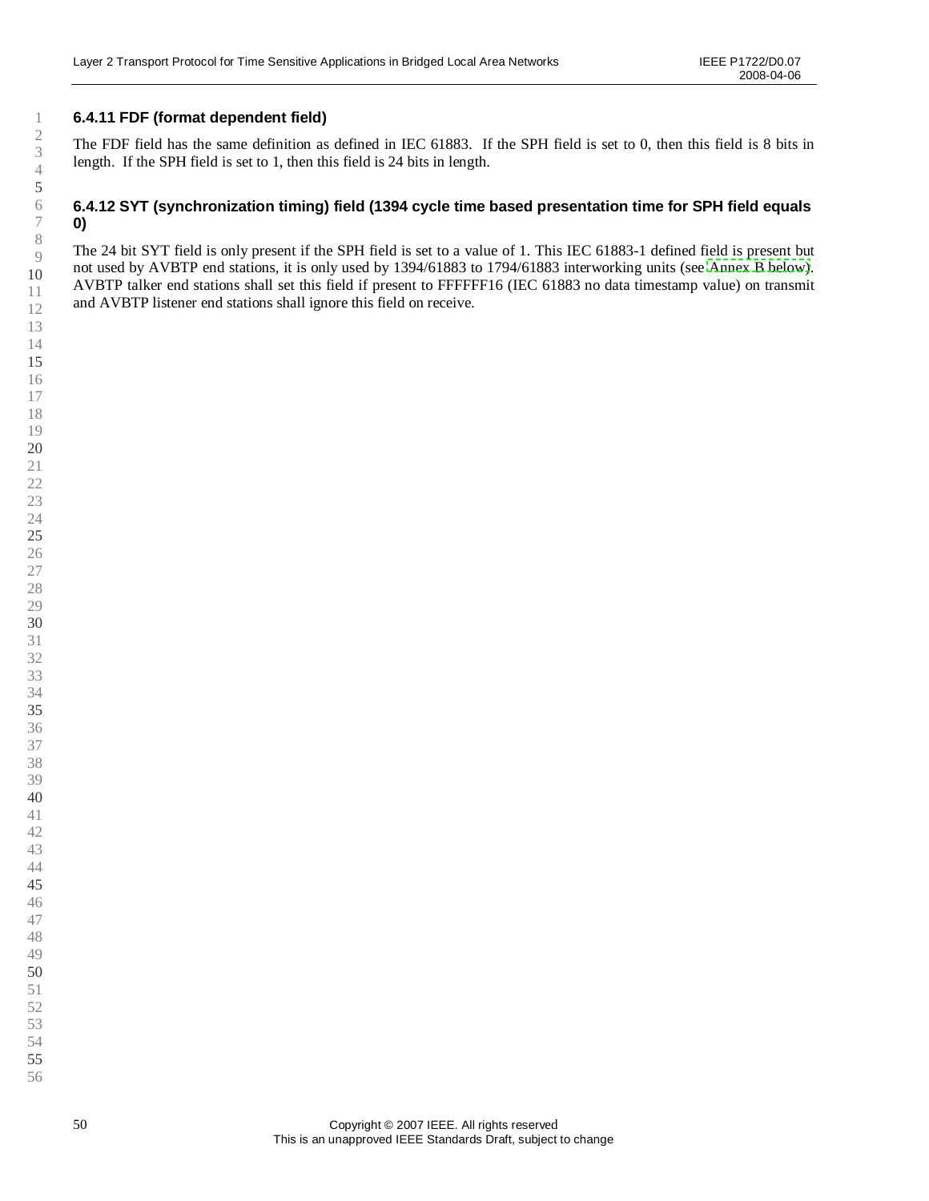### 6.4.11 FDF (format dependent field)

The FDF field has the same definition as defined in IEC 61883. If the SPH field is set to 0, then this field is 8 bits in length. If the SPH field is set to 1, then this field is 24 bits in length.

### 6.4.12 SYT (synchronization timing) field (1394 cycle time based presentation time for SPH field equals 0)

The 24 bit SYT field is only present if the SPH field is set to a value of 1. This IEC 61883-1 defined field is present but not used by AVBTP end stations, it is only used by 1394/61883 to 1794/61883 interworking units (see Annex B below). AVBTP talker end stations shall set this field if present to FFFFFF16 (IEC 61883 no data timestamp value) on transmit and AVBTP listener end stations shall ignore this field on receive.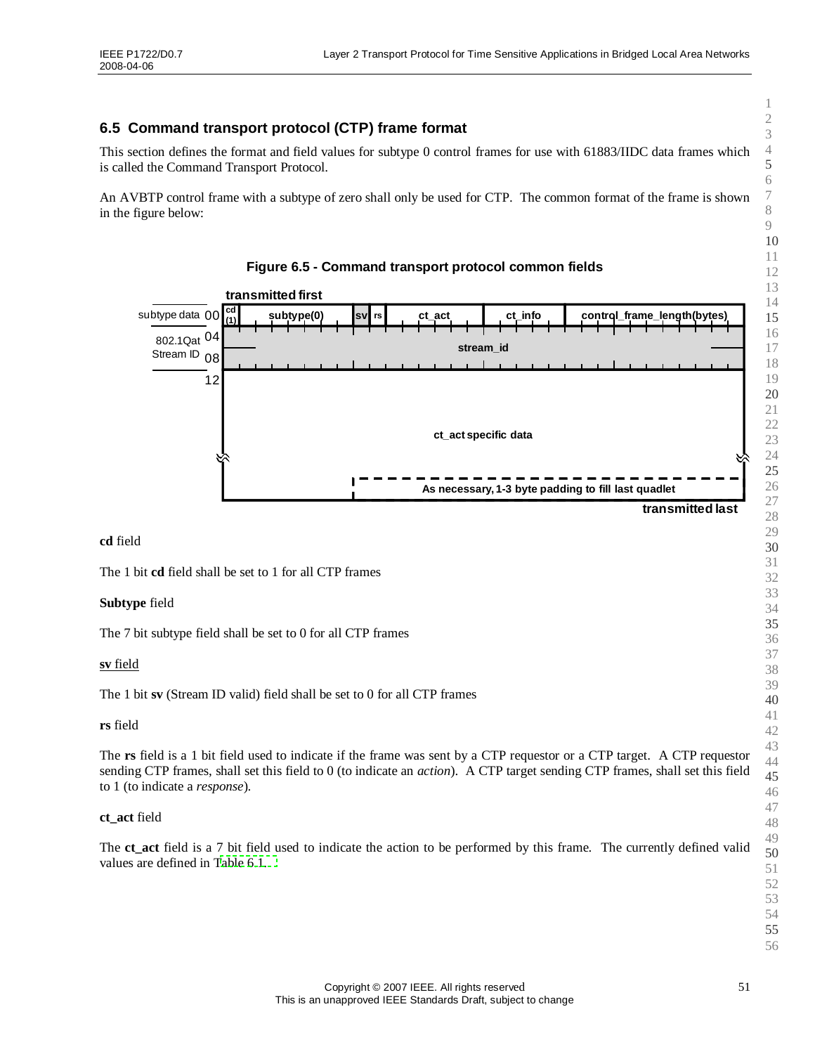## 6.5 Command transport protocol (CTP) frame format

This section defines the format and field values for subtype 0 control frames for use with 61883/IIDC data frames which is called the Command Transport Protocol.

An AVBTP control frame with a subtype of zero shall only be used for CTP. The common format of the frame is shown in the figure below:

**Figure 6.5 - Command transport protocol common fields**

**cd** field

The 1 bit **cd** field shall be set to 1 for all CTP frames

**Subtype** field

The 7 bit subtype field shall be set to 0 for all CTP frames

**sv** field

The 1 bit **sv** (Stream ID valid) field shall be set to 0 for all CTP frames

**rs** field

The **rs** field is a 1 bit field used to indicate if the frame was sent by a CTP requestor or a CTP target. A CTP requestor sending CTP frames, shall set this field to 0 (to indicate an *action*). A CTP target sending CTP frames, shall set this field to 1 (to indicate a *response*).

**ct_act** field

The **ct_act** field is a 7 bit field used to indicate the action to be performed by this frame. The currently defined valid values are defined in Table 6.1.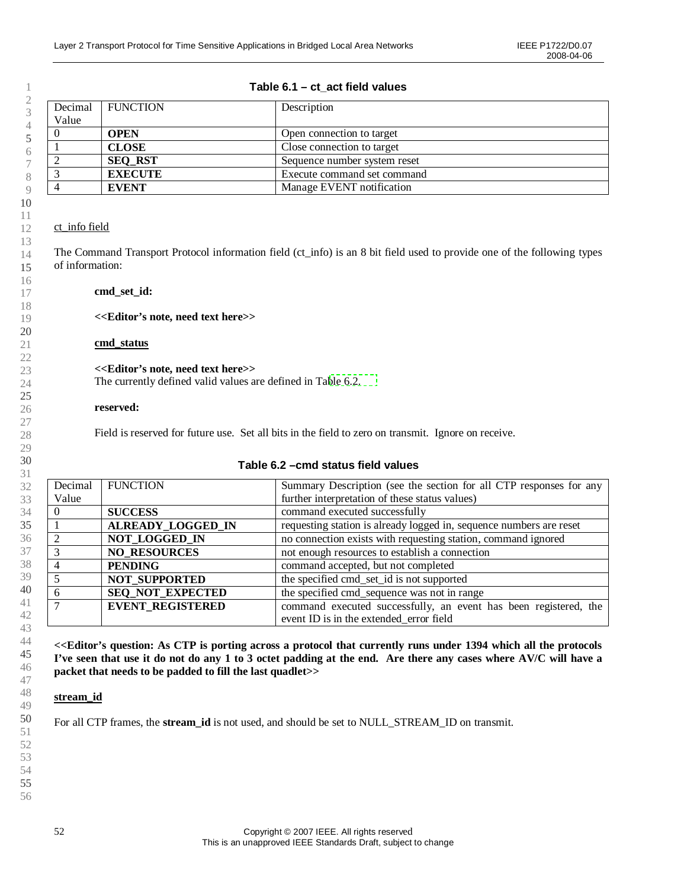**Table 6.1 – ct_act field values**

| Decimal Value | FUNCTION | Description |
|---|---|---|
| 0 | **OPEN** | Open connection to target |
| 1 | **CLOSE** | Close connection to target |
| 2 | **SEQ_RST** | Sequence number system reset |
| 3 | **EXECUTE** | Execute command set command |
| 4 | **EVENT** | Manage EVENT notification |

ct_info field

The Command Transport Protocol information field (ct_info) is an 8 bit field used to provide one of the following types of information:

**cmd_set_id:**

**<<Editor's note, need text here>>**

**cmd_status**

**<<Editor's note, need text here>>**
The currently defined valid values are defined in Table 6.2.

**reserved:**

Field is reserved for future use. Set all bits in the field to zero on transmit. Ignore on receive.

**Table 6.2 –cmd status field values**

| Decimal Value | FUNCTION | Summary Description (see the section for all CTP responses for any further interpretation of these status values) |
|---|---|---|
| 0 | **SUCCESS** | command executed successfully |
| 1 | **ALREADY_LOGGED_IN** | requesting station is already logged in, sequence numbers are reset |
| 2 | **NOT_LOGGED_IN** | no connection exists with requesting station, command ignored |
| 3 | **NO_RESOURCES** | not enough resources to establish a connection |
| 4 | **PENDING** | command accepted, but not completed |
| 5 | **NOT_SUPPORTED** | the specified cmd_set_id is not supported |
| 6 | **SEQ_NOT_EXPECTED** | the specified cmd_sequence was not in range |
| 7 | **EVENT_REGISTERED** | command executed successfully, an event has been registered, the event ID is in the extended_error field |

**<<Editor's question: As CTP is porting across a protocol that currently runs under 1394 which all the protocols I've seen that use it do not do any 1 to 3 octet padding at the end. Are there any cases where AV/C will have a packet that needs to be padded to fill the last quadlet>>**

**stream_id**

For all CTP frames, the **stream_id** is not used, and should be set to NULL_STREAM_ID on transmit.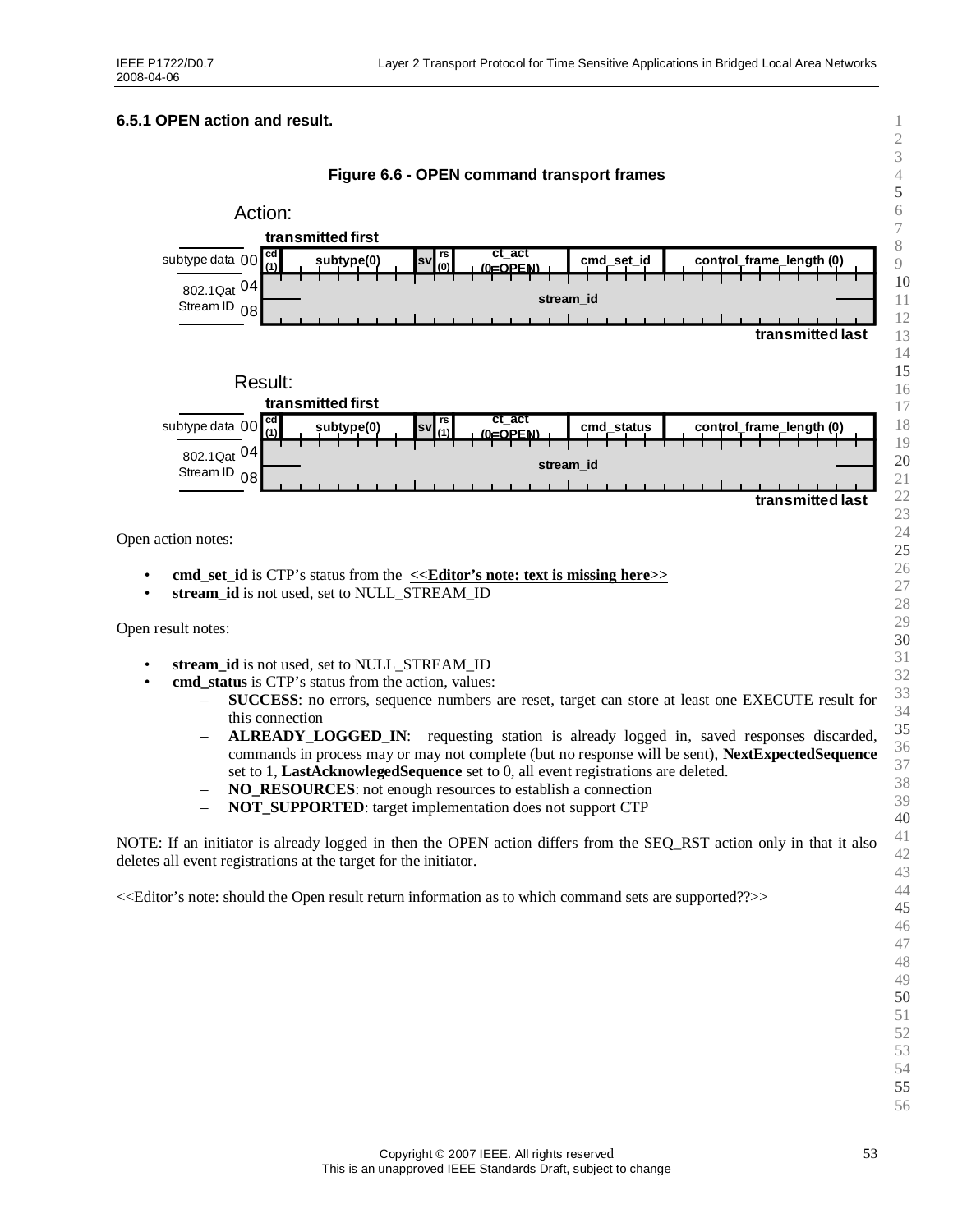### 6.5.1 OPEN action and result.

**Figure 6.6 - OPEN command transport frames**

Action:

**transmitted first**

| | | | | | | | |
|---|---|---|---|---|---|---|---|
| subtype data 00 | cd (1) | subtype(0) | sv | rs (0) | ct_act (0=OPEN) | cmd_set_id | control_frame_length (0) |
| 802.1Qat 04 Stream ID 08 | stream_id | | | | | | |

**transmitted last**

Result:

**transmitted first**

| | | | | | | | |
|---|---|---|---|---|---|---|---|
| subtype data 00 | cd (1) | subtype(0) | sv | rs (1) | ct_act (0=OPEN) | cmd_status | control_frame_length (0) |
| 802.1Qat 04 Stream ID 08 | stream_id | | | | | | |

**transmitted last**

Open action notes:

- **cmd_set_id** is CTP's status from the **<<Editor's note: text is missing here>>**
- **stream_id** is not used, set to NULL_STREAM_ID

Open result notes:

- **stream_id** is not used, set to NULL_STREAM_ID
- **cmd_status** is CTP's status from the action, values:
  - **SUCCESS**: no errors, sequence numbers are reset, target can store at least one EXECUTE result for this connection
  - **ALREADY_LOGGED_IN**: requesting station is already logged in, saved responses discarded, commands in process may or may not complete (but no response will be sent), **NextExpectedSequence** set to 1, **LastAcknowlegedSequence** set to 0, all event registrations are deleted.
  - **NO_RESOURCES**: not enough resources to establish a connection
  - **NOT_SUPPORTED**: target implementation does not support CTP

NOTE: If an initiator is already logged in then the OPEN action differs from the SEQ_RST action only in that it also deletes all event registrations at the target for the initiator.

<<Editor's note: should the Open result return information as to which command sets are supported??>>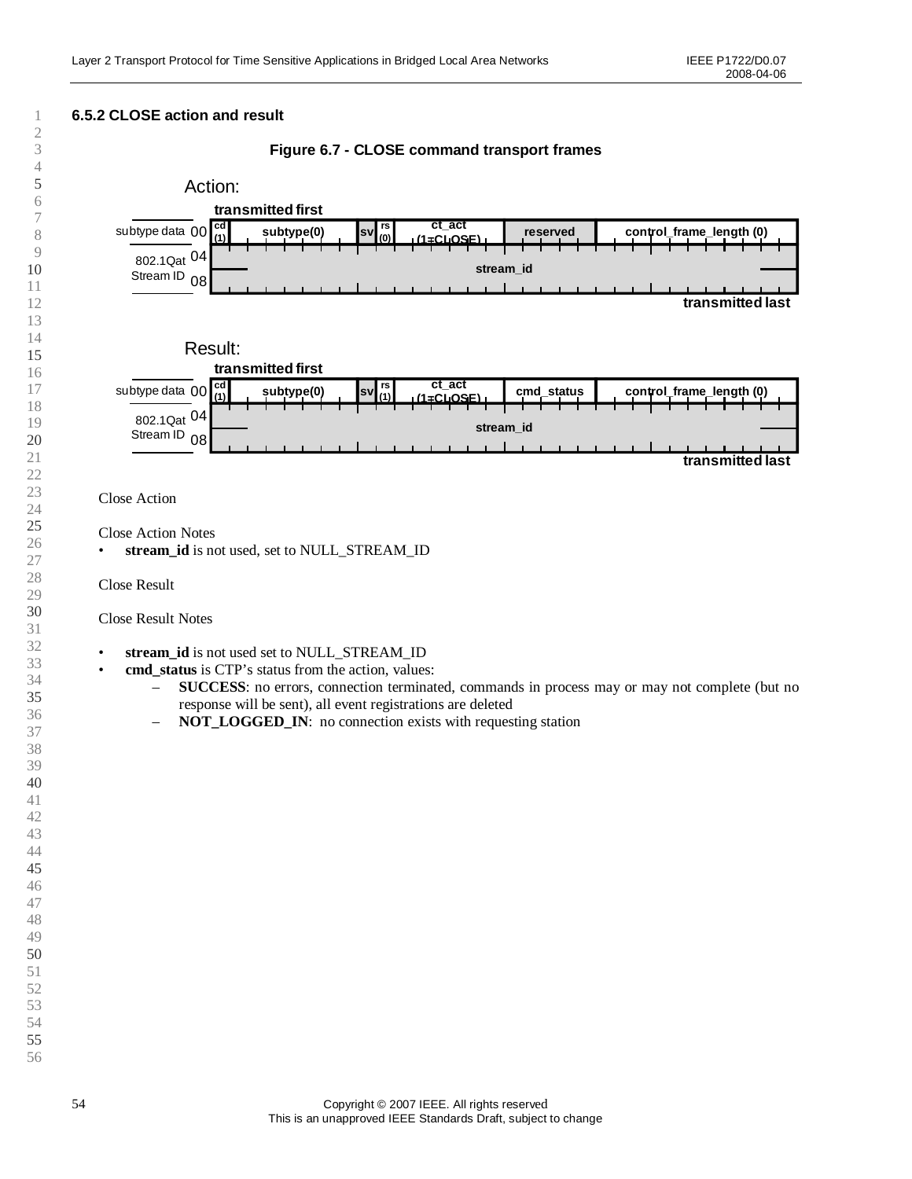### 6.5.2 CLOSE action and result

**Figure 6.7 - CLOSE command transport frames**

Action:

**transmitted first**

| | cd (1) | subtype(0) | sv | rs (0) | ct_act (1=CLOSE) | reserved | control_frame_length (0) |
|---|---|---|---|---|---|---|---|
| subtype data 00 | | | | | | | |
| 802.1Qat Stream ID 04 | stream_id | | | | | | |
| 08 | | | | | | | |

**transmitted last**

Result:

**transmitted first**

| | cd (1) | subtype(0) | sv | rs (1) | ct_act (1=CLOSE) | cmd_status | control_frame_length (0) |
|---|---|---|---|---|---|---|---|
| subtype data 00 | | | | | | | |
| 802.1Qat Stream ID 04 | stream_id | | | | | | |
| 08 | | | | | | | |

**transmitted last**

Close Action

Close Action Notes

- **stream_id** is not used, set to NULL_STREAM_ID

Close Result

Close Result Notes

- **stream_id** is not used set to NULL_STREAM_ID
- **cmd_status** is CTP's status from the action, values:
  - **SUCCESS**: no errors, connection terminated, commands in process may or may not complete (but no response will be sent), all event registrations are deleted
  - **NOT_LOGGED_IN**: no connection exists with requesting station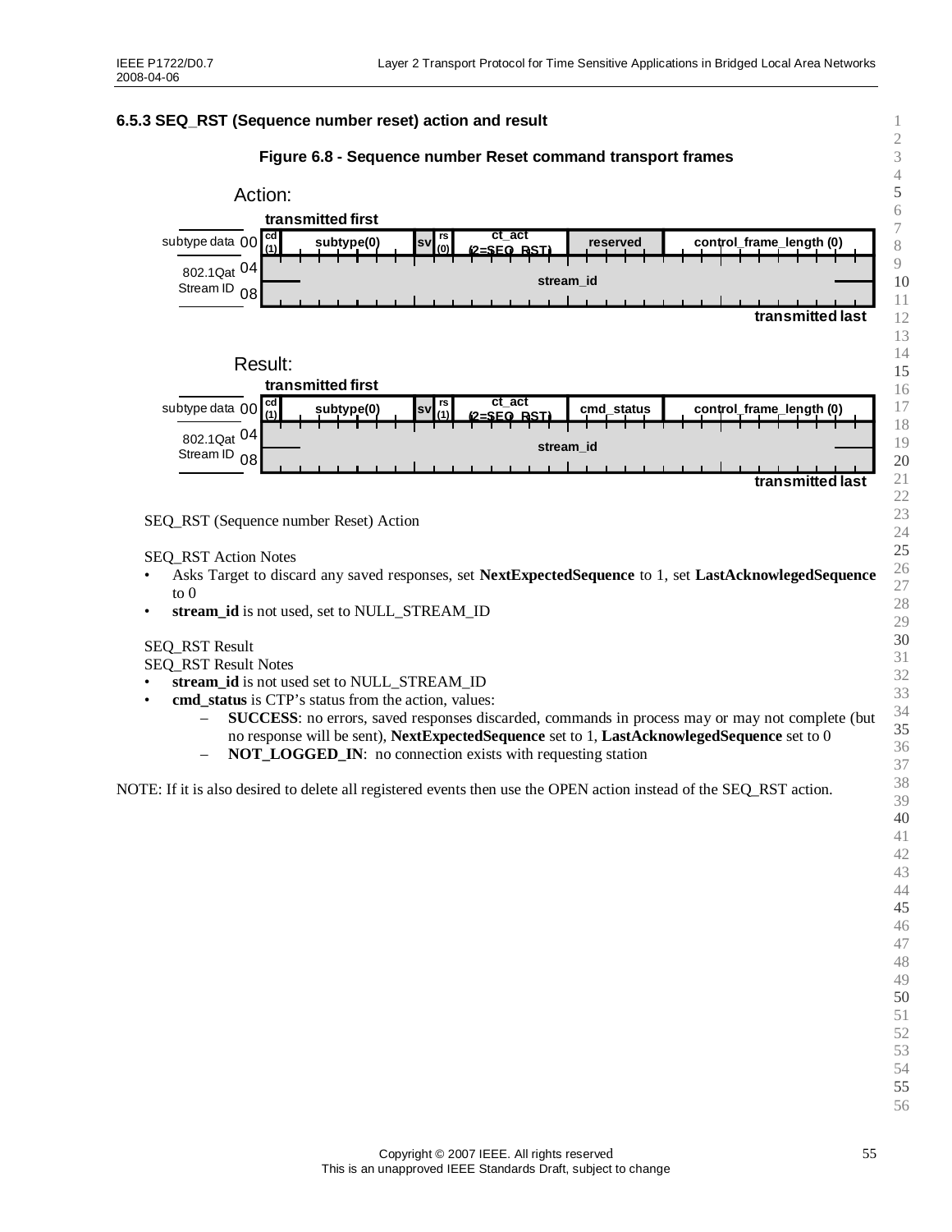### 6.5.3 SEQ_RST (Sequence number reset) action and result

**Figure 6.8 - Sequence number Reset command transport frames**

Action:

transmitted first

| | cd (1) | subtype(0) | sv | rs (0) | ct_act (2=SEQ_RST) | reserved | control_frame_length (0) |
|---|---|---|---|---|---|---|---|
| subtype data 00 | | | | | | | |
| 802.1Qat 04 Stream ID 08 | stream_id | | | | | | |

transmitted last

Result:

transmitted first

| | cd (1) | subtype(0) | sv | rs (1) | ct_act (2=SEQ_RST) | cmd_status | control_frame_length (0) |
|---|---|---|---|---|---|---|---|
| subtype data 00 | | | | | | | |
| 802.1Qat 04 Stream ID 08 | stream_id | | | | | | |

transmitted last

SEQ_RST (Sequence number Reset) Action

SEQ_RST Action Notes

- Asks Target to discard any saved responses, set **NextExpectedSequence** to 1, set **LastAcknowlegedSequence** to 0
- **stream_id** is not used, set to NULL_STREAM_ID

SEQ_RST Result

SEQ_RST Result Notes

- **stream_id** is not used set to NULL_STREAM_ID
- **cmd_status** is CTP's status from the action, values:
  - **SUCCESS**: no errors, saved responses discarded, commands in process may or may not complete (but no response will be sent), **NextExpectedSequence** set to 1, **LastAcknowlegedSequence** set to 0
  - **NOT_LOGGED_IN**: no connection exists with requesting station

NOTE: If it is also desired to delete all registered events then use the OPEN action instead of the SEQ_RST action.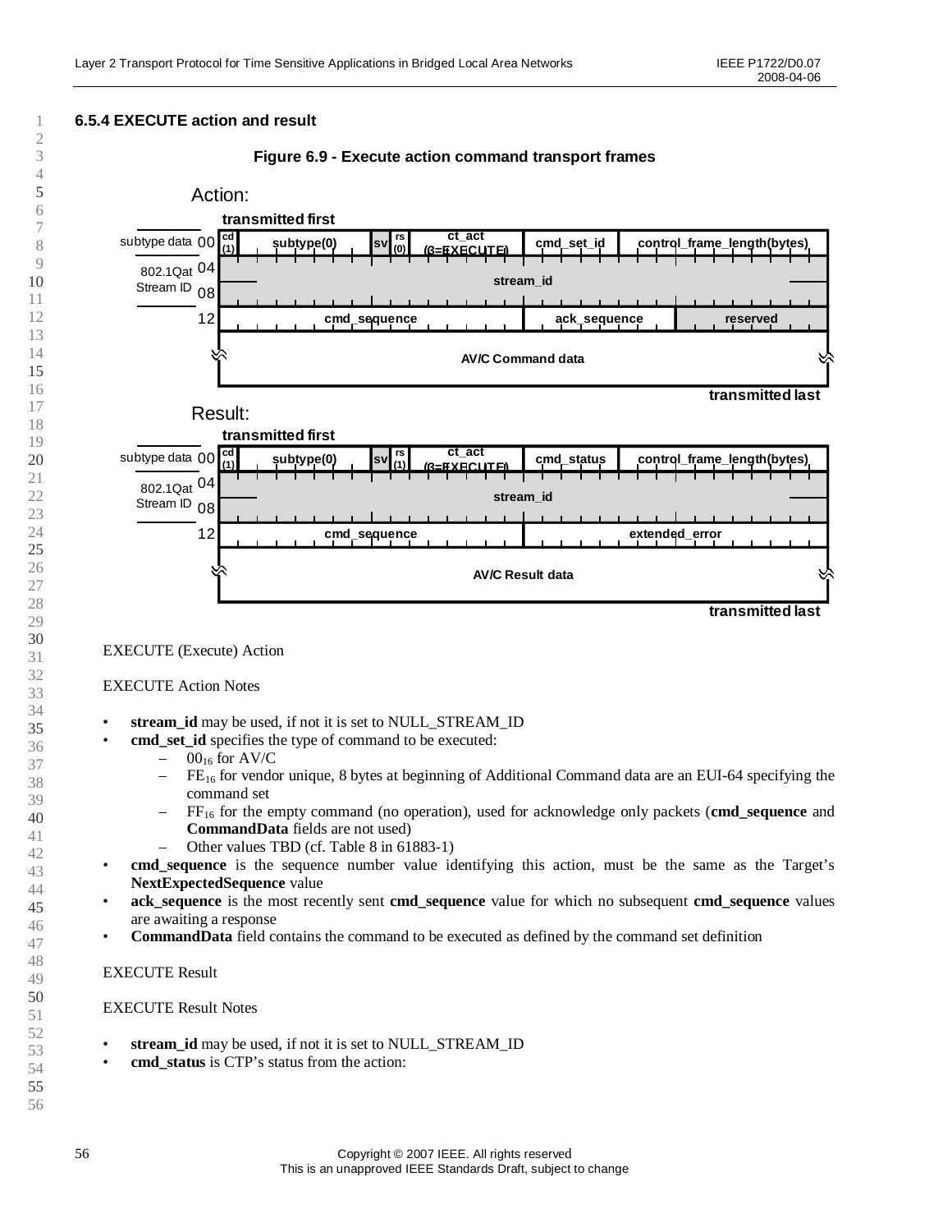### 6.5.4 EXECUTE action and result

**Figure 6.9 - Execute action command transport frames**

Action:

| Offset | Fields (transmitted first) | | | | | | |
|---|---|---|---|---|---|---|---|
| subtype data 00 | cd (1) | subtype(0) | sv | rs (0) | ct_act (3=EXECUTE) | cmd_set_id | control_frame_length(bytes) |
| 802.1Qat Stream ID 04 | stream_id | | | | | | |
| 08 | | | | | | | |
| 12 | cmd_sequence | | | | | ack_sequence | reserved |
| | AV/C Command data (transmitted last) | | | | | | |

Result:

| Offset | Fields (transmitted first) | | | | | | |
|---|---|---|---|---|---|---|---|
| subtype data 00 | cd (1) | subtype(0) | sv | rs (1) | ct_act (3=EXECUTE) | cmd_status | control_frame_length(bytes) |
| 802.1Qat Stream ID 04 | stream_id | | | | | | |
| 08 | | | | | | | |
| 12 | cmd_sequence | | | | | extended_error | |
| | AV/C Result data (transmitted last) | | | | | | |

EXECUTE (Execute) Action

EXECUTE Action Notes

- **stream_id** may be used, if not it is set to NULL_STREAM_ID
- **cmd_set_id** specifies the type of command to be executed:
  - $00_{16}$ for AV/C
  - $FE_{16}$ for vendor unique, 8 bytes at beginning of Additional Command data are an EUI-64 specifying the command set
  - $FF_{16}$ for the empty command (no operation), used for acknowledge only packets (**cmd_sequence** and **CommandData** fields are not used)
  - Other values TBD (cf. Table 8 in 61883-1)
- **cmd_sequence** is the sequence number value identifying this action, must be the same as the Target's **NextExpectedSequence** value
- **ack_sequence** is the most recently sent **cmd_sequence** value for which no subsequent **cmd_sequence** values are awaiting a response
- **CommandData** field contains the command to be executed as defined by the command set definition

EXECUTE Result

EXECUTE Result Notes

- **stream_id** may be used, if not it is set to NULL_STREAM_ID
- **cmd_status** is CTP's status from the action: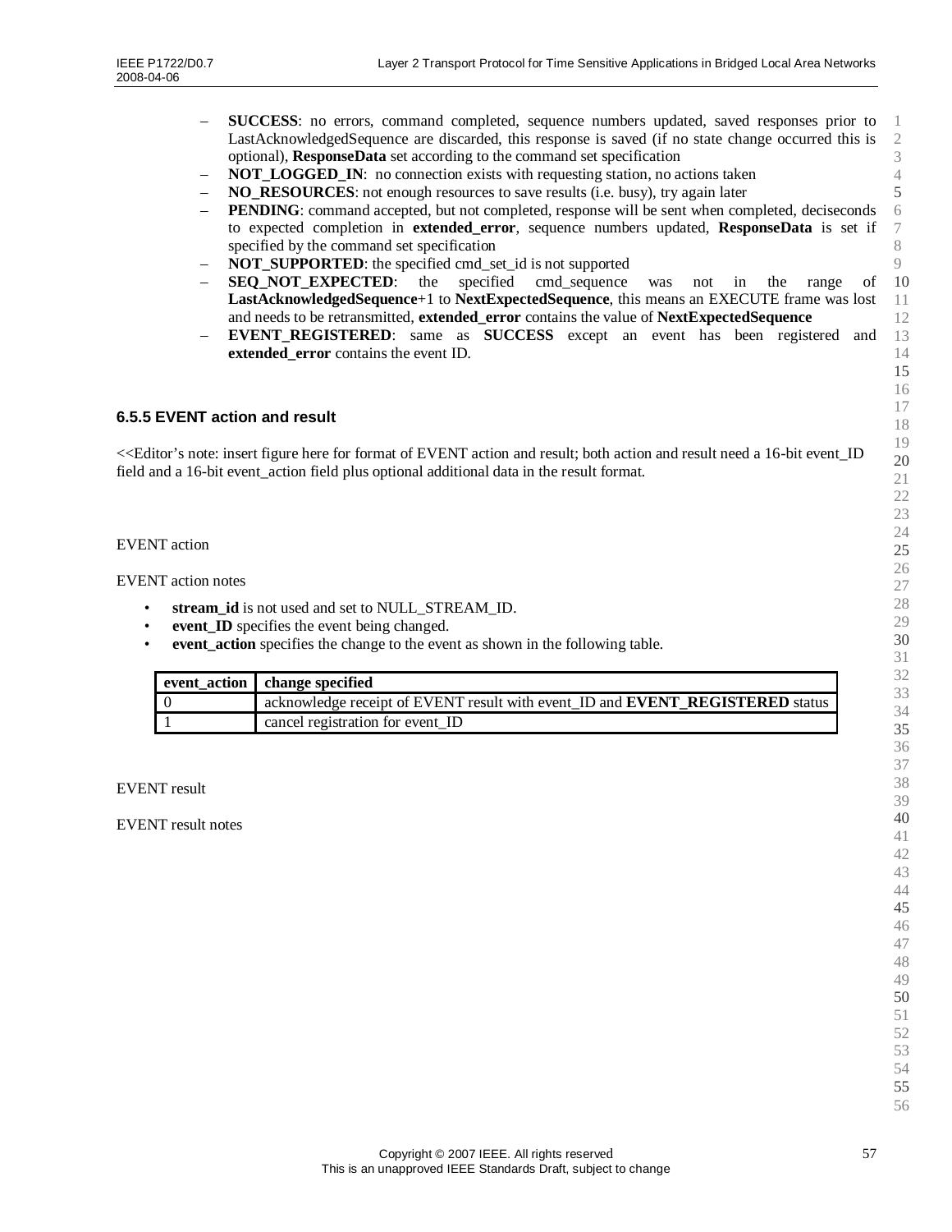- **SUCCESS**: no errors, command completed, sequence numbers updated, saved responses prior to LastAcknowledgedSequence are discarded, this response is saved (if no state change occurred this is optional), **ResponseData** set according to the command set specification
- **NOT_LOGGED_IN**: no connection exists with requesting station, no actions taken
- **NO_RESOURCES**: not enough resources to save results (i.e. busy), try again later
- **PENDING**: command accepted, but not completed, response will be sent when completed, deciseconds to expected completion in **extended_error**, sequence numbers updated, **ResponseData** is set if specified by the command set specification
- **NOT_SUPPORTED**: the specified cmd_set_id is not supported
- **SEQ_NOT_EXPECTED**: the specified cmd_sequence was not in the range of **LastAcknowledgedSequence**+1 to **NextExpectedSequence**, this means an EXECUTE frame was lost and needs to be retransmitted, **extended_error** contains the value of **NextExpectedSequence**
- **EVENT_REGISTERED**: same as **SUCCESS** except an event has been registered and **extended_error** contains the event ID.

### 6.5.5 EVENT action and result

<<Editor's note: insert figure here for format of EVENT action and result; both action and result need a 16-bit event_ID field and a 16-bit event_action field plus optional additional data in the result format.

EVENT action

EVENT action notes

- **stream_id** is not used and set to NULL_STREAM_ID.
- **event_ID** specifies the event being changed.
- **event_action** specifies the change to the event as shown in the following table.

| event_action | change specified |
|---|---|
| 0 | acknowledge receipt of EVENT result with event_ID and **EVENT_REGISTERED** status |
| 1 | cancel registration for event_ID |

EVENT result

EVENT result notes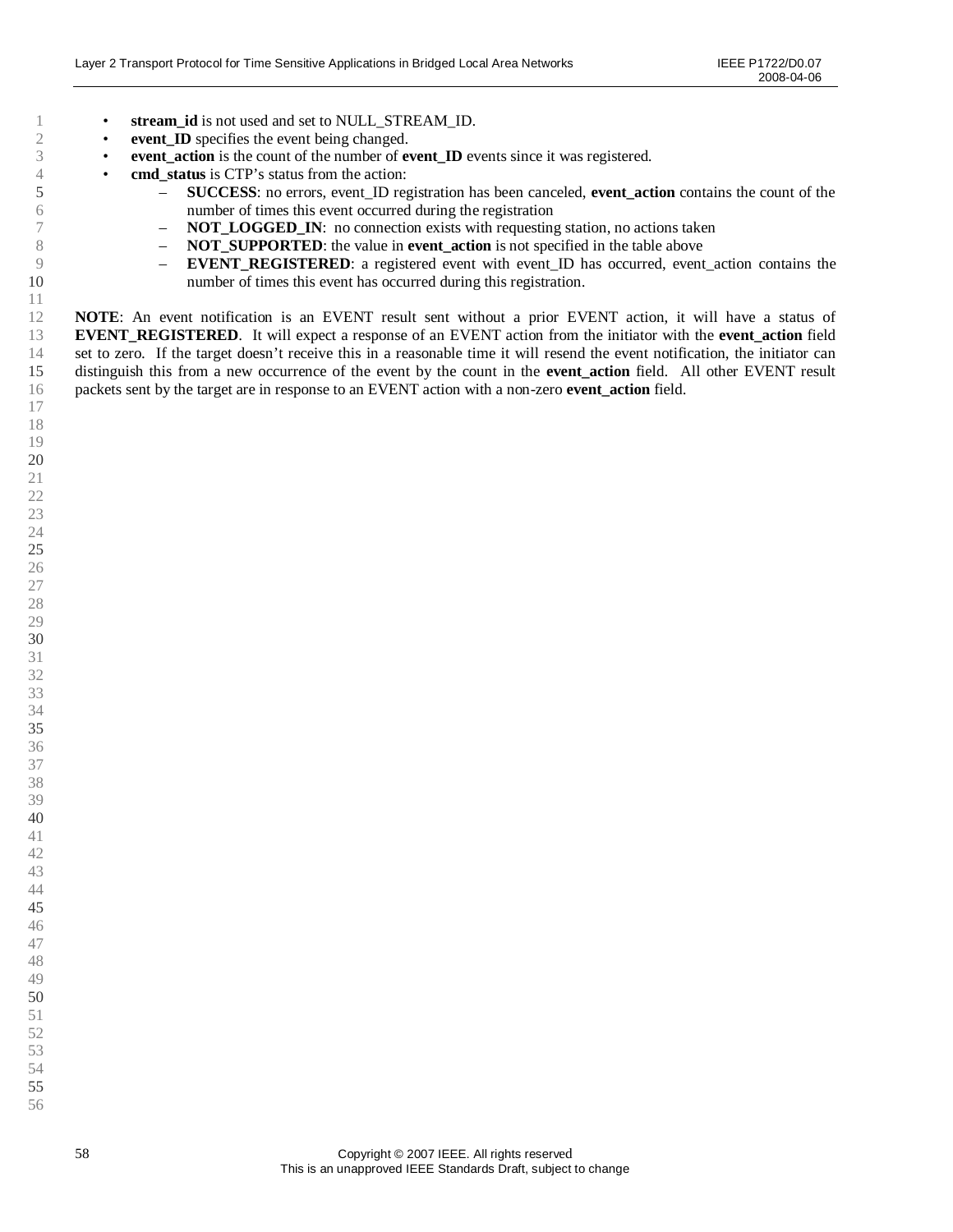- **stream_id** is not used and set to NULL_STREAM_ID.
- **event_ID** specifies the event being changed.
- **event_action** is the count of the number of **event_ID** events since it was registered.
- **cmd_status** is CTP's status from the action:
  - **SUCCESS**: no errors, event_ID registration has been canceled, **event_action** contains the count of the number of times this event occurred during the registration
  - **NOT_LOGGED_IN**: no connection exists with requesting station, no actions taken
  - **NOT_SUPPORTED**: the value in **event_action** is not specified in the table above
  - **EVENT_REGISTERED**: a registered event with event_ID has occurred, event_action contains the number of times this event has occurred during this registration.

**NOTE**: An event notification is an EVENT result sent without a prior EVENT action, it will have a status of **EVENT_REGISTERED**. It will expect a response of an EVENT action from the initiator with the **event_action** field set to zero. If the target doesn't receive this in a reasonable time it will resend the event notification, the initiator can distinguish this from a new occurrence of the event by the count in the **event_action** field. All other EVENT result packets sent by the target are in response to an EVENT action with a non-zero **event_action** field.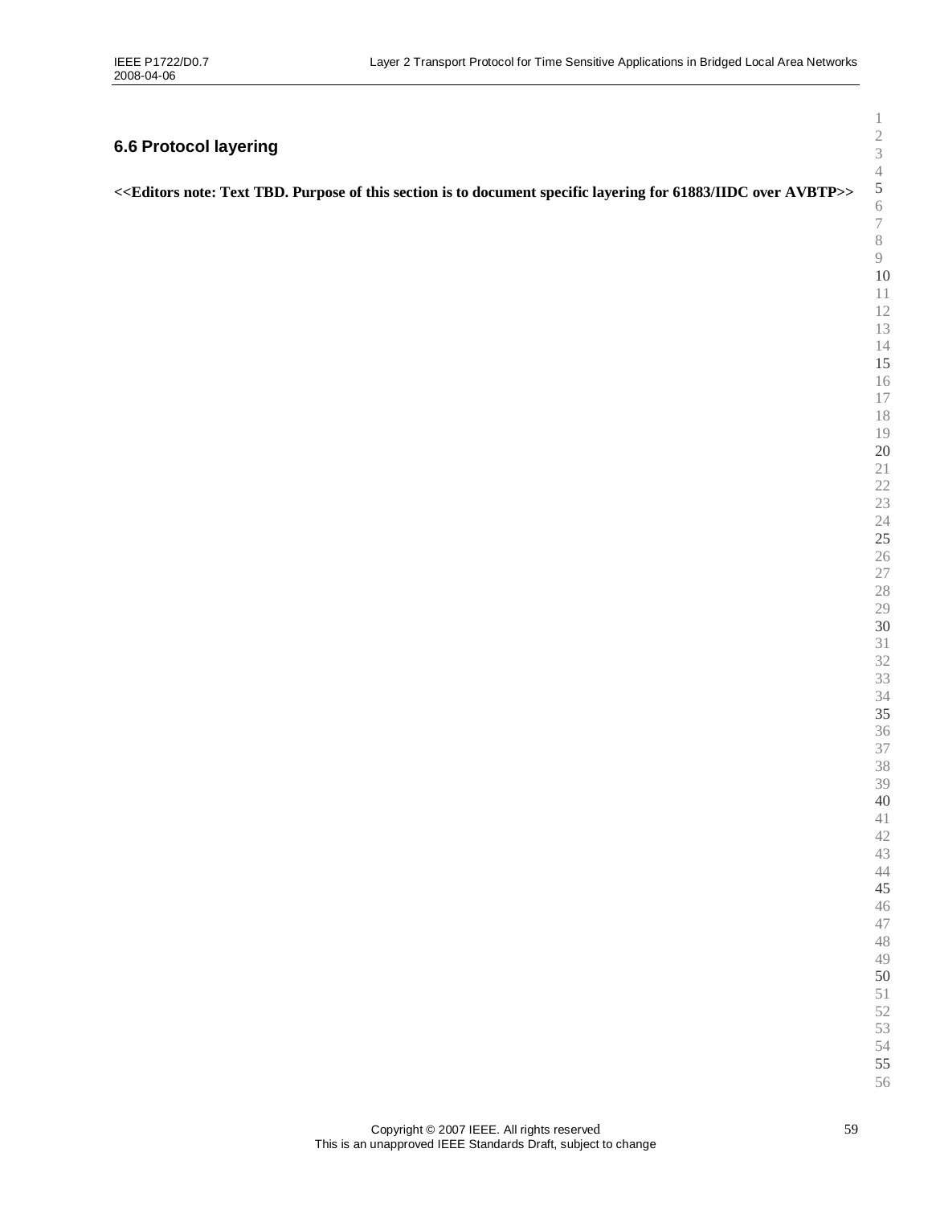## 6.6 Protocol layering

**<<Editors note: Text TBD. Purpose of this section is to document specific layering for 61883/IIDC over AVBTP>>**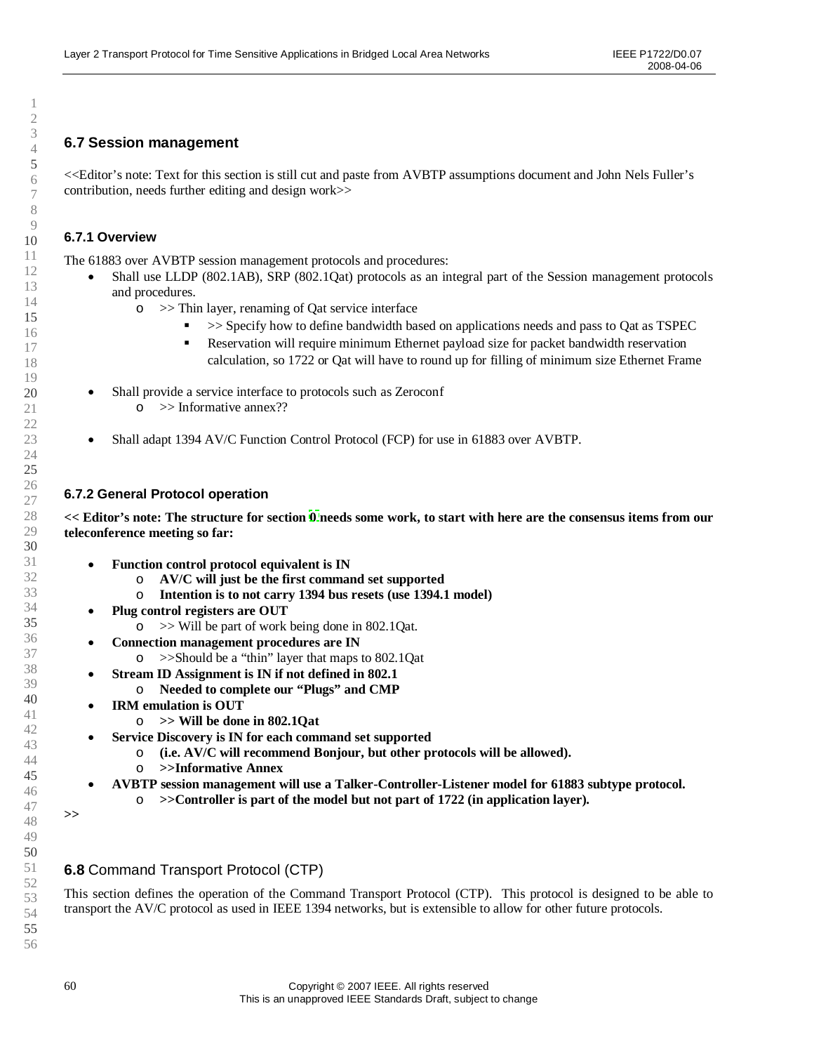## 6.7 Session management

<<Editor's note: Text for this section is still cut and paste from AVBTP assumptions document and John Nels Fuller's contribution, needs further editing and design work>>

### 6.7.1 Overview

The 61883 over AVBTP session management protocols and procedures:

- Shall use LLDP (802.1AB), SRP (802.1Qat) protocols as an integral part of the Session management protocols and procedures.
  - >> Thin layer, renaming of Qat service interface
    - >> Specify how to define bandwidth based on applications needs and pass to Qat as TSPEC
    - Reservation will require minimum Ethernet payload size for packet bandwidth reservation calculation, so 1722 or Qat will have to round up for filling of minimum size Ethernet Frame
- Shall provide a service interface to protocols such as Zeroconf
  - >> Informative annex??
- Shall adapt 1394 AV/C Function Control Protocol (FCP) for use in 61883 over AVBTP.

### 6.7.2 General Protocol operation

**<< Editor's note: The structure for section 0 needs some work, to start with here are the consensus items from our teleconference meeting so far:**

- **Function control protocol equivalent is IN**
  - **AV/C will just be the first command set supported**
  - **Intention is to not carry 1394 bus resets (use 1394.1 model)**
- **Plug control registers are OUT**
  - >> Will be part of work being done in 802.1Qat.
- **Connection management procedures are IN**
  - >>Should be a "thin" layer that maps to 802.1Qat
- **Stream ID Assignment is IN if not defined in 802.1**
  - **Needed to complete our "Plugs" and CMP**
- **IRM emulation is OUT**
  - **>> Will be done in 802.1Qat**
- **Service Discovery is IN for each command set supported**
  - **(i.e. AV/C will recommend Bonjour, but other protocols will be allowed).**
  - **>>Informative Annex**
- **AVBTP session management will use a Talker-Controller-Listener model for 61883 subtype protocol.**
  - **>>Controller is part of the model but not part of 1722 (in application layer).**

**>>**

## **6.8** Command Transport Protocol (CTP)

This section defines the operation of the Command Transport Protocol (CTP). This protocol is designed to be able to transport the AV/C protocol as used in IEEE 1394 networks, but is extensible to allow for other future protocols.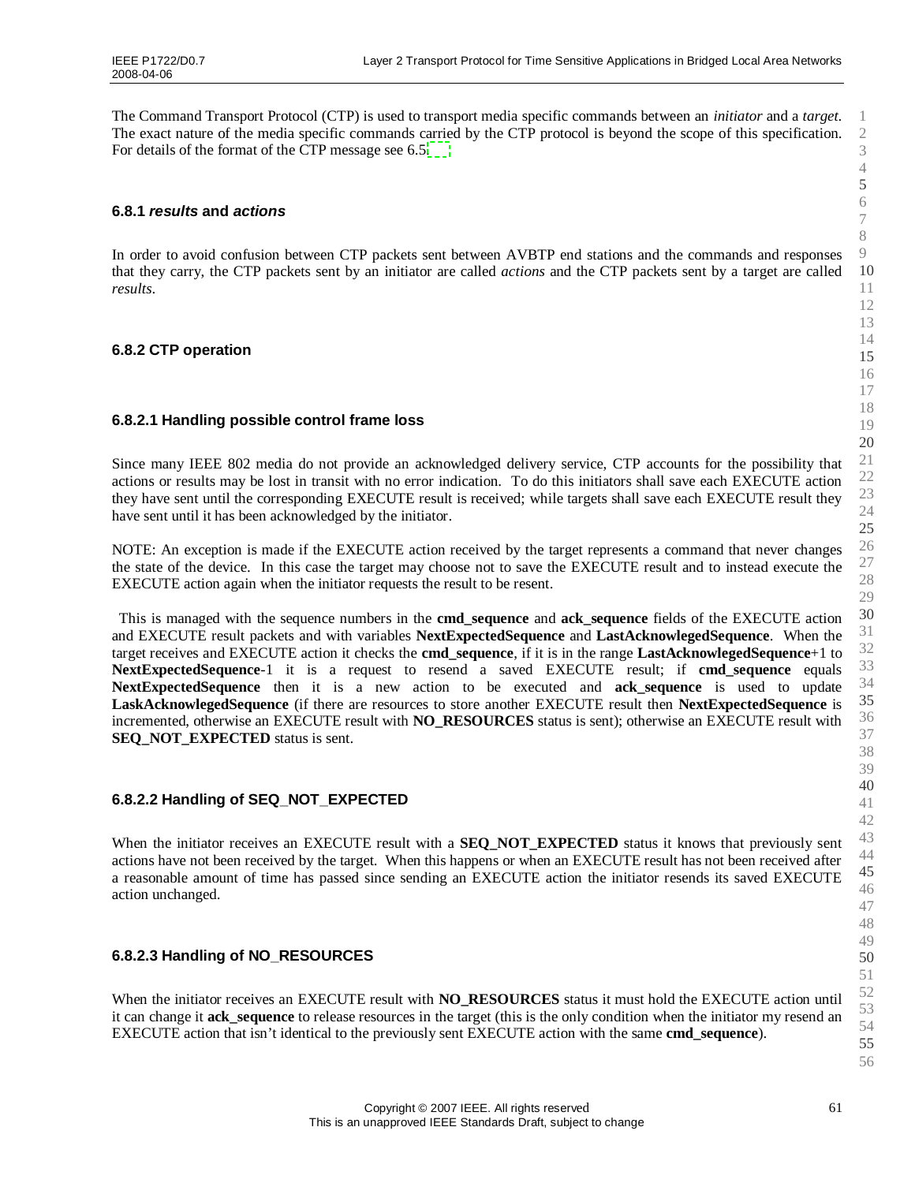The Command Transport Protocol (CTP) is used to transport media specific commands between an *initiator* and a *target*. The exact nature of the media specific commands carried by the CTP protocol is beyond the scope of this specification. For details of the format of the CTP message see 6.5.

### 6.8.1 *results* and *actions*

In order to avoid confusion between CTP packets sent between AVBTP end stations and the commands and responses that they carry, the CTP packets sent by an initiator are called *actions* and the CTP packets sent by a target are called *results*.

### 6.8.2 CTP operation

#### 6.8.2.1 Handling possible control frame loss

Since many IEEE 802 media do not provide an acknowledged delivery service, CTP accounts for the possibility that actions or results may be lost in transit with no error indication. To do this initiators shall save each EXECUTE action they have sent until the corresponding EXECUTE result is received; while targets shall save each EXECUTE result they have sent until it has been acknowledged by the initiator.

NOTE: An exception is made if the EXECUTE action received by the target represents a command that never changes the state of the device. In this case the target may choose not to save the EXECUTE result and to instead execute the EXECUTE action again when the initiator requests the result to be resent.

This is managed with the sequence numbers in the **cmd_sequence** and **ack_sequence** fields of the EXECUTE action and EXECUTE result packets and with variables **NextExpectedSequence** and **LastAcknowlegedSequence**. When the target receives and EXECUTE action it checks the **cmd_sequence**, if it is in the range **LastAcknowlegedSequence**+1 to **NextExpectedSequence**-1 it is a request to resend a saved EXECUTE result; if **cmd_sequence** equals **NextExpectedSequence** then it is a new action to be executed and **ack_sequence** is used to update **LaskAcknowlegedSequence** (if there are resources to store another EXECUTE result then **NextExpectedSequence** is incremented, otherwise an EXECUTE result with **NO_RESOURCES** status is sent); otherwise an EXECUTE result with **SEQ_NOT_EXPECTED** status is sent.

#### 6.8.2.2 Handling of SEQ_NOT_EXPECTED

When the initiator receives an EXECUTE result with a **SEQ_NOT_EXPECTED** status it knows that previously sent actions have not been received by the target. When this happens or when an EXECUTE result has not been received after a reasonable amount of time has passed since sending an EXECUTE action the initiator resends its saved EXECUTE action unchanged.

#### 6.8.2.3 Handling of NO_RESOURCES

When the initiator receives an EXECUTE result with **NO_RESOURCES** status it must hold the EXECUTE action until it can change it **ack_sequence** to release resources in the target (this is the only condition when the initiator my resend an EXECUTE action that isn't identical to the previously sent EXECUTE action with the same **cmd_sequence**).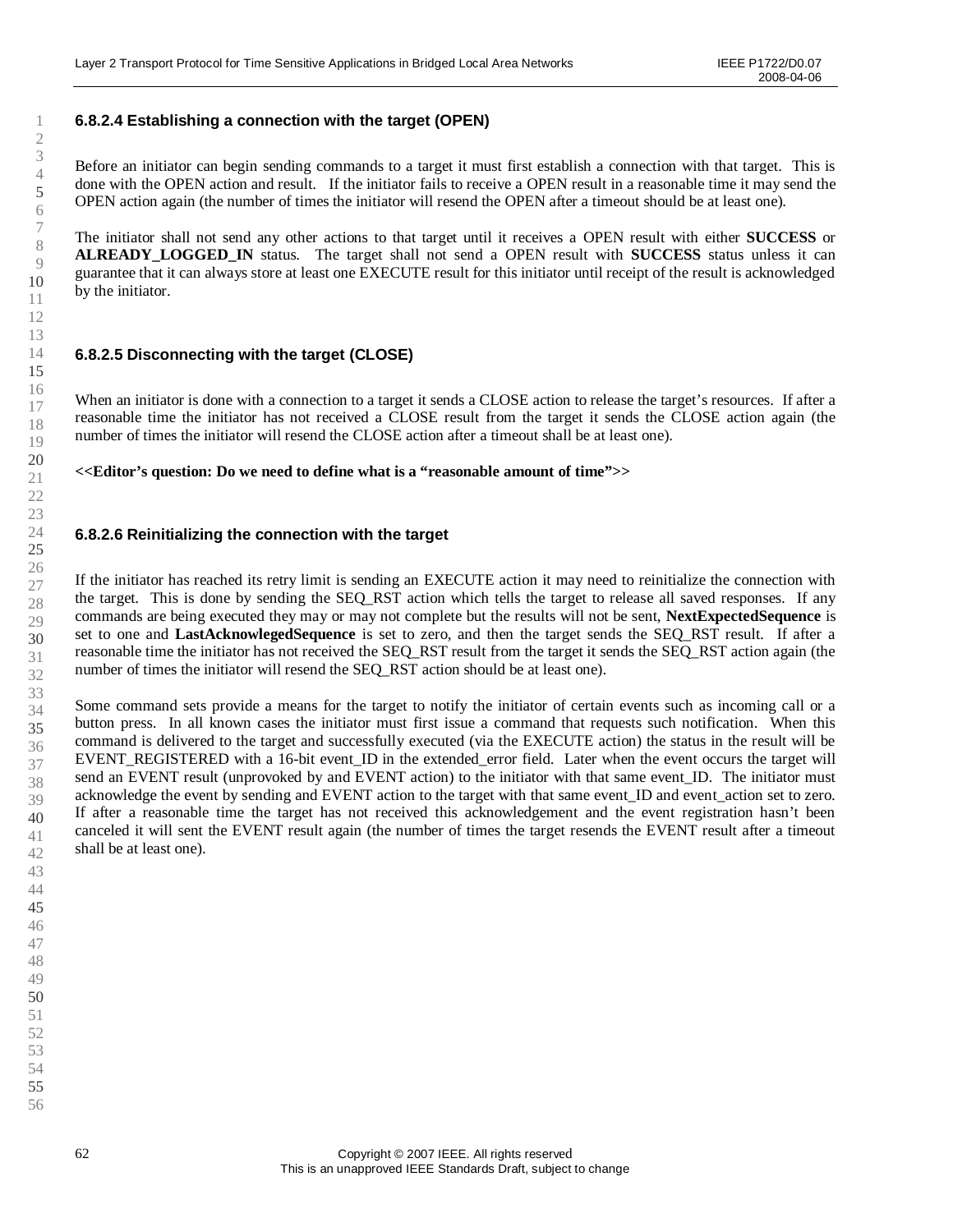### 6.8.2.4 Establishing a connection with the target (OPEN)

Before an initiator can begin sending commands to a target it must first establish a connection with that target. This is done with the OPEN action and result. If the initiator fails to receive a OPEN result in a reasonable time it may send the OPEN action again (the number of times the initiator will resend the OPEN after a timeout should be at least one).

The initiator shall not send any other actions to that target until it receives a OPEN result with either **SUCCESS** or **ALREADY_LOGGED_IN** status. The target shall not send a OPEN result with **SUCCESS** status unless it can guarantee that it can always store at least one EXECUTE result for this initiator until receipt of the result is acknowledged by the initiator.

### 6.8.2.5 Disconnecting with the target (CLOSE)

When an initiator is done with a connection to a target it sends a CLOSE action to release the target's resources. If after a reasonable time the initiator has not received a CLOSE result from the target it sends the CLOSE action again (the number of times the initiator will resend the CLOSE action after a timeout shall be at least one).

**<<Editor's question: Do we need to define what is a "reasonable amount of time">>**

### 6.8.2.6 Reinitializing the connection with the target

If the initiator has reached its retry limit is sending an EXECUTE action it may need to reinitialize the connection with the target. This is done by sending the SEQ_RST action which tells the target to release all saved responses. If any commands are being executed they may or may not complete but the results will not be sent, **NextExpectedSequence** is set to one and **LastAcknowlegedSequence** is set to zero, and then the target sends the SEQ_RST result. If after a reasonable time the initiator has not received the SEQ_RST result from the target it sends the SEQ_RST action again (the number of times the initiator will resend the SEQ_RST action should be at least one).

Some command sets provide a means for the target to notify the initiator of certain events such as incoming call or a button press. In all known cases the initiator must first issue a command that requests such notification. When this command is delivered to the target and successfully executed (via the EXECUTE action) the status in the result will be EVENT_REGISTERED with a 16-bit event_ID in the extended_error field. Later when the event occurs the target will send an EVENT result (unprovoked by and EVENT action) to the initiator with that same event_ID. The initiator must acknowledge the event by sending and EVENT action to the target with that same event_ID and event_action set to zero. If after a reasonable time the target has not received this acknowledgement and the event registration hasn't been canceled it will sent the EVENT result again (the number of times the target resends the EVENT result after a timeout shall be at least one).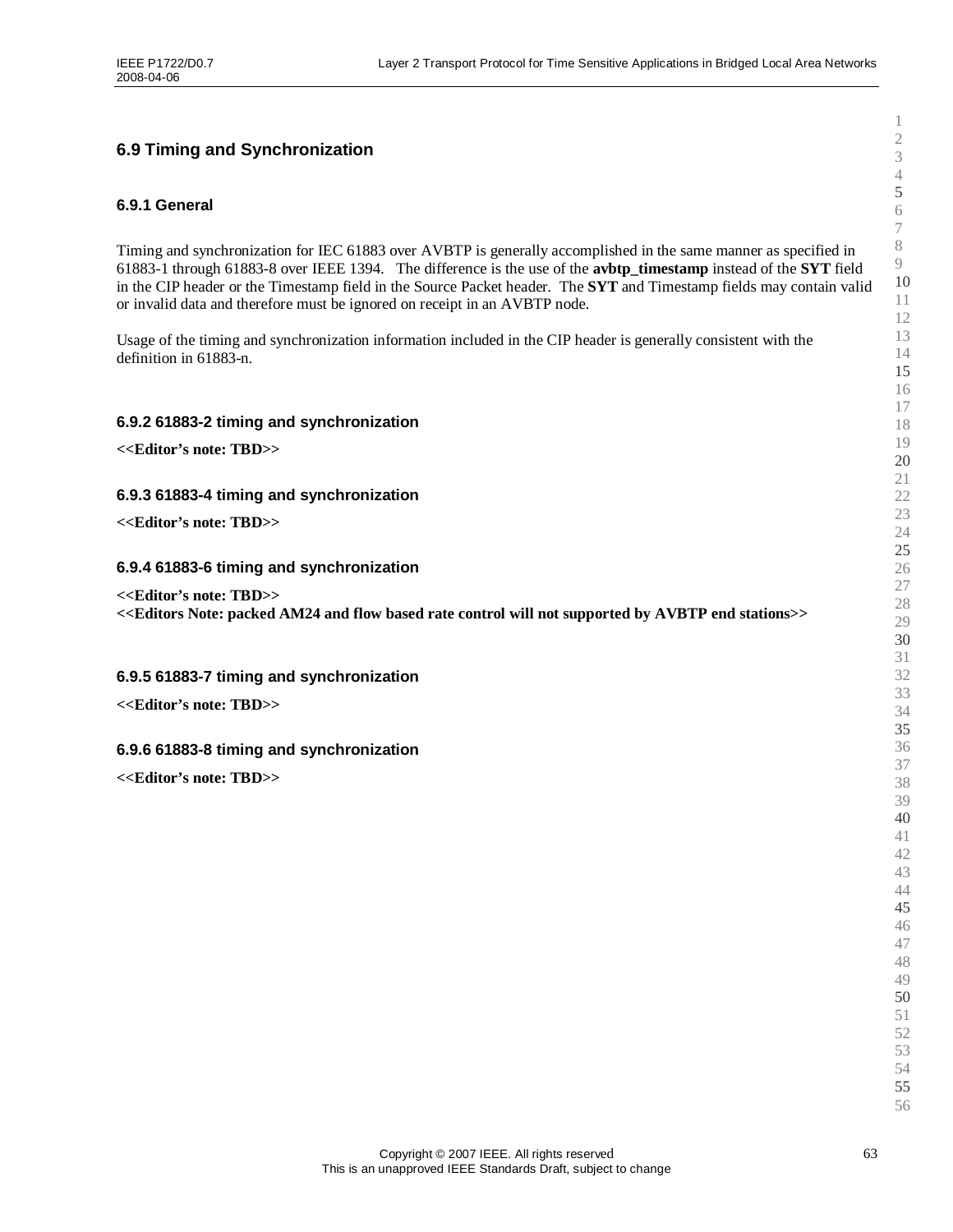## 6.9 Timing and Synchronization

### 6.9.1 General

Timing and synchronization for IEC 61883 over AVBTP is generally accomplished in the same manner as specified in 61883-1 through 61883-8 over IEEE 1394. The difference is the use of the **avbtp_timestamp** instead of the **SYT** field in the CIP header or the Timestamp field in the Source Packet header. The **SYT** and Timestamp fields may contain valid or invalid data and therefore must be ignored on receipt in an AVBTP node.

Usage of the timing and synchronization information included in the CIP header is generally consistent with the definition in 61883-n.

### 6.9.2 61883-2 timing and synchronization

**<<Editor's note: TBD>>**

### 6.9.3 61883-4 timing and synchronization

**<<Editor's note: TBD>>**

### 6.9.4 61883-6 timing and synchronization

**<<Editor's note: TBD>>**
**<<Editors Note: packed AM24 and flow based rate control will not supported by AVBTP end stations>>**

### 6.9.5 61883-7 timing and synchronization

**<<Editor's note: TBD>>**

### 6.9.6 61883-8 timing and synchronization

**<<Editor's note: TBD>>**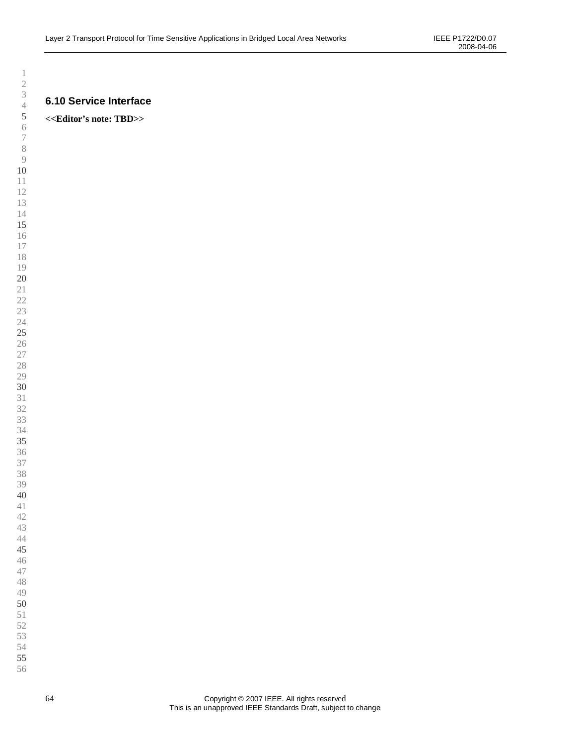### 6.10 Service Interface

**<<Editor's note: TBD>>**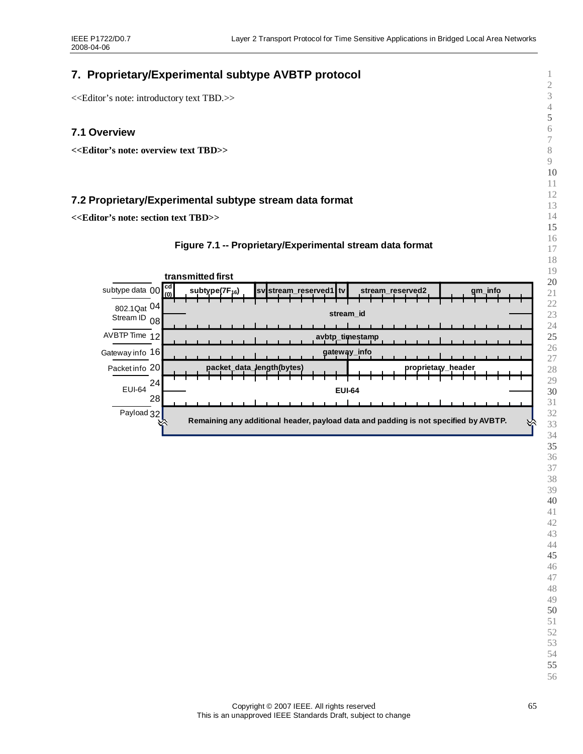# 7. Proprietary/Experimental subtype AVBTP protocol

<<Editor's note: introductory text TBD.>>

## 7.1 Overview

**<<Editor's note: overview text TBD>>**

## 7.2 Proprietary/Experimental subtype stream data format

**<<Editor's note: section text TBD>>**

**Figure 7.1 -- Proprietary/Experimental stream data format**

transmitted first

| | Offset | Fields | | | | | | |
|---|---|---|---|---|---|---|---|---|
| subtype data | 00 | cd (0) | subtype(7F$_{16}$) | sv | stream_reserved1 | tv | stream_reserved2 | gm_info |
| 802.1Qat Stream ID | 04 | stream_id | | | | | | |
| | 08 | | | | | | | |
| AVBTP Time | 12 | avbtp_timestamp | | | | | | |
| Gateway info | 16 | gateway_info | | | | | | |
| Packet info | 20 | packet_data_length(bytes) | | | | proprietary_header | | |
| EUI-64 | 24 | EUI-64 | | | | | | |
| | 28 | | | | | | | |
| Payload | 32 | Remaining any additional header, payload data and padding is not specified by AVBTP. | | | | | | |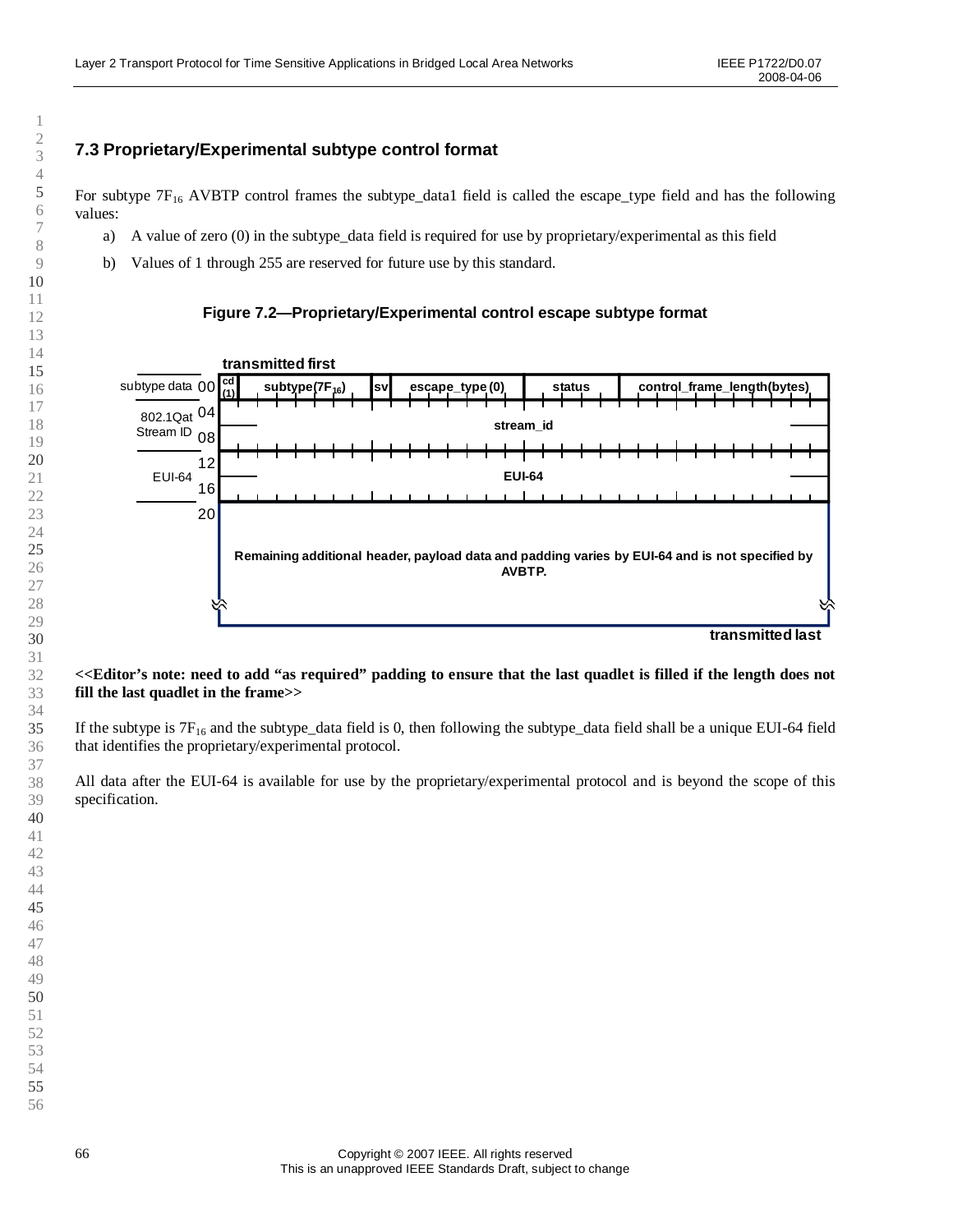## 7.3 Proprietary/Experimental subtype control format

For subtype $7F_{16}$ AVBTP control frames the subtype_data1 field is called the escape_type field and has the following values:

a) A value of zero (0) in the subtype_data field is required for use by proprietary/experimental as this field

b) Values of 1 through 255 are reserved for future use by this standard.

**Figure 7.2—Proprietary/Experimental control escape subtype format**

| Offset | Label | Fields (transmitted first) |
|---|---|---|
| 00 | subtype data | cd (1) \| subtype($7F_{16}$) \| sv \| escape_type (0) \| status \| control_frame_length(bytes) |
| 04–08 | 802.1Qat Stream ID | stream_id |
| 12–16 | EUI-64 | EUI-64 |
| 20 | | Remaining additional header, payload data and padding varies by EUI-64 and is not specified by AVBTP. |

transmitted last

**<<Editor's note: need to add "as required" padding to ensure that the last quadlet is filled if the length does not fill the last quadlet in the frame>>**

If the subtype is $7F_{16}$ and the subtype_data field is 0, then following the subtype_data field shall be a unique EUI-64 field that identifies the proprietary/experimental protocol.

All data after the EUI-64 is available for use by the proprietary/experimental protocol and is beyond the scope of this specification.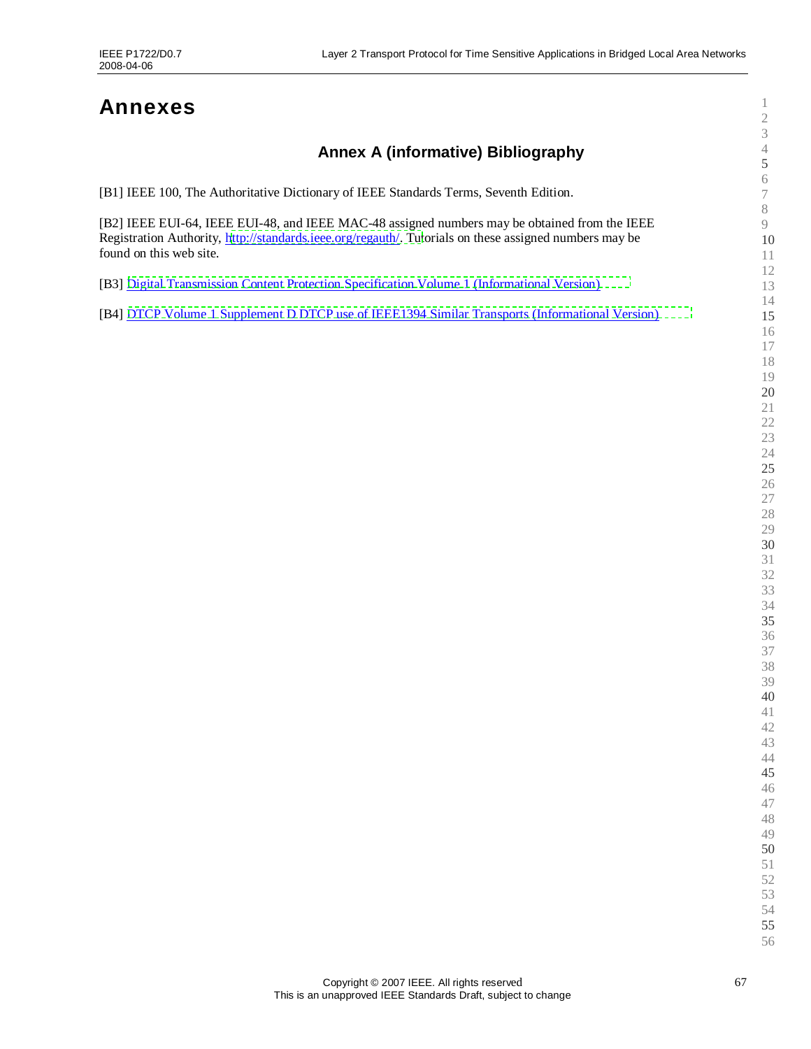# Annexes

## Annex A (informative) Bibliography

[B1] IEEE 100, The Authoritative Dictionary of IEEE Standards Terms, Seventh Edition.

[B2] IEEE EUI-64, IEEE EUI-48, and IEEE MAC-48 assigned numbers may be obtained from the IEEE Registration Authority, http://standards.ieee.org/regauth/. Tutorials on these assigned numbers may be found on this web site.

[B3] Digital Transmission Content Protection Specification Volume 1 (Informational Version)

[B4] DTCP Volume 1 Supplement D DTCP use of IEEE1394 Similar Transports (Informational Version)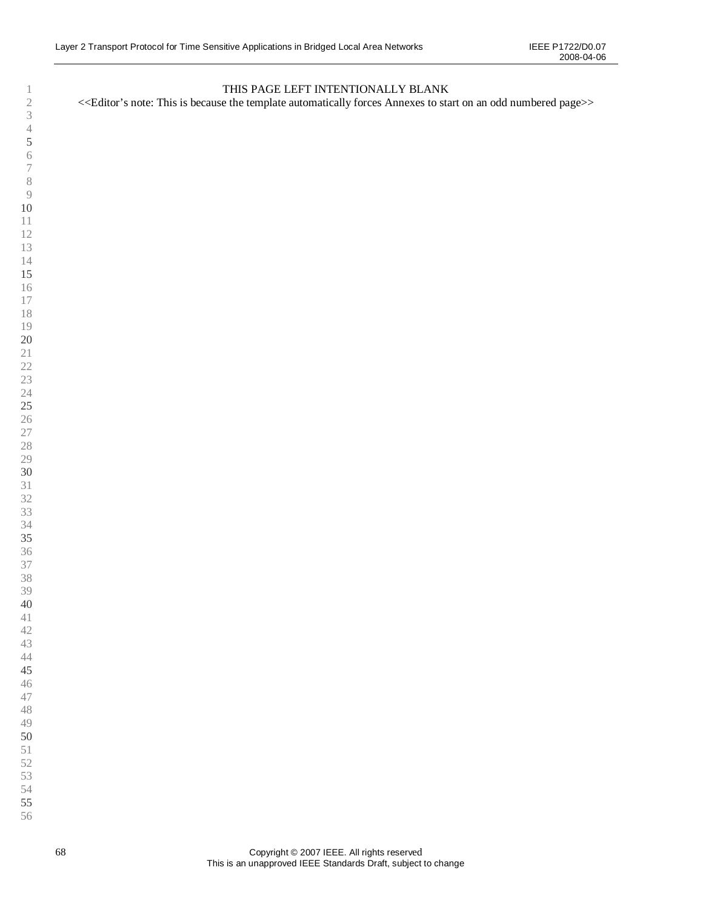THIS PAGE LEFT INTENTIONALLY BLANK

<<Editor's note: This is because the template automatically forces Annexes to start on an odd numbered page>>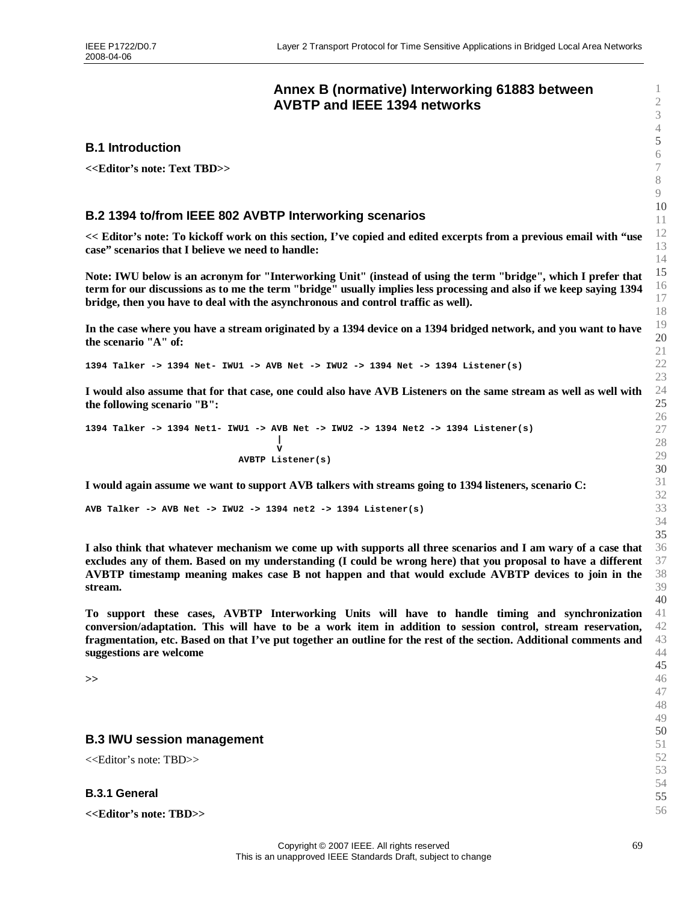# Annex B (normative) Interworking 61883 between AVBTP and IEEE 1394 networks

## B.1 Introduction

**<<Editor's note: Text TBD>>**

## B.2 1394 to/from IEEE 802 AVBTP Interworking scenarios

**<< Editor's note: To kickoff work on this section, I've copied and edited excerpts from a previous email with "use case" scenarios that I believe we need to handle:**

**Note: IWU below is an acronym for "Interworking Unit" (instead of using the term "bridge", which I prefer that term for our discussions as to me the term "bridge" usually implies less processing and also if we keep saying 1394 bridge, then you have to deal with the asynchronous and control traffic as well).**

**In the case where you have a stream originated by a 1394 device on a 1394 bridged network, and you want to have the scenario "A" of:**

```
1394 Talker -> 1394 Net- IWU1 -> AVB Net -> IWU2 -> 1394 Net -> 1394 Listener(s)
```

**I would also assume that for that case, one could also have AVB Listeners on the same stream as well as well with the following scenario "B":**

```
1394 Talker -> 1394 Net1- IWU1 -> AVB Net -> IWU2 -> 1394 Net2 -> 1394 Listener(s)
                                    |
                                    V
                           AVBTP Listener(s)
```

**I would again assume we want to support AVB talkers with streams going to 1394 listeners, scenario C:**

```
AVB Talker -> AVB Net -> IWU2 -> 1394 net2 -> 1394 Listener(s)
```

**I also think that whatever mechanism we come up with supports all three scenarios and I am wary of a case that excludes any of them. Based on my understanding (I could be wrong here) that you proposal to have a different AVBTP timestamp meaning makes case B not happen and that would exclude AVBTP devices to join in the stream.**

**To support these cases, AVBTP Interworking Units will have to handle timing and synchronization conversion/adaptation. This will have to be a work item in addition to session control, stream reservation, fragmentation, etc. Based on that I've put together an outline for the rest of the section. Additional comments and suggestions are welcome**

**>>**

## B.3 IWU session management

<<Editor's note: TBD>>

### B.3.1 General

**<<Editor's note: TBD>>**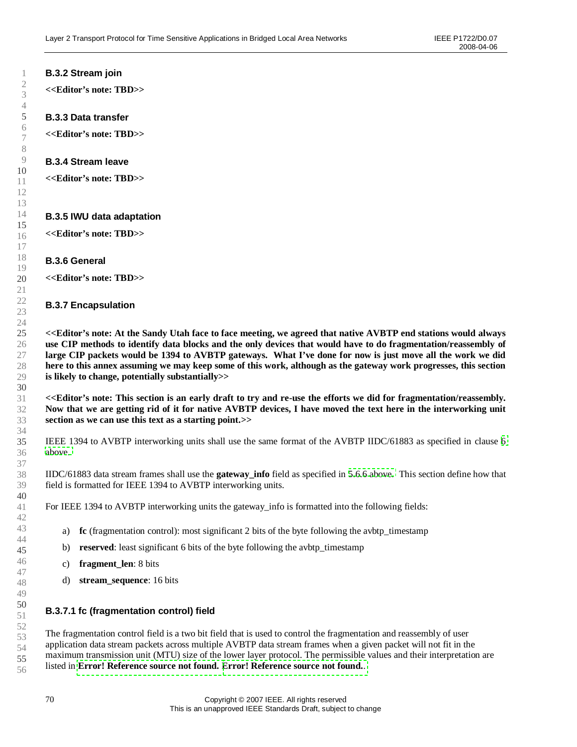### B.3.2 Stream join

**<<Editor's note: TBD>>**

### B.3.3 Data transfer

**<<Editor's note: TBD>>**

### B.3.4 Stream leave

**<<Editor's note: TBD>>**

### B.3.5 IWU data adaptation

**<<Editor's note: TBD>>**

### B.3.6 General

**<<Editor's note: TBD>>**

### B.3.7 Encapsulation

**<<Editor's note: At the Sandy Utah face to face meeting, we agreed that native AVBTP end stations would always use CIP methods to identify data blocks and the only devices that would have to do fragmentation/reassembly of large CIP packets would be 1394 to AVBTP gateways. What I've done for now is just move all the work we did here to this annex assuming we may keep some of this work, although as the gateway work progresses, this section is likely to change, potentially substantially>>**

**<<Editor's note: This section is an early draft to try and re-use the efforts we did for fragmentation/reassembly. Now that we are getting rid of it for native AVBTP devices, I have moved the text here in the interworking unit section as we can use this text as a starting point.>>**

IEEE 1394 to AVBTP interworking units shall use the same format of the AVBTP IIDC/61883 as specified in clause 6 above.

IIDC/61883 data stream frames shall use the **gateway_info** field as specified in 5.6.6 above. This section define how that field is formatted for IEEE 1394 to AVBTP interworking units.

For IEEE 1394 to AVBTP interworking units the gateway_info is formatted into the following fields:

a) **fc** (fragmentation control): most significant 2 bits of the byte following the avbtp_timestamp

b) **reserved**: least significant 6 bits of the byte following the avbtp_timestamp

c) **fragment_len**: 8 bits

d) **stream_sequence**: 16 bits

#### B.3.7.1 fc (fragmentation control) field

The fragmentation control field is a two bit field that is used to control the fragmentation and reassembly of user application data stream packets across multiple AVBTP data stream frames when a given packet will not fit in the maximum transmission unit (MTU) size of the lower layer protocol. The permissible values and their interpretation are listed in **Error! Reference source not found. Error! Reference source not found.**.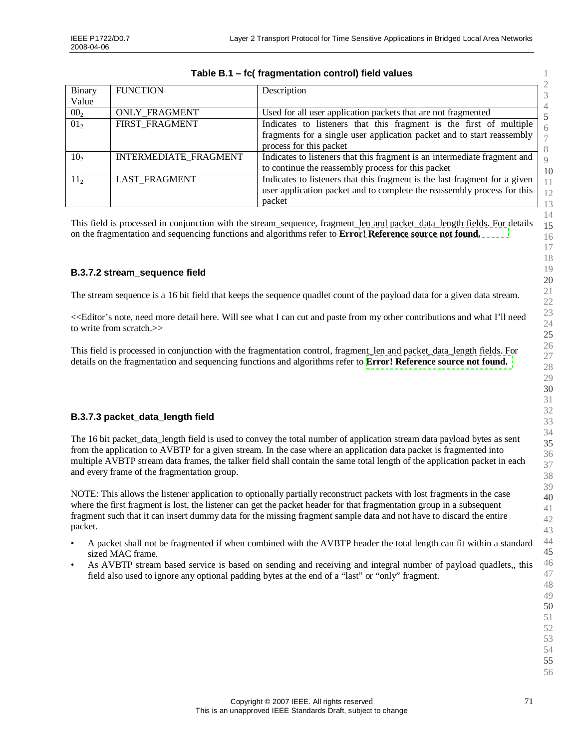**Table B.1 – fc( fragmentation control) field values**

| Binary Value | FUNCTION | Description |
|---|---|---|
| $00_2$ | ONLY_FRAGMENT | Used for all user application packets that are not fragmented |
| $01_2$ | FIRST_FRAGMENT | Indicates to listeners that this fragment is the first of multiple fragments for a single user application packet and to start reassembly process for this packet |
| $10_2$ | INTERMEDIATE_FRAGMENT | Indicates to listeners that this fragment is an intermediate fragment and to continue the reassembly process for this packet |
| $11_2$ | LAST_FRAGMENT | Indicates to listeners that this fragment is the last fragment for a given user application packet and to complete the reassembly process for this packet |

This field is processed in conjunction with the stream_sequence, fragment_len and packet_data_length fields. For details on the fragmentation and sequencing functions and algorithms refer to **Error! Reference source not found.**

### B.3.7.2 stream_sequence field

The stream sequence is a 16 bit field that keeps the sequence quadlet count of the payload data for a given data stream.

<<Editor's note, need more detail here. Will see what I can cut and paste from my other contributions and what I'll need to write from scratch.>>

This field is processed in conjunction with the fragmentation control, fragment_len and packet_data_length fields. For details on the fragmentation and sequencing functions and algorithms refer to **Error! Reference source not found.**

### B.3.7.3 packet_data_length field

The 16 bit packet_data_length field is used to convey the total number of application stream data payload bytes as sent from the application to AVBTP for a given stream. In the case where an application data packet is fragmented into multiple AVBTP stream data frames, the talker field shall contain the same total length of the application packet in each and every frame of the fragmentation group.

NOTE: This allows the listener application to optionally partially reconstruct packets with lost fragments in the case where the first fragment is lost, the listener can get the packet header for that fragmentation group in a subsequent fragment such that it can insert dummy data for the missing fragment sample data and not have to discard the entire packet.

- A packet shall not be fragmented if when combined with the AVBTP header the total length can fit within a standard sized MAC frame.
- As AVBTP stream based service is based on sending and receiving and integral number of payload quadlets,, this field also used to ignore any optional padding bytes at the end of a "last" or "only" fragment.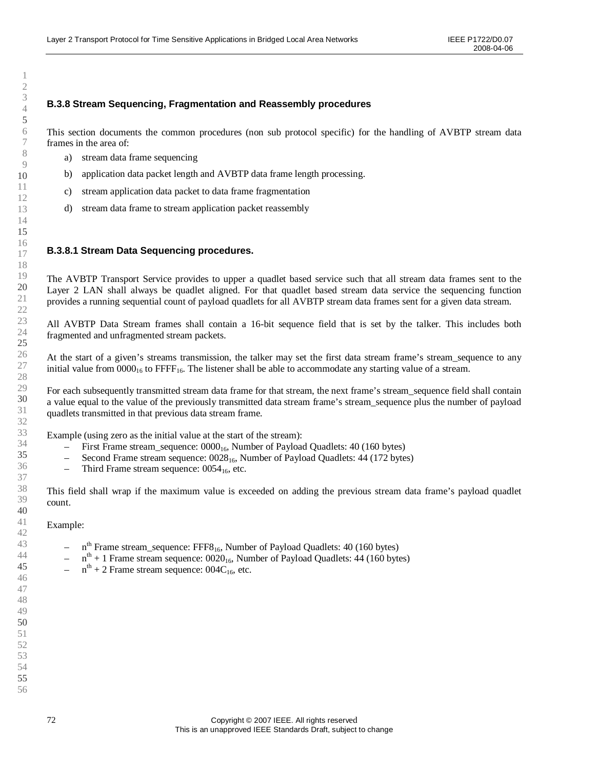### B.3.8 Stream Sequencing, Fragmentation and Reassembly procedures

This section documents the common procedures (non sub protocol specific) for the handling of AVBTP stream data frames in the area of:

a) stream data frame sequencing

b) application data packet length and AVBTP data frame length processing.

c) stream application data packet to data frame fragmentation

d) stream data frame to stream application packet reassembly

#### B.3.8.1 Stream Data Sequencing procedures.

The AVBTP Transport Service provides to upper a quadlet based service such that all stream data frames sent to the Layer 2 LAN shall always be quadlet aligned. For that quadlet based stream data service the sequencing function provides a running sequential count of payload quadlets for all AVBTP stream data frames sent for a given data stream.

All AVBTP Data Stream frames shall contain a 16-bit sequence field that is set by the talker. This includes both fragmented and unfragmented stream packets.

At the start of a given's streams transmission, the talker may set the first data stream frame's stream_sequence to any initial value from $0000_{16}$ to $FFFF_{16}$. The listener shall be able to accommodate any starting value of a stream.

For each subsequently transmitted stream data frame for that stream, the next frame's stream_sequence field shall contain a value equal to the value of the previously transmitted data stream frame's stream_sequence plus the number of payload quadlets transmitted in that previous data stream frame.

Example (using zero as the initial value at the start of the stream):

- First Frame stream_sequence: $0000_{16}$, Number of Payload Quadlets: 40 (160 bytes)
- Second Frame stream sequence: $0028_{16}$, Number of Payload Quadlets: 44 (172 bytes)
- Third Frame stream sequence: $0054_{16}$, etc.

This field shall wrap if the maximum value is exceeded on adding the previous stream data frame's payload quadlet count.

Example:

- $n^{th}$ Frame stream_sequence: $FFF8_{16}$, Number of Payload Quadlets: 40 (160 bytes)
- $n^{th}$ + 1 Frame stream sequence: $0020_{16}$, Number of Payload Quadlets: 44 (160 bytes)
- $n^{th}$ + 2 Frame stream sequence: $004C_{16}$, etc.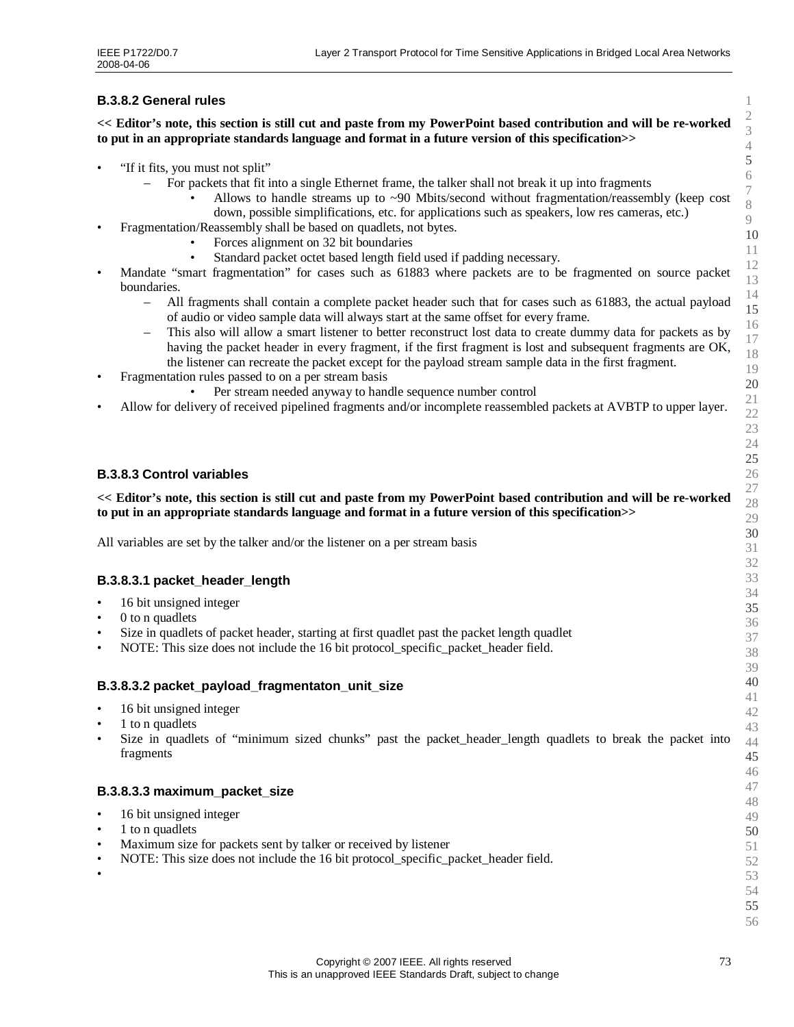### B.3.8.2 General rules

**<< Editor's note, this section is still cut and paste from my PowerPoint based contribution and will be re-worked to put in an appropriate standards language and format in a future version of this specification>>**

- "If it fits, you must not split"
  - For packets that fit into a single Ethernet frame, the talker shall not break it up into fragments
    - Allows to handle streams up to ~90 Mbits/second without fragmentation/reassembly (keep cost down, possible simplifications, etc. for applications such as speakers, low res cameras, etc.)
- Fragmentation/Reassembly shall be based on quadlets, not bytes.
    - Forces alignment on 32 bit boundaries
    - Standard packet octet based length field used if padding necessary.
- Mandate "smart fragmentation" for cases such as 61883 where packets are to be fragmented on source packet boundaries.
  - All fragments shall contain a complete packet header such that for cases such as 61883, the actual payload of audio or video sample data will always start at the same offset for every frame.
  - This also will allow a smart listener to better reconstruct lost data to create dummy data for packets as by having the packet header in every fragment, if the first fragment is lost and subsequent fragments are OK, the listener can recreate the packet except for the payload stream sample data in the first fragment.
- Fragmentation rules passed to on a per stream basis
    - Per stream needed anyway to handle sequence number control
- Allow for delivery of received pipelined fragments and/or incomplete reassembled packets at AVBTP to upper layer.

### B.3.8.3 Control variables

**<< Editor's note, this section is still cut and paste from my PowerPoint based contribution and will be re-worked to put in an appropriate standards language and format in a future version of this specification>>**

All variables are set by the talker and/or the listener on a per stream basis

#### B.3.8.3.1 packet_header_length

- 16 bit unsigned integer
- 0 to n quadlets
- Size in quadlets of packet header, starting at first quadlet past the packet length quadlet
- NOTE: This size does not include the 16 bit protocol_specific_packet_header field.

#### B.3.8.3.2 packet_payload_fragmentaton_unit_size

- 16 bit unsigned integer
- 1 to n quadlets
- Size in quadlets of "minimum sized chunks" past the packet_header_length quadlets to break the packet into fragments

#### B.3.8.3.3 maximum_packet_size

- 16 bit unsigned integer
- 1 to n quadlets
- Maximum size for packets sent by talker or received by listener
- NOTE: This size does not include the 16 bit protocol_specific_packet_header field.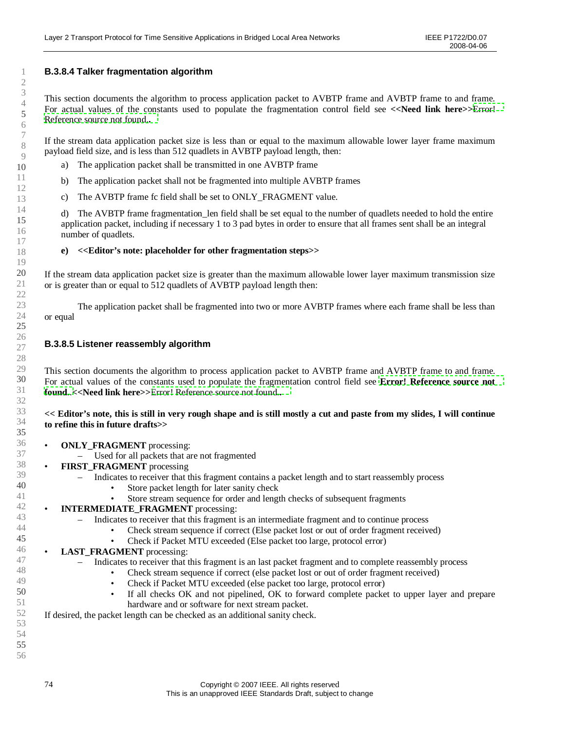### B.3.8.4 Talker fragmentation algorithm

This section documents the algorithm to process application packet to AVBTP frame and AVBTP frame to and frame. For actual values of the constants used to populate the fragmentation control field see **<<Need link here>>**Error! Reference source not found..

If the stream data application packet size is less than or equal to the maximum allowable lower layer frame maximum payload field size, and is less than 512 quadlets in AVBTP payload length, then:

a) The application packet shall be transmitted in one AVBTP frame

b) The application packet shall not be fragmented into multiple AVBTP frames

c) The AVBTP frame fc field shall be set to ONLY_FRAGMENT value.

d) The AVBTP frame fragmentation_len field shall be set equal to the number of quadlets needed to hold the entire application packet, including if necessary 1 to 3 pad bytes in order to ensure that all frames sent shall be an integral number of quadlets.

**e) <<Editor's note: placeholder for other fragmentation steps>>**

If the stream data application packet size is greater than the maximum allowable lower layer maximum transmission size or is greater than or equal to 512 quadlets of AVBTP payload length then:

The application packet shall be fragmented into two or more AVBTP frames where each frame shall be less than or equal

### B.3.8.5 Listener reassembly algorithm

This section documents the algorithm to process application packet to AVBTP frame and AVBTP frame to and frame. For actual values of the constants used to populate the fragmentation control field see **Error! Reference source not found.**.**<<Need link here>>**Error! Reference source not found..

**<< Editor's note, this is still in very rough shape and is still mostly a cut and paste from my slides, I will continue to refine this in future drafts>>**

- **ONLY_FRAGMENT** processing:
  - Used for all packets that are not fragmented
- **FIRST_FRAGMENT** processing
  - Indicates to receiver that this fragment contains a packet length and to start reassembly process
    - Store packet length for later sanity check
    - Store stream sequence for order and length checks of subsequent fragments
- **INTERMEDIATE_FRAGMENT** processing:
  - Indicates to receiver that this fragment is an intermediate fragment and to continue process
    - Check stream sequence if correct (Else packet lost or out of order fragment received)
    - Check if Packet MTU exceeded (Else packet too large, protocol error)
- **LAST_FRAGMENT** processing:
  - Indicates to receiver that this fragment is an last packet fragment and to complete reassembly process
    - Check stream sequence if correct (else packet lost or out of order fragment received)
    - Check if Packet MTU exceeded (else packet too large, protocol error)
    - If all checks OK and not pipelined, OK to forward complete packet to upper layer and prepare hardware and or software for next stream packet.

If desired, the packet length can be checked as an additional sanity check.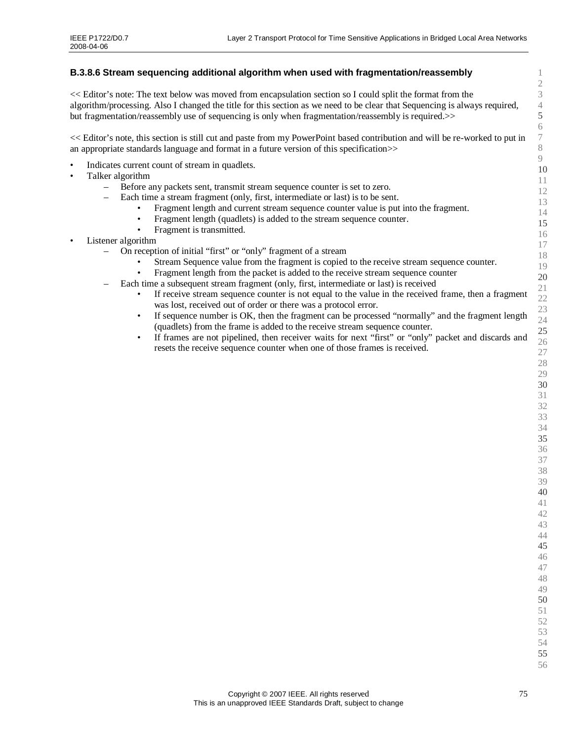### B.3.8.6 Stream sequencing additional algorithm when used with fragmentation/reassembly

<< Editor's note: The text below was moved from encapsulation section so I could split the format from the algorithm/processing. Also I changed the title for this section as we need to be clear that Sequencing is always required, but fragmentation/reassembly use of sequencing is only when fragmentation/reassembly is required.>>

<< Editor's note, this section is still cut and paste from my PowerPoint based contribution and will be re-worked to put in an appropriate standards language and format in a future version of this specification>>

- Indicates current count of stream in quadlets.
- Talker algorithm
  - Before any packets sent, transmit stream sequence counter is set to zero.
  - Each time a stream fragment (only, first, intermediate or last) is to be sent.
    - Fragment length and current stream sequence counter value is put into the fragment.
    - Fragment length (quadlets) is added to the stream sequence counter.
    - Fragment is transmitted.
- Listener algorithm
  - On reception of initial "first" or "only" fragment of a stream
    - Stream Sequence value from the fragment is copied to the receive stream sequence counter.
    - Fragment length from the packet is added to the receive stream sequence counter
  - Each time a subsequent stream fragment (only, first, intermediate or last) is received
    - If receive stream sequence counter is not equal to the value in the received frame, then a fragment was lost, received out of order or there was a protocol error.
    - If sequence number is OK, then the fragment can be processed "normally" and the fragment length (quadlets) from the frame is added to the receive stream sequence counter.
    - If frames are not pipelined, then receiver waits for next "first" or "only" packet and discards and resets the receive sequence counter when one of those frames is received.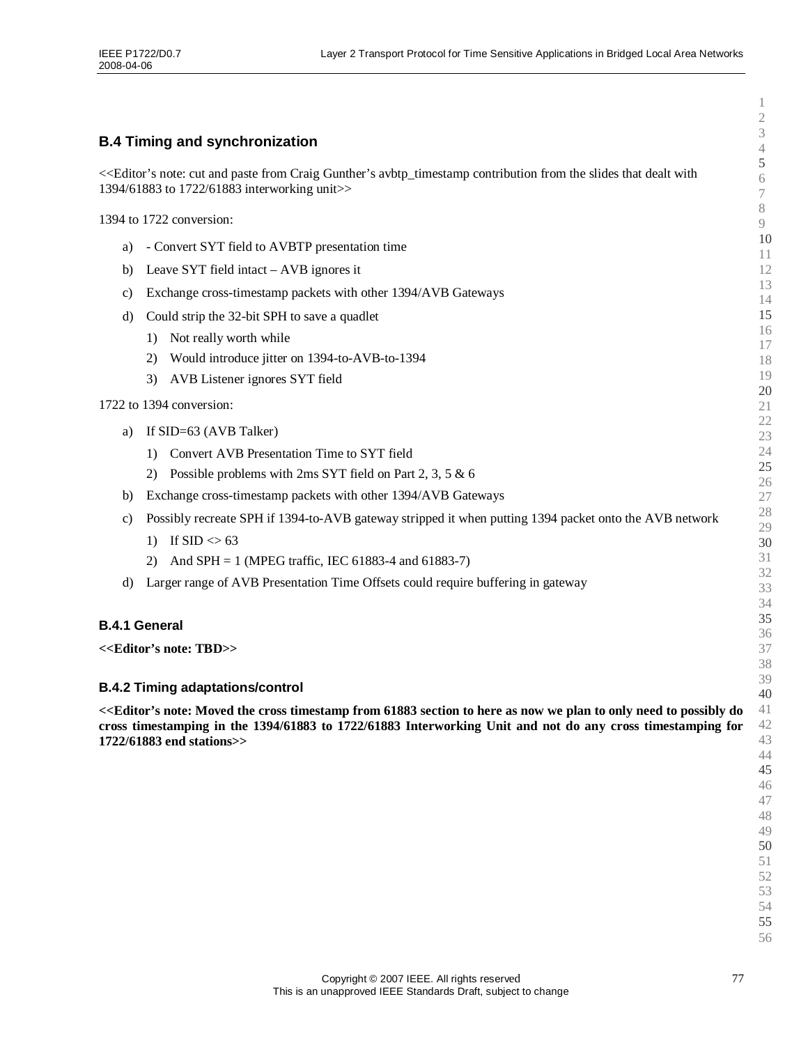## B.4 Timing and synchronization

<<Editor's note: cut and paste from Craig Gunther's avbtp_timestamp contribution from the slides that dealt with 1394/61883 to 1722/61883 interworking unit>>

1394 to 1722 conversion:

a) - Convert SYT field to AVBTP presentation time
b) Leave SYT field intact – AVB ignores it
c) Exchange cross-timestamp packets with other 1394/AVB Gateways
d) Could strip the 32-bit SPH to save a quadlet
    1) Not really worth while
    2) Would introduce jitter on 1394-to-AVB-to-1394
    3) AVB Listener ignores SYT field

1722 to 1394 conversion:

a) If SID=63 (AVB Talker)
    1) Convert AVB Presentation Time to SYT field
    2) Possible problems with 2ms SYT field on Part 2, 3, 5 & 6
b) Exchange cross-timestamp packets with other 1394/AVB Gateways
c) Possibly recreate SPH if 1394-to-AVB gateway stripped it when putting 1394 packet onto the AVB network
    1) If SID <> 63
    2) And SPH = 1 (MPEG traffic, IEC 61883-4 and 61883-7)
d) Larger range of AVB Presentation Time Offsets could require buffering in gateway

### B.4.1 General

**<<Editor's note: TBD>>**

### B.4.2 Timing adaptations/control

**<<Editor's note: Moved the cross timestamp from 61883 section to here as now we plan to only need to possibly do cross timestamping in the 1394/61883 to 1722/61883 Interworking Unit and not do any cross timestamping for 1722/61883 end stations>>**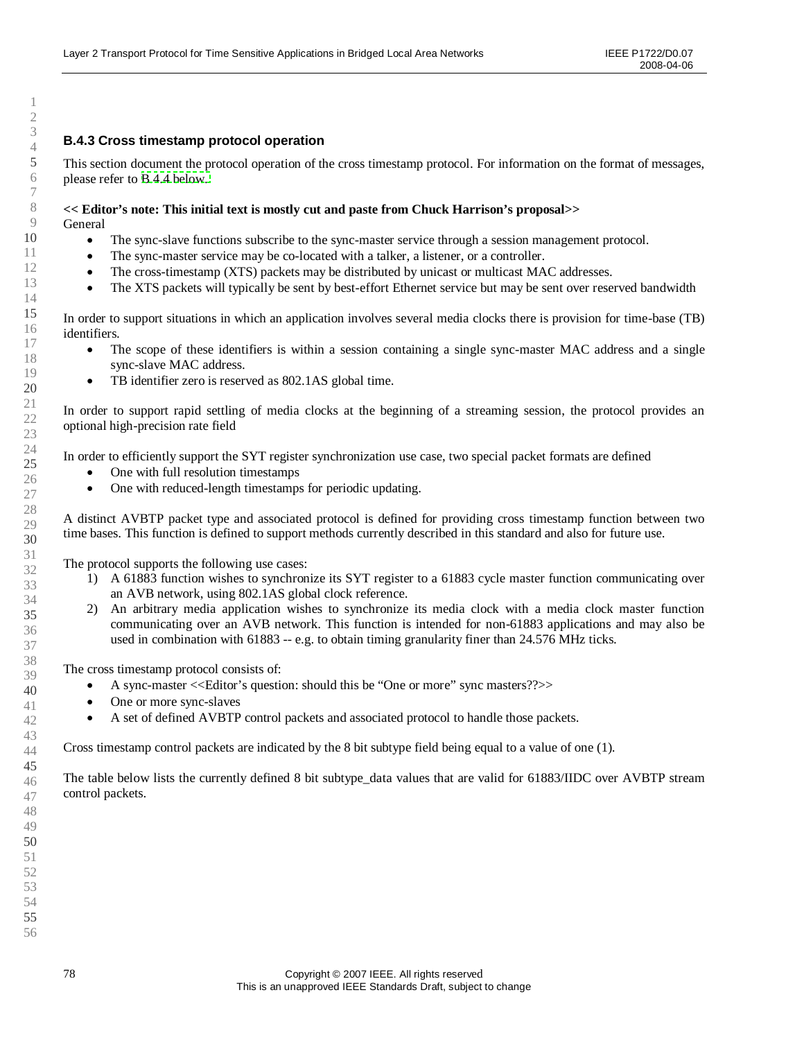### B.4.3 Cross timestamp protocol operation

This section document the protocol operation of the cross timestamp protocol. For information on the format of messages, please refer to B.4.4 below.

**<< Editor's note: This initial text is mostly cut and paste from Chuck Harrison's proposal>>**

General

- The sync-slave functions subscribe to the sync-master service through a session management protocol.
- The sync-master service may be co-located with a talker, a listener, or a controller.
- The cross-timestamp (XTS) packets may be distributed by unicast or multicast MAC addresses.
- The XTS packets will typically be sent by best-effort Ethernet service but may be sent over reserved bandwidth

In order to support situations in which an application involves several media clocks there is provision for time-base (TB) identifiers.

- The scope of these identifiers is within a session containing a single sync-master MAC address and a single sync-slave MAC address.
- TB identifier zero is reserved as 802.1AS global time.

In order to support rapid settling of media clocks at the beginning of a streaming session, the protocol provides an optional high-precision rate field

In order to efficiently support the SYT register synchronization use case, two special packet formats are defined

- One with full resolution timestamps
- One with reduced-length timestamps for periodic updating.

A distinct AVBTP packet type and associated protocol is defined for providing cross timestamp function between two time bases. This function is defined to support methods currently described in this standard and also for future use.

The protocol supports the following use cases:

1) A 61883 function wishes to synchronize its SYT register to a 61883 cycle master function communicating over an AVB network, using 802.1AS global clock reference.
2) An arbitrary media application wishes to synchronize its media clock with a media clock master function communicating over an AVB network. This function is intended for non-61883 applications and may also be used in combination with 61883 -- e.g. to obtain timing granularity finer than 24.576 MHz ticks.

The cross timestamp protocol consists of:

- A sync-master <<Editor's question: should this be "One or more" sync masters??>>
- One or more sync-slaves
- A set of defined AVBTP control packets and associated protocol to handle those packets.

Cross timestamp control packets are indicated by the 8 bit subtype field being equal to a value of one (1).

The table below lists the currently defined 8 bit subtype_data values that are valid for 61883/IIDC over AVBTP stream control packets.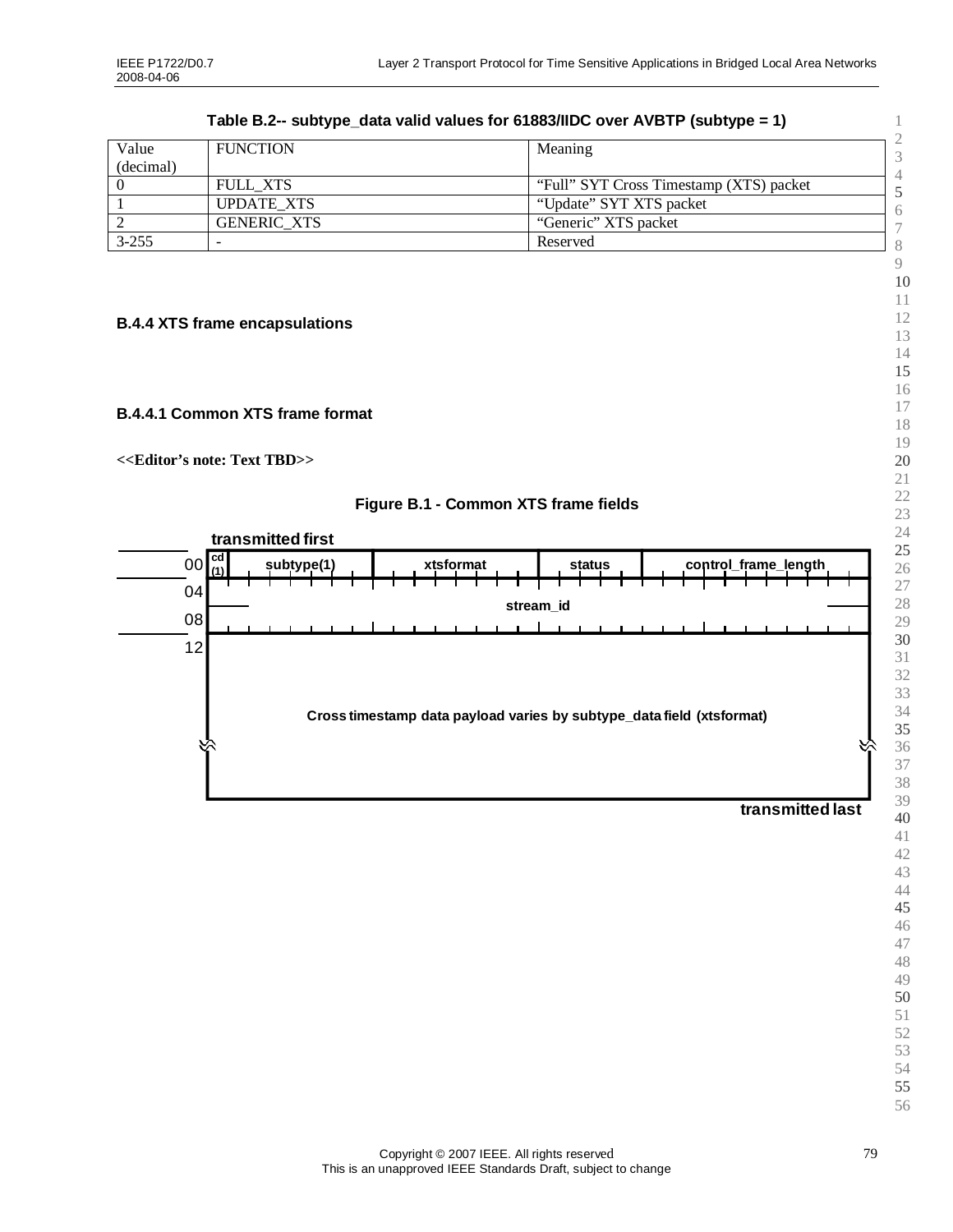**Table B.2-- subtype_data valid values for 61883/IIDC over AVBTP (subtype = 1)**

| Value (decimal) | FUNCTION | Meaning |
|---|---|---|
| 0 | FULL_XTS | "Full" SYT Cross Timestamp (XTS) packet |
| 1 | UPDATE_XTS | "Update" SYT XTS packet |
| 2 | GENERIC_XTS | "Generic" XTS packet |
| 3-255 | - | Reserved |

### B.4.4 XTS frame encapsulations

#### B.4.4.1 Common XTS frame format

**<<Editor's note: Text TBD>>**

**Figure B.1 - Common XTS frame fields**

| Offset | Fields |
|---|---|
| | transmitted first |
| 00 | cd (1) \| subtype(1) \| xtsformat \| status \| control_frame_length |
| 04 | stream_id |
| 08 | stream_id (continued) |
| 12 | Cross timestamp data payload varies by subtype_data field (xtsformat) |
| | transmitted last |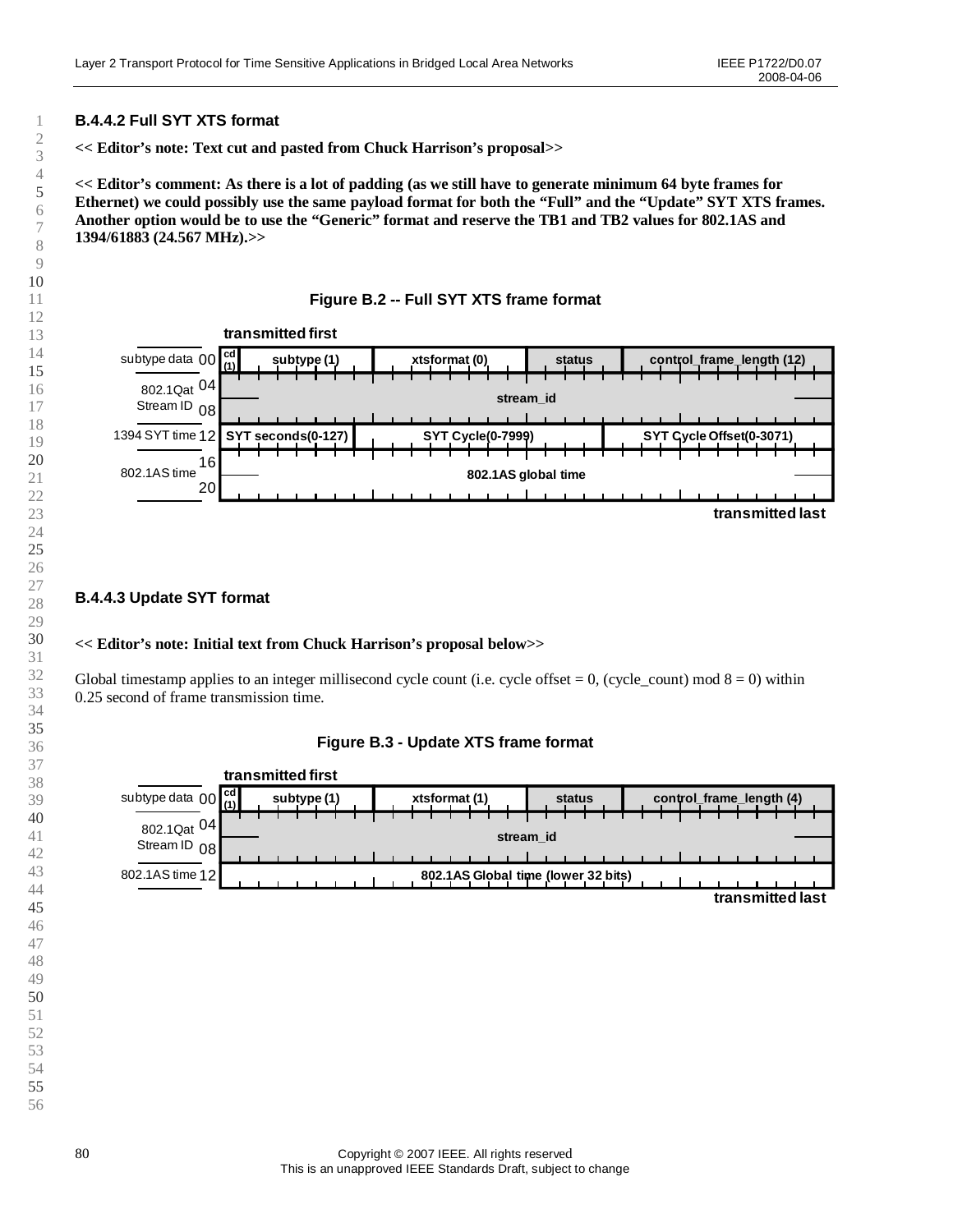### B.4.4.2 Full SYT XTS format

**<< Editor's note: Text cut and pasted from Chuck Harrison's proposal>>**

**<< Editor's comment: As there is a lot of padding (as we still have to generate minimum 64 byte frames for Ethernet) we could possibly use the same payload format for both the "Full" and the "Update" SYT XTS frames. Another option would be to use the "Generic" format and reserve the TB1 and TB2 values for 802.1AS and 1394/61883 (24.567 MHz).>>**

**Figure B.2 -- Full SYT XTS frame format**

transmitted first

| | Offset | | | | | |
|---|---|---|---|---|---|---|
| subtype data | 00 | cd (1) | subtype (1) | xtsformat (0) | status | control_frame_length (12) |
| 802.1Qat Stream ID | 04 / 08 | stream_id | | | | |
| 1394 SYT time | 12 | SYT seconds(0-127) | | SYT Cycle(0-7999) | | SYT Cycle Offset(0-3071) |
| 802.1AS time | 16 / 20 | 802.1AS global time | | | | |

transmitted last

### B.4.4.3 Update SYT format

**<< Editor's note: Initial text from Chuck Harrison's proposal below>>**

Global timestamp applies to an integer millisecond cycle count (i.e. cycle offset = 0, (cycle_count) mod 8 = 0) within 0.25 second of frame transmission time.

**Figure B.3 - Update XTS frame format**

transmitted first

| | Offset | | | | | |
|---|---|---|---|---|---|---|
| subtype data | 00 | cd (1) | subtype (1) | xtsformat (1) | status | control_frame_length (4) |
| 802.1Qat Stream ID | 04 / 08 | stream_id | | | | |
| 802.1AS time | 12 | 802.1AS Global time (lower 32 bits) | | | | |

transmitted last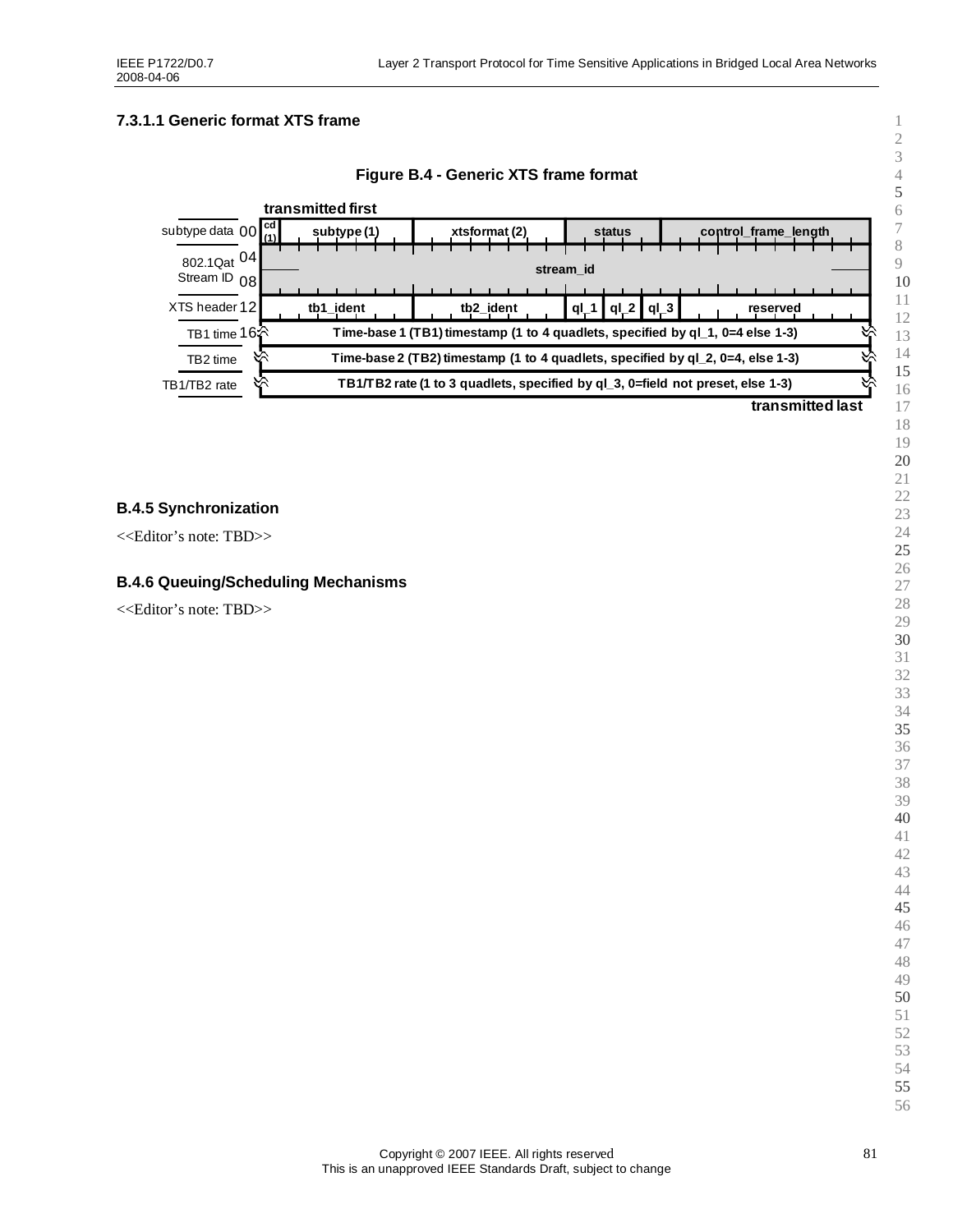### 7.3.1.1 Generic format XTS frame

**Figure B.4 - Generic XTS frame format**

**transmitted first**

| Label | Offset | Fields |
|---|---|---|
| subtype data | 00 | cd (1) \| subtype (1) \| xtsformat (2) \| status \| control_frame_length |
| 802.1Qat Stream ID | 04 | stream_id |
| | 08 | |
| XTS header | 12 | tb1_ident \| tb2_ident \| ql_1 \| ql_2 \| ql_3 \| reserved |
| TB1 time | 16 | Time-base 1 (TB1) timestamp (1 to 4 quadlets, specified by ql_1, 0=4 else 1-3) |
| TB2 time | | Time-base 2 (TB2) timestamp (1 to 4 quadlets, specified by ql_2, 0=4, else 1-3) |
| TB1/TB2 rate | | TB1/TB2 rate (1 to 3 quadlets, specified by ql_3, 0=field not preset, else 1-3) |

**transmitted last**

### B.4.5 Synchronization

<<Editor's note: TBD>>

### B.4.6 Queuing/Scheduling Mechanisms

<<Editor's note: TBD>>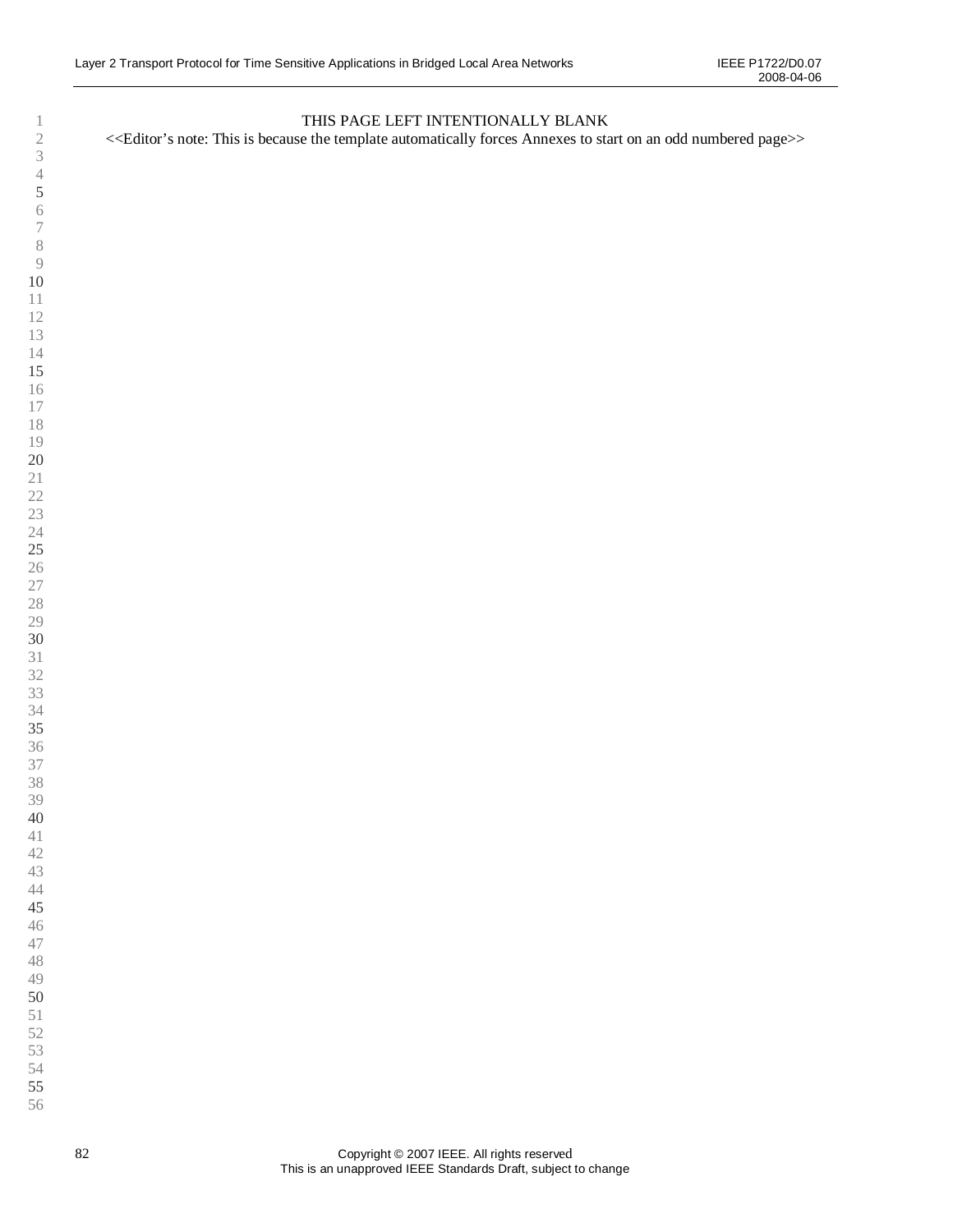THIS PAGE LEFT INTENTIONALLY BLANK

<<Editor's note: This is because the template automatically forces Annexes to start on an odd numbered page>>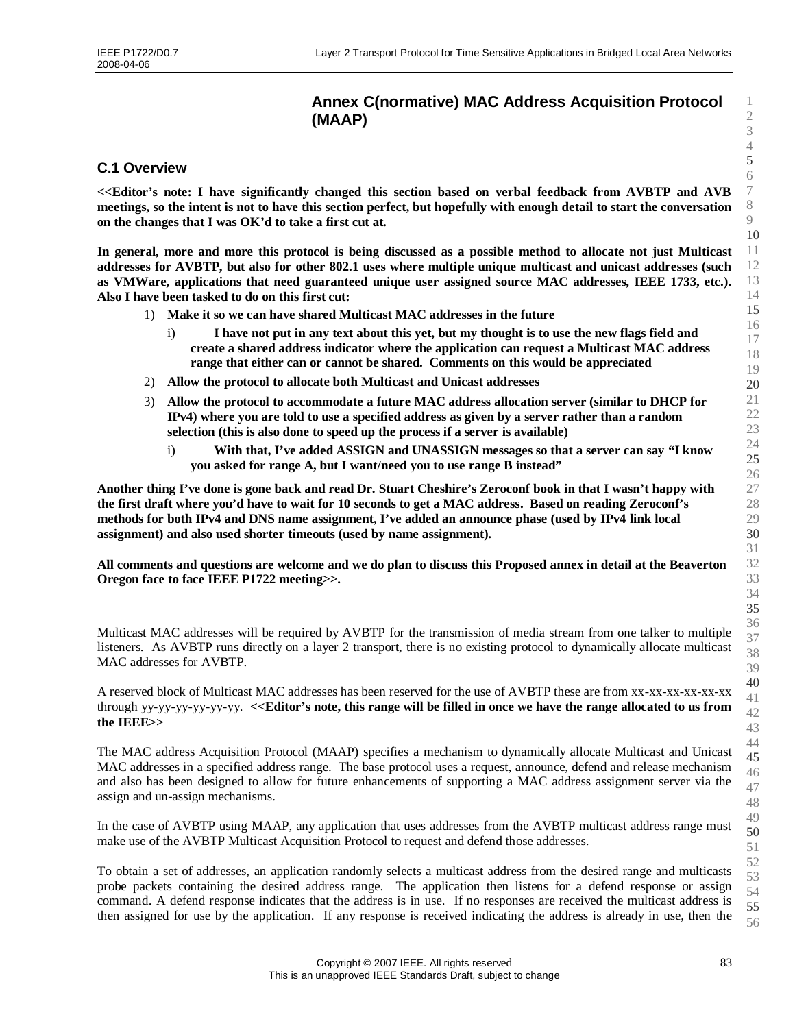# Annex C(normative) MAC Address Acquisition Protocol (MAAP)

## C.1 Overview

**<<Editor's note: I have significantly changed this section based on verbal feedback from AVBTP and AVB meetings, so the intent is not to have this section perfect, but hopefully with enough detail to start the conversation on the changes that I was OK'd to take a first cut at.**

**In general, more and more this protocol is being discussed as a possible method to allocate not just Multicast addresses for AVBTP, but also for other 802.1 uses where multiple unique multicast and unicast addresses (such as VMWare, applications that need guaranteed unique user assigned source MAC addresses, IEEE 1733, etc.). Also I have been tasked to do on this first cut:**

1) **Make it so we can have shared Multicast MAC addresses in the future**
   - i) **I have not put in any text about this yet, but my thought is to use the new flags field and create a shared address indicator where the application can request a Multicast MAC address range that either can or cannot be shared. Comments on this would be appreciated**
2) **Allow the protocol to allocate both Multicast and Unicast addresses**
3) **Allow the protocol to accommodate a future MAC address allocation server (similar to DHCP for IPv4) where you are told to use a specified address as given by a server rather than a random selection (this is also done to speed up the process if a server is available)**
   - i) **With that, I've added ASSIGN and UNASSIGN messages so that a server can say "I know you asked for range A, but I want/need you to use range B instead"**

**Another thing I've done is gone back and read Dr. Stuart Cheshire's Zeroconf book in that I wasn't happy with the first draft where you'd have to wait for 10 seconds to get a MAC address. Based on reading Zeroconf's methods for both IPv4 and DNS name assignment, I've added an announce phase (used by IPv4 link local assignment) and also used shorter timeouts (used by name assignment).**

**All comments and questions are welcome and we do plan to discuss this Proposed annex in detail at the Beaverton Oregon face to face IEEE P1722 meeting>>.**

Multicast MAC addresses will be required by AVBTP for the transmission of media stream from one talker to multiple listeners. As AVBTP runs directly on a layer 2 transport, there is no existing protocol to dynamically allocate multicast MAC addresses for AVBTP.

A reserved block of Multicast MAC addresses has been reserved for the use of AVBTP these are from xx-xx-xx-xx-xx-xx through yy-yy-yy-yy-yy-yy. **<<Editor's note, this range will be filled in once we have the range allocated to us from the IEEE>>**

The MAC address Acquisition Protocol (MAAP) specifies a mechanism to dynamically allocate Multicast and Unicast MAC addresses in a specified address range. The base protocol uses a request, announce, defend and release mechanism and also has been designed to allow for future enhancements of supporting a MAC address assignment server via the assign and un-assign mechanisms.

In the case of AVBTP using MAAP, any application that uses addresses from the AVBTP multicast address range must make use of the AVBTP Multicast Acquisition Protocol to request and defend those addresses.

To obtain a set of addresses, an application randomly selects a multicast address from the desired range and multicasts probe packets containing the desired address range. The application then listens for a defend response or assign command. A defend response indicates that the address is in use. If no responses are received the multicast address is then assigned for use by the application. If any response is received indicating the address is already in use, then the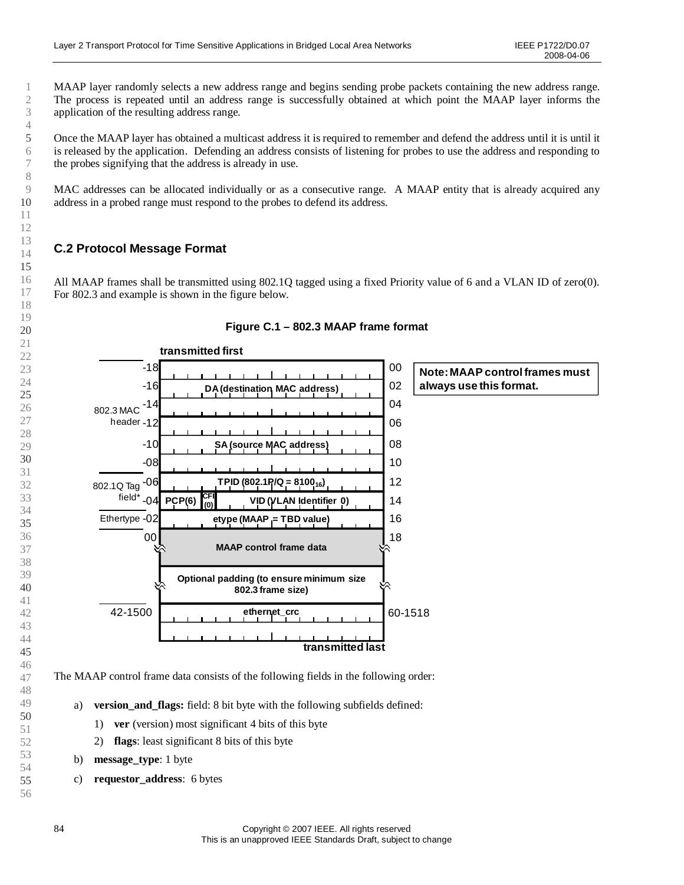MAAP layer randomly selects a new address range and begins sending probe packets containing the new address range. The process is repeated until an address range is successfully obtained at which point the MAAP layer informs the application of the resulting address range.

Once the MAAP layer has obtained a multicast address it is required to remember and defend the address until it is until it is released by the application. Defending an address consists of listening for probes to use the address and responding to the probes signifying that the address is already in use.

MAC addresses can be allocated individually or as a consecutive range. A MAAP entity that is already acquired any address in a probed range must respond to the probes to defend its address.

## C.2 Protocol Message Format

All MAAP frames shall be transmitted using 802.1Q tagged using a fixed Priority value of 6 and a VLAN ID of zero(0). For 802.3 and example is shown in the figure below.

**Figure C.1 – 802.3 MAAP frame format**

| | Offset | transmitted first | Offset |
|---|---|---|---|
| 802.3 MAC header | -18 | DA (destination MAC address) | 00 |
| | -16 | | 02 |
| | -14 | | 04 |
| | -12 | SA (source MAC address) | 06 |
| | -10 | | 08 |
| | -08 | | 10 |
| 802.1Q Tag field* | -06 | TPID (802.1P/Q = $8100_{16}$) | 12 |
| | -04 | PCP(6) / CFI (0) / VID (VLAN Identifier 0) | 14 |
| Ethertype | -02 | etype (MAAP = TBD value) | 16 |
| | 00 | MAAP control frame data | 18 |
| | | Optional padding (to ensure minimum size 802.3 frame size) | |
| | 42-1500 | ethernet_crc | 60-1518 |
| | | transmitted last | |

Note: MAAP control frames must always use this format.

The MAAP control frame data consists of the following fields in the following order:

a) **version_and_flags:** field: 8 bit byte with the following subfields defined:
   1) **ver** (version) most significant 4 bits of this byte
   2) **flags**: least significant 8 bits of this byte

b) **message_type**: 1 byte

c) **requestor_address**: 6 bytes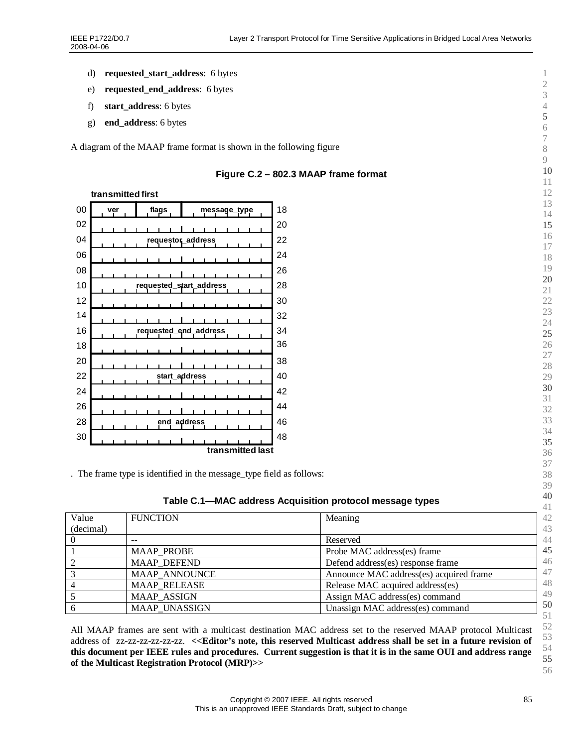d) **requested_start_address**: 6 bytes

e) **requested_end_address**: 6 bytes

f) **start_address**: 6 bytes

g) **end_address**: 6 bytes

A diagram of the MAAP frame format is shown in the following figure

**Figure C.2 – 802.3 MAAP frame format**

**transmitted first**

| | | | | |
|---|---|---|---|---|
| 00 | ver | flags | message_type | 18 |
| 02 | requestor_address | | | 20 |
| 04 | | | | 22 |
| 06 | | | | 24 |
| 08 | requested_start_address | | | 26 |
| 10 | | | | 28 |
| 12 | | | | 30 |
| 14 | requested_end_address | | | 32 |
| 16 | | | | 34 |
| 18 | | | | 36 |
| 20 | start_address | | | 38 |
| 22 | | | | 40 |
| 24 | | | | 42 |
| 26 | end_address | | | 44 |
| 28 | | | | 46 |
| 30 | | | | 48 |

**transmitted last**

. The frame type is identified in the message_type field as follows:

**Table C.1—MAC address Acquisition protocol message types**

| Value (decimal) | FUNCTION | Meaning |
|---|---|---|
| 0 | -- | Reserved |
| 1 | MAAP_PROBE | Probe MAC address(es) frame |
| 2 | MAAP_DEFEND | Defend address(es) response frame |
| 3 | MAAP_ANNOUNCE | Announce MAC address(es) acquired frame |
| 4 | MAAP_RELEASE | Release MAC acquired address(es) |
| 5 | MAAP_ASSIGN | Assign MAC address(es) command |
| 6 | MAAP_UNASSIGN | Unassign MAC address(es) command |

All MAAP frames are sent with a multicast destination MAC address set to the reserved MAAP protocol Multicast address of zz-zz-zz-zz-zz-zz. **<<Editor's note, this reserved Multicast address shall be set in a future revision of this document per IEEE rules and procedures. Current suggestion is that it is in the same OUI and address range of the Multicast Registration Protocol (MRP)>>**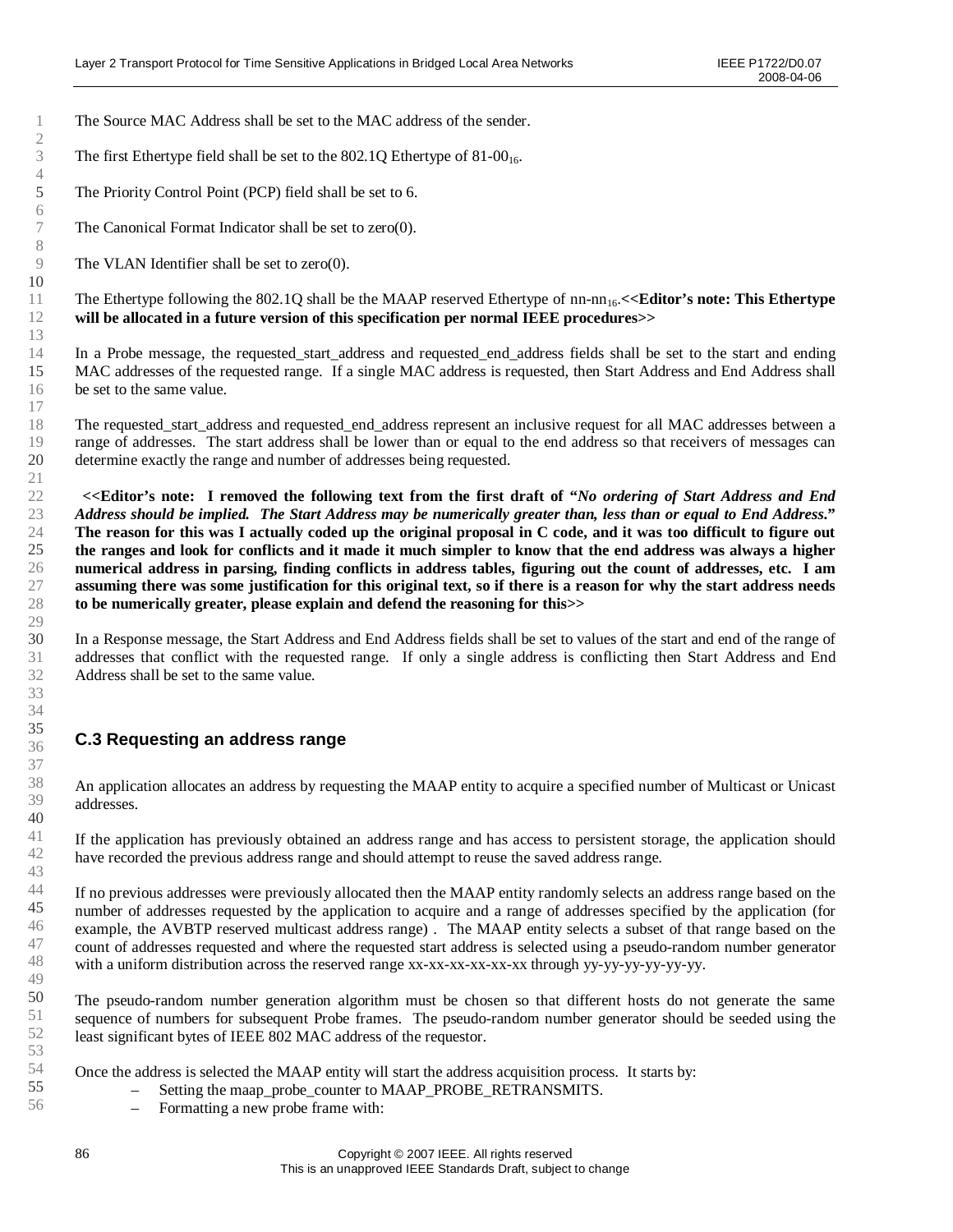The Source MAC Address shall be set to the MAC address of the sender.

The first Ethertype field shall be set to the 802.1Q Ethertype of $81\text{-}00_{16}$.

The Priority Control Point (PCP) field shall be set to 6.

The Canonical Format Indicator shall be set to zero(0).

The VLAN Identifier shall be set to zero(0).

The Ethertype following the 802.1Q shall be the MAAP reserved Ethertype of $nn\text{-}nn_{16}$.**<<Editor's note: This Ethertype will be allocated in a future version of this specification per normal IEEE procedures>>**

In a Probe message, the requested_start_address and requested_end_address fields shall be set to the start and ending MAC addresses of the requested range. If a single MAC address is requested, then Start Address and End Address shall be set to the same value.

The requested_start_address and requested_end_address represent an inclusive request for all MAC addresses between a range of addresses. The start address shall be lower than or equal to the end address so that receivers of messages can determine exactly the range and number of addresses being requested.

**<<Editor's note: I removed the following text from the first draft of "*No ordering of Start Address and End Address should be implied. The Start Address may be numerically greater than, less than or equal to End Address.*" The reason for this was I actually coded up the original proposal in C code, and it was too difficult to figure out the ranges and look for conflicts and it made it much simpler to know that the end address was always a higher numerical address in parsing, finding conflicts in address tables, figuring out the count of addresses, etc. I am assuming there was some justification for this original text, so if there is a reason for why the start address needs to be numerically greater, please explain and defend the reasoning for this>>**

In a Response message, the Start Address and End Address fields shall be set to values of the start and end of the range of addresses that conflict with the requested range. If only a single address is conflicting then Start Address and End Address shall be set to the same value.

## C.3 Requesting an address range

An application allocates an address by requesting the MAAP entity to acquire a specified number of Multicast or Unicast addresses.

If the application has previously obtained an address range and has access to persistent storage, the application should have recorded the previous address range and should attempt to reuse the saved address range.

If no previous addresses were previously allocated then the MAAP entity randomly selects an address range based on the number of addresses requested by the application to acquire and a range of addresses specified by the application (for example, the AVBTP reserved multicast address range) . The MAAP entity selects a subset of that range based on the count of addresses requested and where the requested start address is selected using a pseudo-random number generator with a uniform distribution across the reserved range xx-xx-xx-xx-xx-xx through yy-yy-yy-yy-yy-yy.

The pseudo-random number generation algorithm must be chosen so that different hosts do not generate the same sequence of numbers for subsequent Probe frames. The pseudo-random number generator should be seeded using the least significant bytes of IEEE 802 MAC address of the requestor.

Once the address is selected the MAAP entity will start the address acquisition process. It starts by:

- Setting the maap_probe_counter to MAAP_PROBE_RETRANSMITS.
- Formatting a new probe frame with: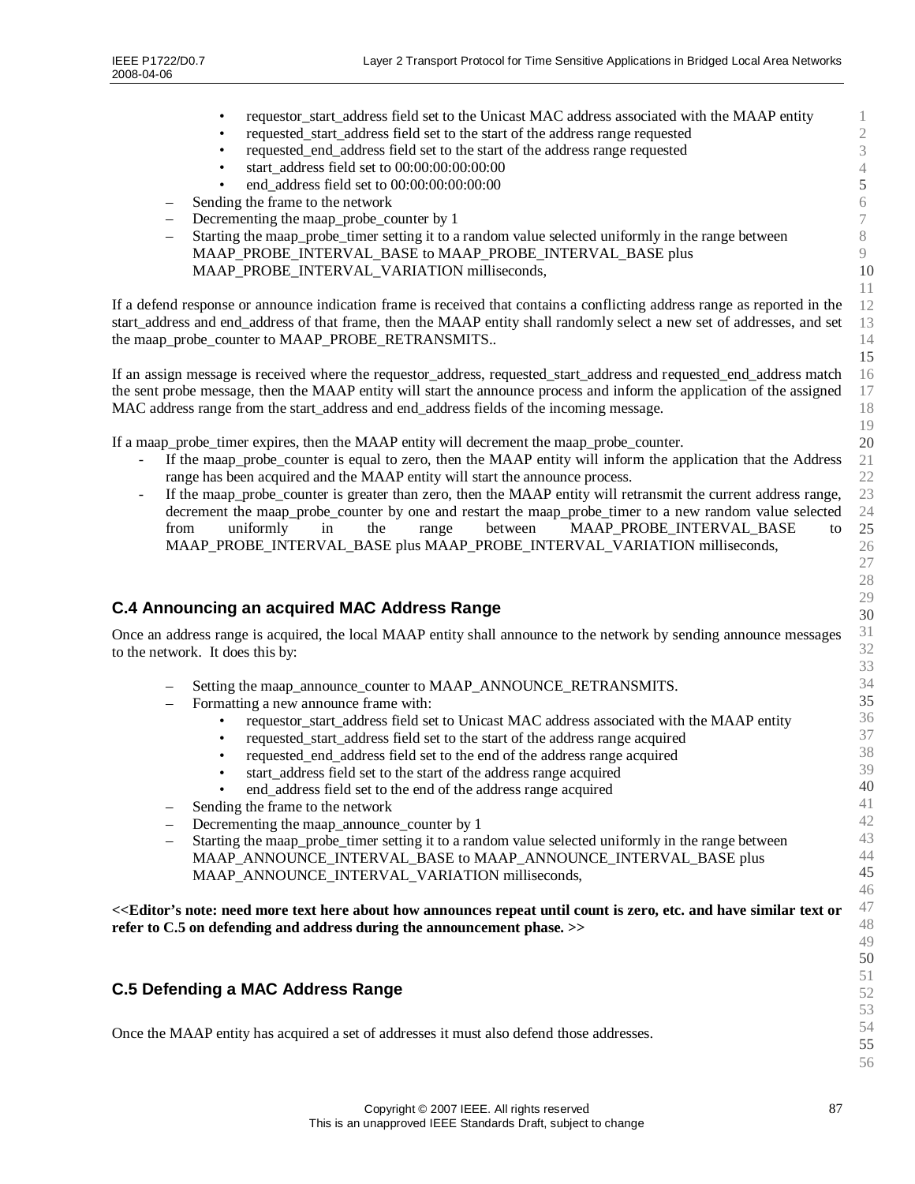- requestor_start_address field set to the Unicast MAC address associated with the MAAP entity
- requested_start_address field set to the start of the address range requested
- requested_end_address field set to the start of the address range requested
- start_address field set to 00:00:00:00:00:00
- end_address field set to 00:00:00:00:00:00

– Sending the frame to the network
– Decrementing the maap_probe_counter by 1
– Starting the maap_probe_timer setting it to a random value selected uniformly in the range between MAAP_PROBE_INTERVAL_BASE to MAAP_PROBE_INTERVAL_BASE plus MAAP_PROBE_INTERVAL_VARIATION milliseconds,

If a defend response or announce indication frame is received that contains a conflicting address range as reported in the start_address and end_address of that frame, then the MAAP entity shall randomly select a new set of addresses, and set the maap_probe_counter to MAAP_PROBE_RETRANSMITS..

If an assign message is received where the requestor_address, requested_start_address and requested_end_address match the sent probe message, then the MAAP entity will start the announce process and inform the application of the assigned MAC address range from the start_address and end_address fields of the incoming message.

If a maap_probe_timer expires, then the MAAP entity will decrement the maap_probe_counter.

- If the maap_probe_counter is equal to zero, then the MAAP entity will inform the application that the Address range has been acquired and the MAAP entity will start the announce process.
- If the maap_probe_counter is greater than zero, then the MAAP entity will retransmit the current address range, decrement the maap_probe_counter by one and restart the maap_probe_timer to a new random value selected from uniformly in the range between MAAP_PROBE_INTERVAL_BASE to MAAP_PROBE_INTERVAL_BASE plus MAAP_PROBE_INTERVAL_VARIATION milliseconds,

## C.4 Announcing an acquired MAC Address Range

Once an address range is acquired, the local MAAP entity shall announce to the network by sending announce messages to the network. It does this by:

– Setting the maap_announce_counter to MAAP_ANNOUNCE_RETRANSMITS.
– Formatting a new announce frame with:
  - requestor_start_address field set to Unicast MAC address associated with the MAAP entity
  - requested_start_address field set to the start of the address range acquired
  - requested_end_address field set to the end of the address range acquired
  - start_address field set to the start of the address range acquired
  - end_address field set to the end of the address range acquired

– Sending the frame to the network
– Decrementing the maap_announce_counter by 1
– Starting the maap_probe_timer setting it to a random value selected uniformly in the range between MAAP_ANNOUNCE_INTERVAL_BASE to MAAP_ANNOUNCE_INTERVAL_BASE plus MAAP_ANNOUNCE_INTERVAL_VARIATION milliseconds,

**<<Editor's note: need more text here about how announces repeat until count is zero, etc. and have similar text or refer to C.5 on defending and address during the announcement phase. >>**

## C.5 Defending a MAC Address Range

Once the MAAP entity has acquired a set of addresses it must also defend those addresses.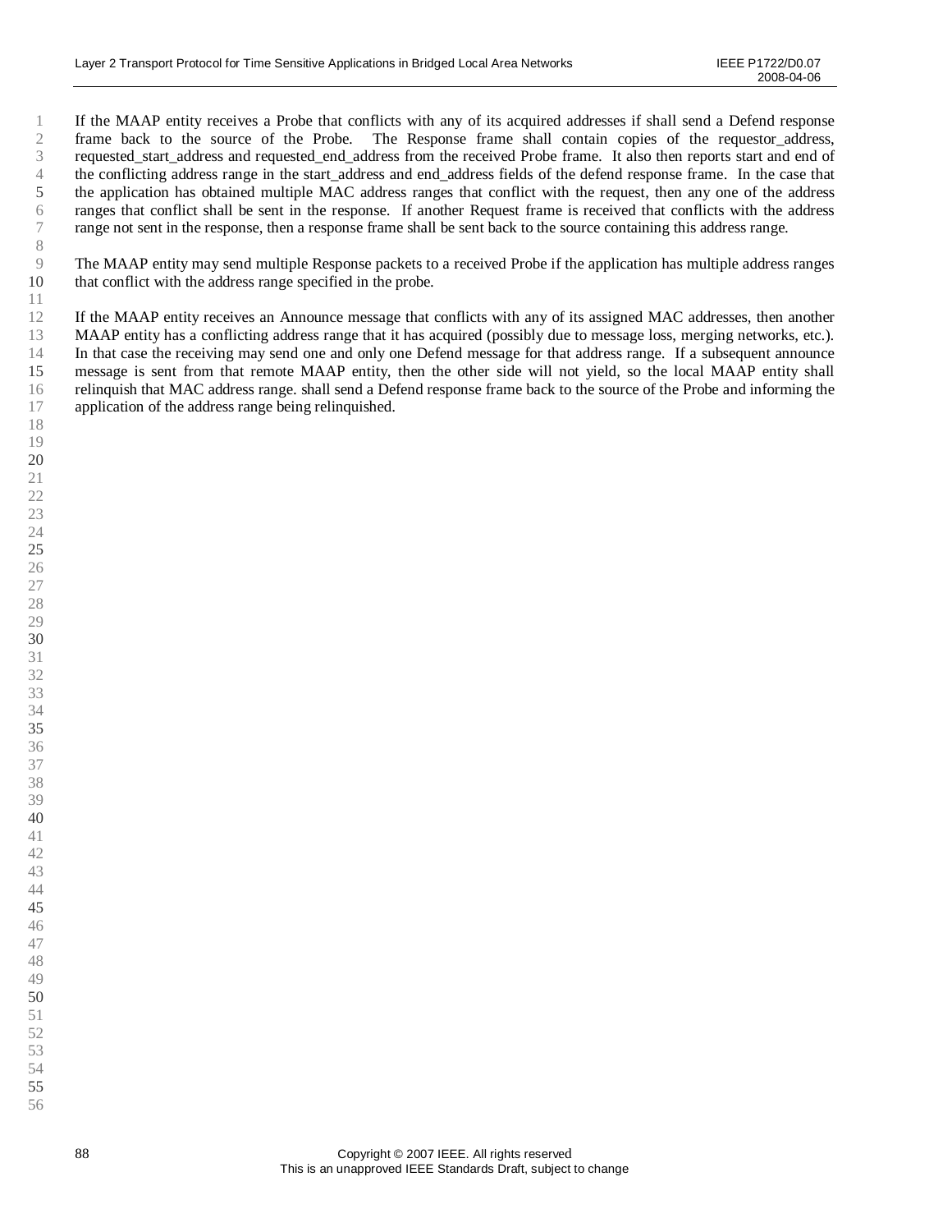If the MAAP entity receives a Probe that conflicts with any of its acquired addresses if shall send a Defend response frame back to the source of the Probe. The Response frame shall contain copies of the requestor_address, requested_start_address and requested_end_address from the received Probe frame. It also then reports start and end of the conflicting address range in the start_address and end_address fields of the defend response frame. In the case that the application has obtained multiple MAC address ranges that conflict with the request, then any one of the address ranges that conflict shall be sent in the response. If another Request frame is received that conflicts with the address range not sent in the response, then a response frame shall be sent back to the source containing this address range.

The MAAP entity may send multiple Response packets to a received Probe if the application has multiple address ranges that conflict with the address range specified in the probe.

If the MAAP entity receives an Announce message that conflicts with any of its assigned MAC addresses, then another MAAP entity has a conflicting address range that it has acquired (possibly due to message loss, merging networks, etc.). In that case the receiving may send one and only one Defend message for that address range. If a subsequent announce message is sent from that remote MAAP entity, then the other side will not yield, so the local MAAP entity shall relinquish that MAC address range. shall send a Defend response frame back to the source of the Probe and informing the application of the address range being relinquished.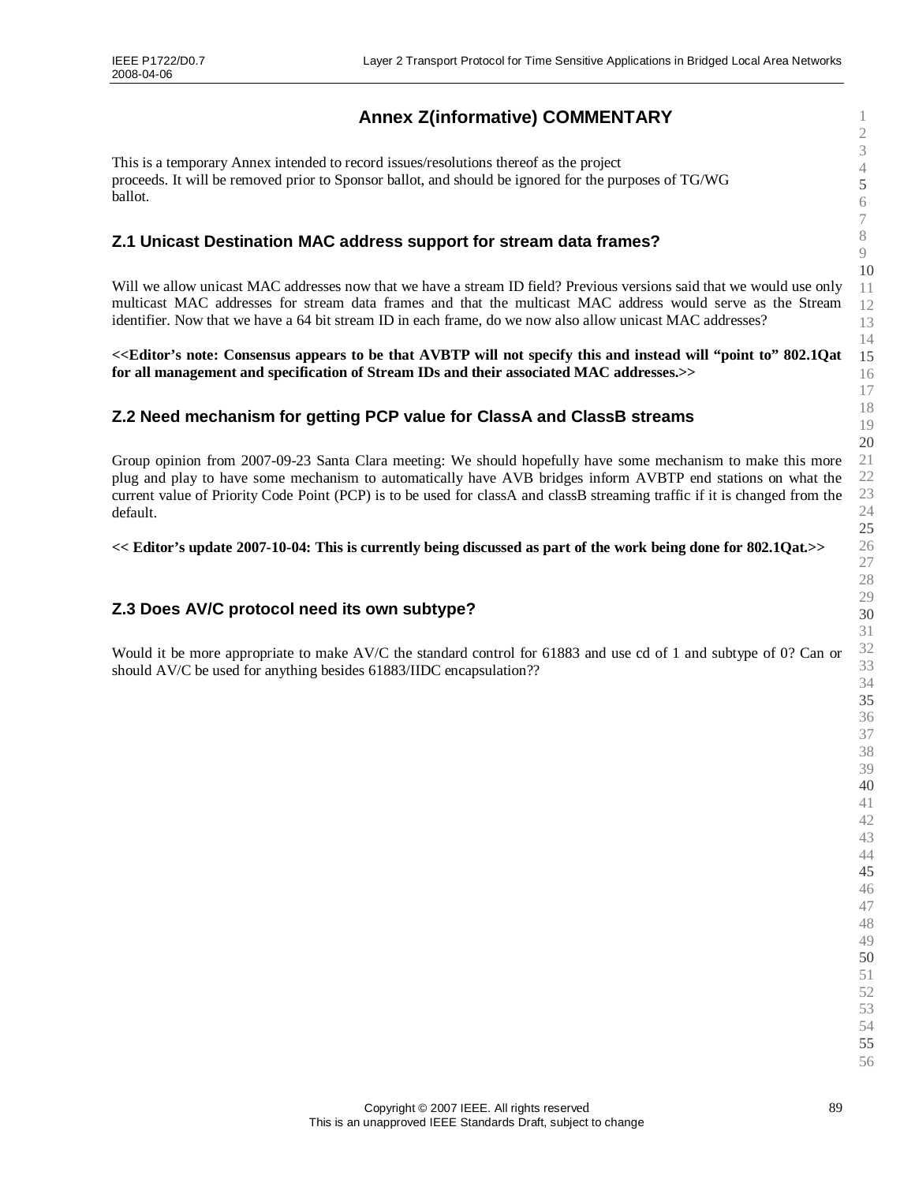# Annex Z(informative) COMMENTARY

This is a temporary Annex intended to record issues/resolutions thereof as the project proceeds. It will be removed prior to Sponsor ballot, and should be ignored for the purposes of TG/WG ballot.

## Z.1 Unicast Destination MAC address support for stream data frames?

Will we allow unicast MAC addresses now that we have a stream ID field? Previous versions said that we would use only multicast MAC addresses for stream data frames and that the multicast MAC address would serve as the Stream identifier. Now that we have a 64 bit stream ID in each frame, do we now also allow unicast MAC addresses?

**<<Editor's note: Consensus appears to be that AVBTP will not specify this and instead will "point to" 802.1Qat for all management and specification of Stream IDs and their associated MAC addresses.>>**

## Z.2 Need mechanism for getting PCP value for ClassA and ClassB streams

Group opinion from 2007-09-23 Santa Clara meeting: We should hopefully have some mechanism to make this more plug and play to have some mechanism to automatically have AVB bridges inform AVBTP end stations on what the current value of Priority Code Point (PCP) is to be used for classA and classB streaming traffic if it is changed from the default.

**<< Editor's update 2007-10-04: This is currently being discussed as part of the work being done for 802.1Qat.>>**

## Z.3 Does AV/C protocol need its own subtype?

Would it be more appropriate to make AV/C the standard control for 61883 and use cd of 1 and subtype of 0? Can or should AV/C be used for anything besides 61883/IIDC encapsulation??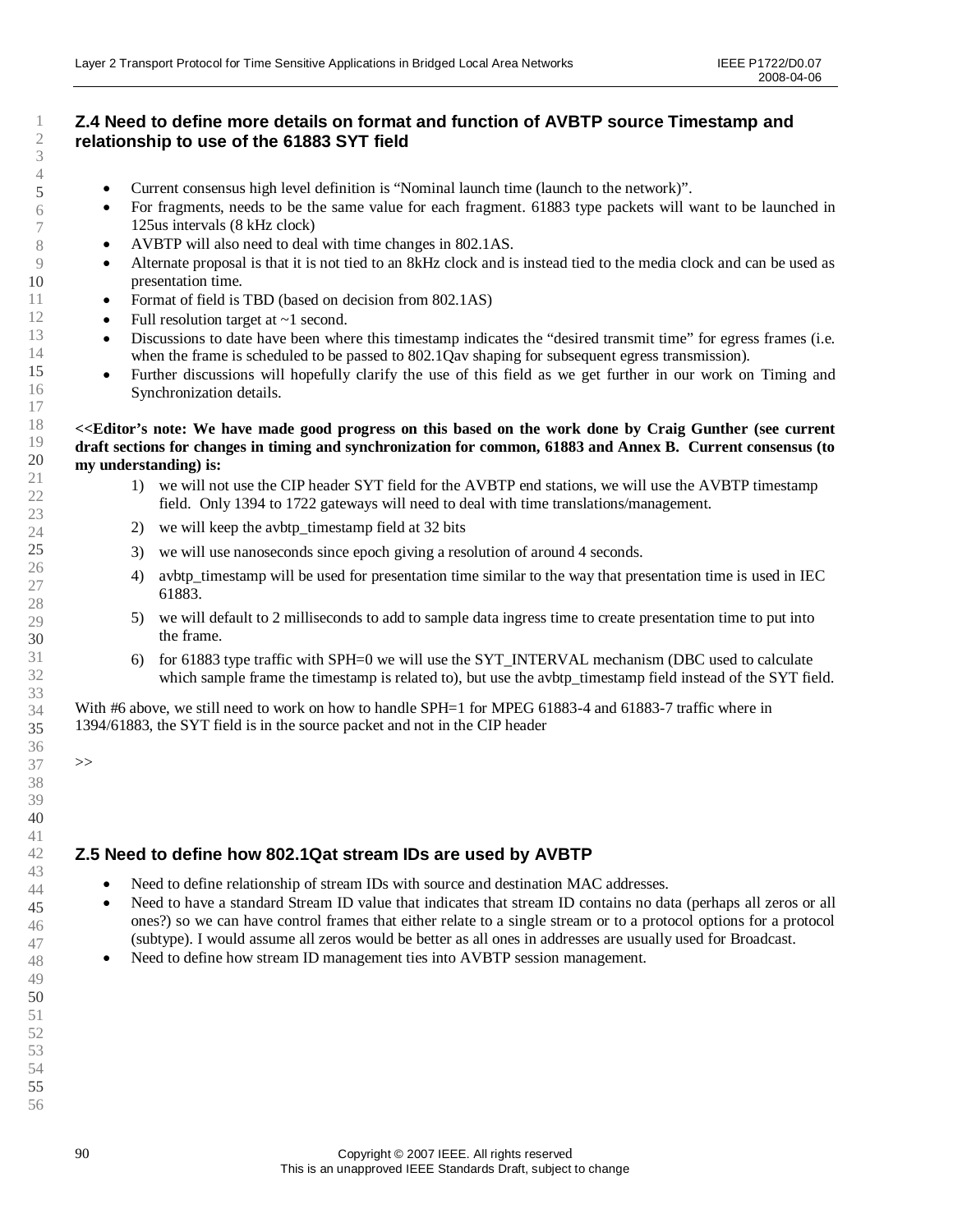## Z.4 Need to define more details on format and function of AVBTP source Timestamp and relationship to use of the 61883 SYT field

- Current consensus high level definition is "Nominal launch time (launch to the network)".
- For fragments, needs to be the same value for each fragment. 61883 type packets will want to be launched in 125us intervals (8 kHz clock)
- AVBTP will also need to deal with time changes in 802.1AS.
- Alternate proposal is that it is not tied to an 8kHz clock and is instead tied to the media clock and can be used as presentation time.
- Format of field is TBD (based on decision from 802.1AS)
- Full resolution target at ~1 second.
- Discussions to date have been where this timestamp indicates the "desired transmit time" for egress frames (i.e. when the frame is scheduled to be passed to 802.1Qav shaping for subsequent egress transmission).
- Further discussions will hopefully clarify the use of this field as we get further in our work on Timing and Synchronization details.

**<<Editor's note: We have made good progress on this based on the work done by Craig Gunther (see current draft sections for changes in timing and synchronization for common, 61883 and Annex B. Current consensus (to my understanding) is:**

1) we will not use the CIP header SYT field for the AVBTP end stations, we will use the AVBTP timestamp field. Only 1394 to 1722 gateways will need to deal with time translations/management.
2) we will keep the avbtp_timestamp field at 32 bits
3) we will use nanoseconds since epoch giving a resolution of around 4 seconds.
4) avbtp_timestamp will be used for presentation time similar to the way that presentation time is used in IEC 61883.
5) we will default to 2 milliseconds to add to sample data ingress time to create presentation time to put into the frame.
6) for 61883 type traffic with SPH=0 we will use the SYT_INTERVAL mechanism (DBC used to calculate which sample frame the timestamp is related to), but use the avbtp_timestamp field instead of the SYT field.

With #6 above, we still need to work on how to handle SPH=1 for MPEG 61883-4 and 61883-7 traffic where in 1394/61883, the SYT field is in the source packet and not in the CIP header

>>

## Z.5 Need to define how 802.1Qat stream IDs are used by AVBTP

- Need to define relationship of stream IDs with source and destination MAC addresses.
- Need to have a standard Stream ID value that indicates that stream ID contains no data (perhaps all zeros or all ones?) so we can have control frames that either relate to a single stream or to a protocol options for a protocol (subtype). I would assume all zeros would be better as all ones in addresses are usually used for Broadcast.
- Need to define how stream ID management ties into AVBTP session management.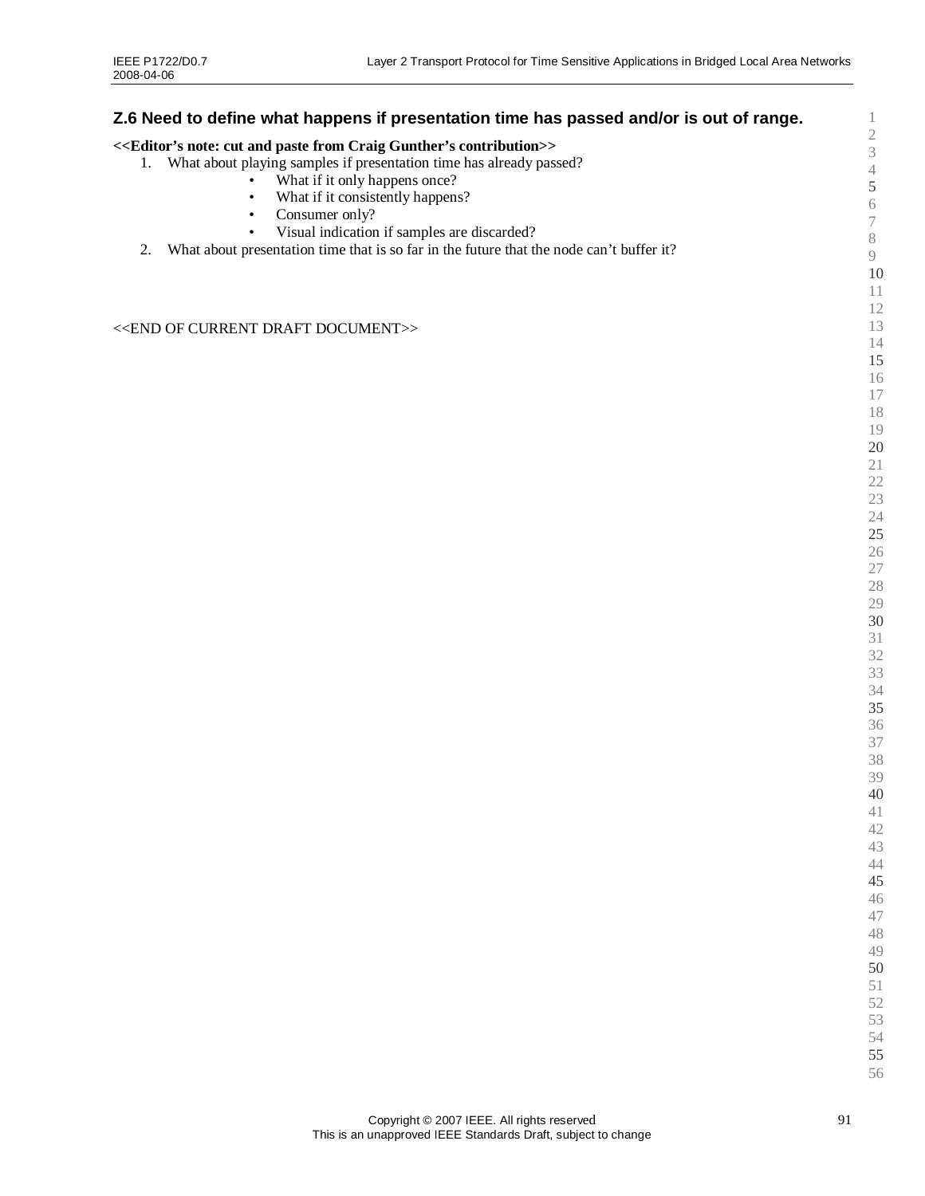## Z.6 Need to define what happens if presentation time has passed and/or is out of range.

**<<Editor's note: cut and paste from Craig Gunther's contribution>>**

1. What about playing samples if presentation time has already passed?
    - What if it only happens once?
    - What if it consistently happens?
    - Consumer only?
    - Visual indication if samples are discarded?
2. What about presentation time that is so far in the future that the node can't buffer it?

<<END OF CURRENT DRAFT DOCUMENT>>